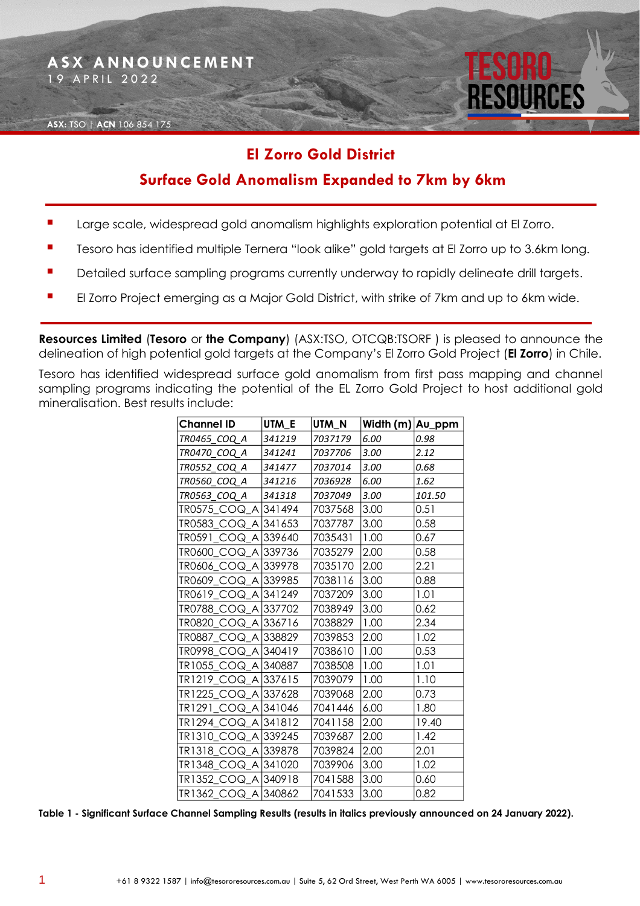ASX ANNOUNCEMENT
19 APRIL 2022

ASX: TSO | ACN 106 854 175

# El Zorro Gold District

## Surface Gold Anomalism Expanded to 7km by 6km

- Large scale, widespread gold anomalism highlights exploration potential at El Zorro.
- Tesoro has identified multiple Ternera "look alike" gold targets at El Zorro up to 3.6km long.
- Detailed surface sampling programs currently underway to rapidly delineate drill targets.
- El Zorro Project emerging as a Major Gold District, with strike of 7km and up to 6km wide.

**Resources Limited** (**Tesoro** or **the Company**) (ASX:TSO, OTCQB:TSORF ) is pleased to announce the delineation of high potential gold targets at the Company's El Zorro Gold Project (**El Zorro**) in Chile.

Tesoro has identified widespread surface gold anomalism from first pass mapping and channel sampling programs indicating the potential of the EL Zorro Gold Project to host additional gold mineralisation. Best results include:

| Channel ID | UTM_E | UTM_N | Width (m) | Au_ppm |
|---|---|---|---|---|
| *TR0465_COQ_A* | *341219* | *7037179* | *6.00* | *0.98* |
| *TR0470_COQ_A* | *341241* | *7037706* | *3.00* | *2.12* |
| *TR0552_COQ_A* | *341477* | *7037014* | *3.00* | *0.68* |
| *TR0560_COQ_A* | *341216* | *7036928* | *6.00* | *1.62* |
| *TR0563_COQ_A* | *341318* | *7037049* | *3.00* | *101.50* |
| TR0575_COQ_A | 341494 | 7037568 | 3.00 | 0.51 |
| TR0583_COQ_A | 341653 | 7037787 | 3.00 | 0.58 |
| TR0591_COQ_A | 339640 | 7035431 | 1.00 | 0.67 |
| TR0600_COQ_A | 339736 | 7035279 | 2.00 | 0.58 |
| TR0606_COQ_A | 339978 | 7035170 | 2.00 | 2.21 |
| TR0609_COQ_A | 339985 | 7038116 | 3.00 | 0.88 |
| TR0619_COQ_A | 341249 | 7037209 | 3.00 | 1.01 |
| TR0788_COQ_A | 337702 | 7038949 | 3.00 | 0.62 |
| TR0820_COQ_A | 336716 | 7038829 | 1.00 | 2.34 |
| TR0887_COQ_A | 338829 | 7039853 | 2.00 | 1.02 |
| TR0998_COQ_A | 340419 | 7038610 | 1.00 | 0.53 |
| TR1055_COQ_A | 340887 | 7038508 | 1.00 | 1.01 |
| TR1219_COQ_A | 337615 | 7039079 | 1.00 | 1.10 |
| TR1225_COQ_A | 337628 | 7039068 | 2.00 | 0.73 |
| TR1291_COQ_A | 341046 | 7041446 | 6.00 | 1.80 |
| TR1294_COQ_A | 341812 | 7041158 | 2.00 | 19.40 |
| TR1310_COQ_A | 339245 | 7039687 | 2.00 | 1.42 |
| TR1318_COQ_A | 339878 | 7039824 | 2.00 | 2.01 |
| TR1348_COQ_A | 341020 | 7039906 | 3.00 | 1.02 |
| TR1352_COQ_A | 340918 | 7041588 | 3.00 | 0.60 |
| TR1362_COQ_A | 340862 | 7041533 | 3.00 | 0.82 |

**Table 1 - Significant Surface Channel Sampling Results (results in italics previously announced on 24 January 2022).**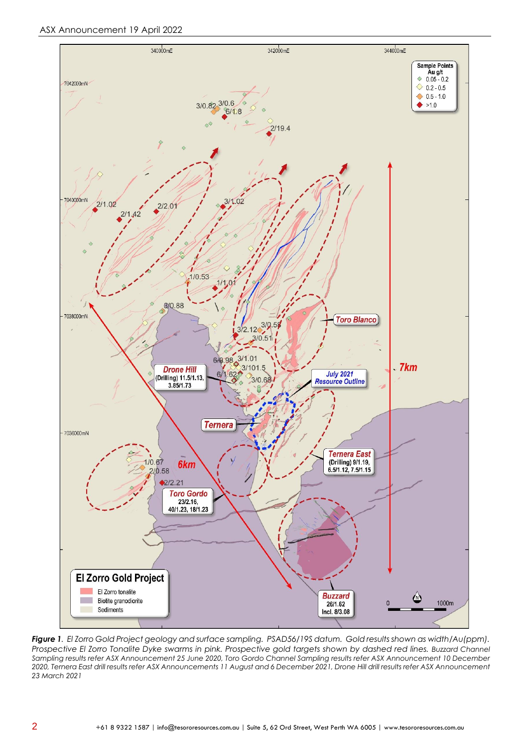***Figure 1****. El Zorro Gold Project geology and surface sampling. PSAD56/19S datum. Gold results shown as width/Au(ppm). Prospective El Zorro Tonalite Dyke swarms in pink. Prospective gold targets shown by dashed red lines. Buzzard Channel Sampling results refer ASX Announcement 25 June 2020, Toro Gordo Channel Sampling results refer ASX Announcement 10 December 2020, Ternera East drill results refer ASX Announcements 11 August and 6 December 2021, Drone Hill drill results refer ASX Announcement 23 March 2021*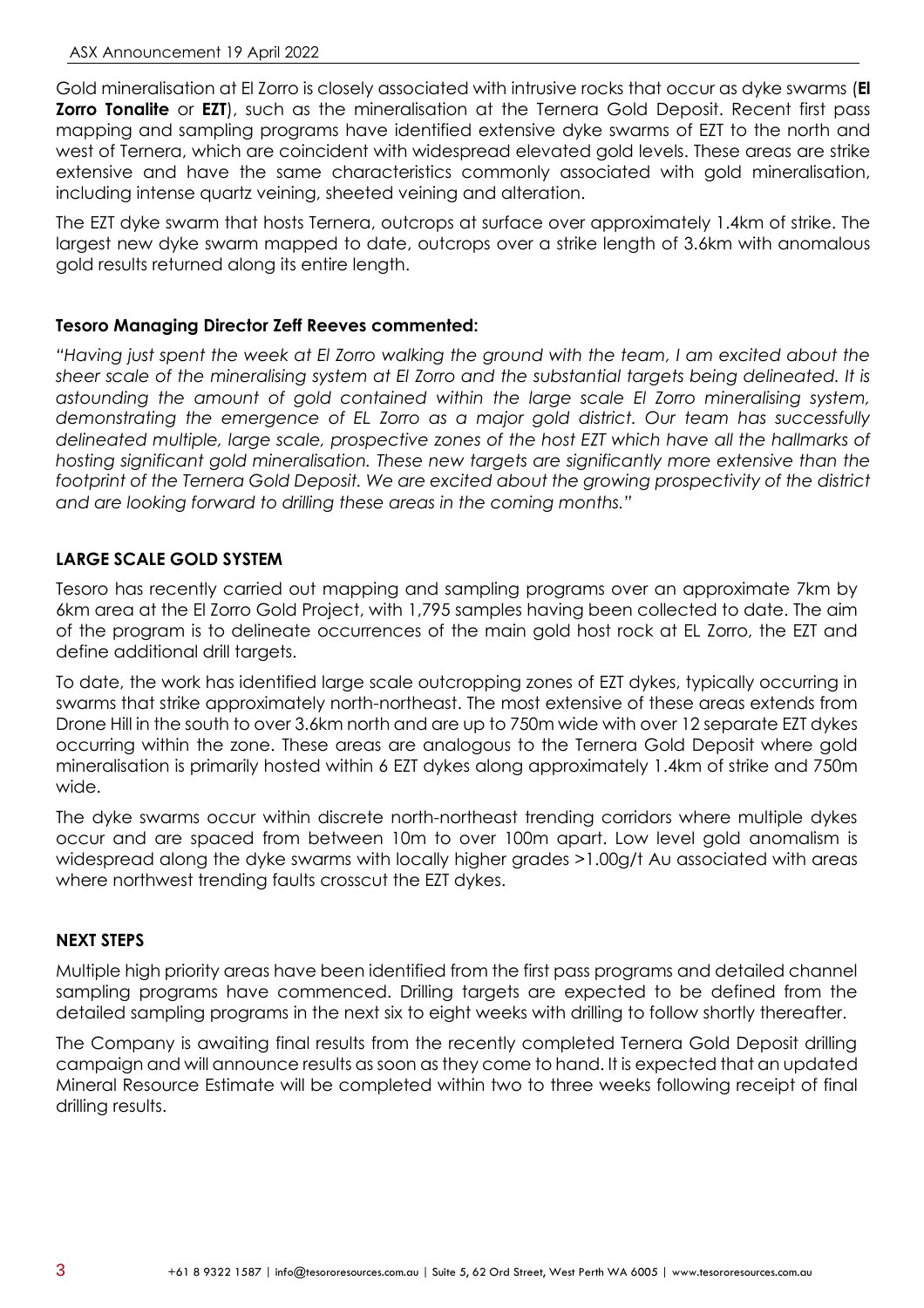Gold mineralisation at El Zorro is closely associated with intrusive rocks that occur as dyke swarms (**El Zorro Tonalite** or **EZT**), such as the mineralisation at the Ternera Gold Deposit. Recent first pass mapping and sampling programs have identified extensive dyke swarms of EZT to the north and west of Ternera, which are coincident with widespread elevated gold levels. These areas are strike extensive and have the same characteristics commonly associated with gold mineralisation, including intense quartz veining, sheeted veining and alteration.

The EZT dyke swarm that hosts Ternera, outcrops at surface over approximately 1.4km of strike. The largest new dyke swarm mapped to date, outcrops over a strike length of 3.6km with anomalous gold results returned along its entire length.

**Tesoro Managing Director Zeff Reeves commented:**

*"Having just spent the week at El Zorro walking the ground with the team, I am excited about the sheer scale of the mineralising system at El Zorro and the substantial targets being delineated. It is astounding the amount of gold contained within the large scale El Zorro mineralising system, demonstrating the emergence of EL Zorro as a major gold district. Our team has successfully delineated multiple, large scale, prospective zones of the host EZT which have all the hallmarks of hosting significant gold mineralisation. These new targets are significantly more extensive than the footprint of the Ternera Gold Deposit. We are excited about the growing prospectivity of the district and are looking forward to drilling these areas in the coming months."*

## LARGE SCALE GOLD SYSTEM

Tesoro has recently carried out mapping and sampling programs over an approximate 7km by 6km area at the El Zorro Gold Project, with 1,795 samples having been collected to date. The aim of the program is to delineate occurrences of the main gold host rock at EL Zorro, the EZT and define additional drill targets.

To date, the work has identified large scale outcropping zones of EZT dykes, typically occurring in swarms that strike approximately north-northeast. The most extensive of these areas extends from Drone Hill in the south to over 3.6km north and are up to 750m wide with over 12 separate EZT dykes occurring within the zone. These areas are analogous to the Ternera Gold Deposit where gold mineralisation is primarily hosted within 6 EZT dykes along approximately 1.4km of strike and 750m wide.

The dyke swarms occur within discrete north-northeast trending corridors where multiple dykes occur and are spaced from between 10m to over 100m apart. Low level gold anomalism is widespread along the dyke swarms with locally higher grades >1.00g/t Au associated with areas where northwest trending faults crosscut the EZT dykes.

## NEXT STEPS

Multiple high priority areas have been identified from the first pass programs and detailed channel sampling programs have commenced. Drilling targets are expected to be defined from the detailed sampling programs in the next six to eight weeks with drilling to follow shortly thereafter.

The Company is awaiting final results from the recently completed Ternera Gold Deposit drilling campaign and will announce results as soon as they come to hand. It is expected that an updated Mineral Resource Estimate will be completed within two to three weeks following receipt of final drilling results.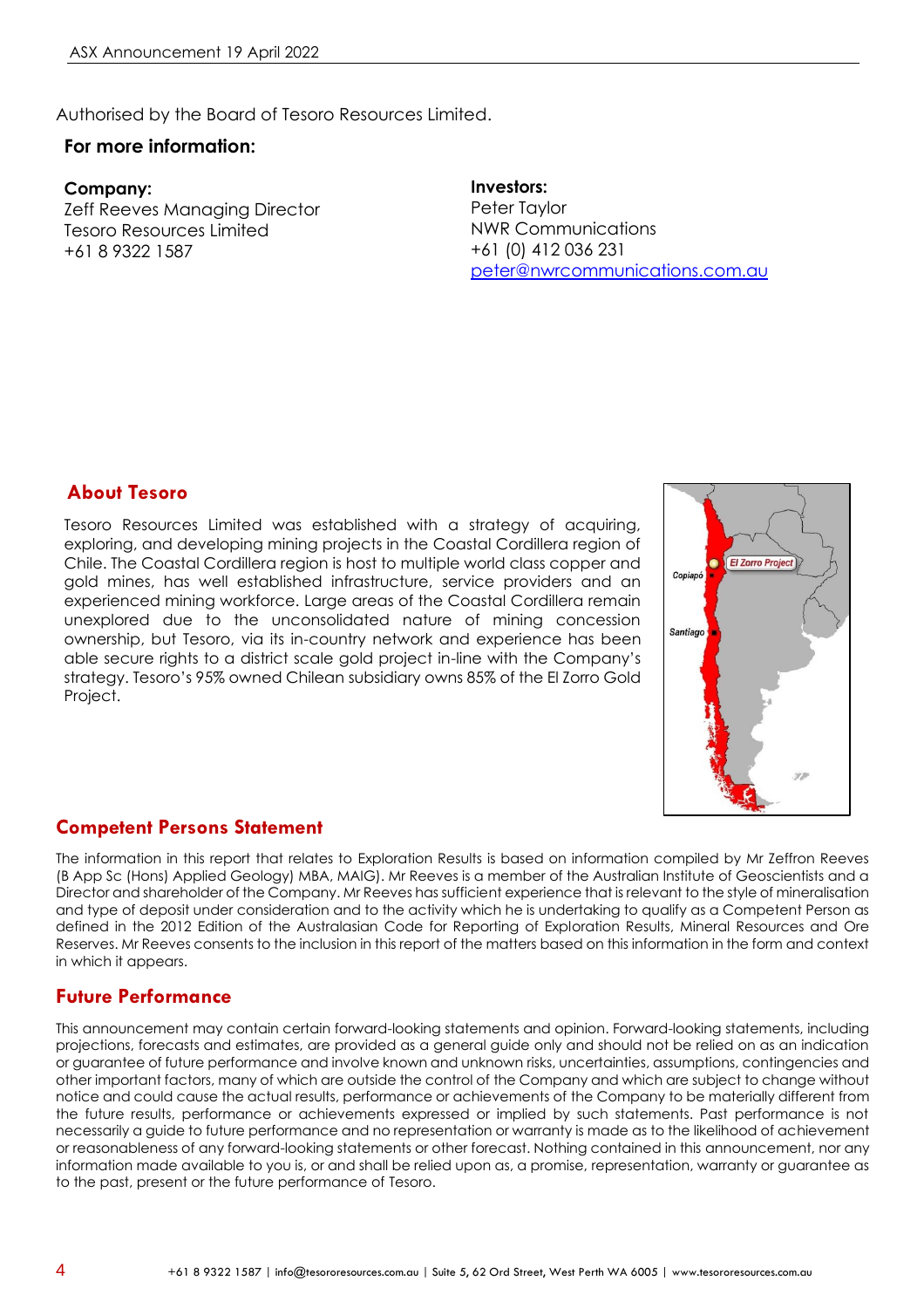Authorised by the Board of Tesoro Resources Limited.

**For more information:**

**Company:**
Zeff Reeves Managing Director
Tesoro Resources Limited
+61 8 9322 1587

**Investors:**
Peter Taylor
NWR Communications
+61 (0) 412 036 231
peter@nwrcommunications.com.au

## About Tesoro

Tesoro Resources Limited was established with a strategy of acquiring, exploring, and developing mining projects in the Coastal Cordillera region of Chile. The Coastal Cordillera region is host to multiple world class copper and gold mines, has well established infrastructure, service providers and an experienced mining workforce. Large areas of the Coastal Cordillera remain unexplored due to the unconsolidated nature of mining concession ownership, but Tesoro, via its in-country network and experience has been able secure rights to a district scale gold project in-line with the Company's strategy. Tesoro's 95% owned Chilean subsidiary owns 85% of the El Zorro Gold Project.

## Competent Persons Statement

The information in this report that relates to Exploration Results is based on information compiled by Mr Zeffron Reeves (B App Sc (Hons) Applied Geology) MBA, MAIG). Mr Reeves is a member of the Australian Institute of Geoscientists and a Director and shareholder of the Company. Mr Reeves has sufficient experience that is relevant to the style of mineralisation and type of deposit under consideration and to the activity which he is undertaking to qualify as a Competent Person as defined in the 2012 Edition of the Australasian Code for Reporting of Exploration Results, Mineral Resources and Ore Reserves. Mr Reeves consents to the inclusion in this report of the matters based on this information in the form and context in which it appears.

## Future Performance

This announcement may contain certain forward-looking statements and opinion. Forward-looking statements, including projections, forecasts and estimates, are provided as a general guide only and should not be relied on as an indication or guarantee of future performance and involve known and unknown risks, uncertainties, assumptions, contingencies and other important factors, many of which are outside the control of the Company and which are subject to change without notice and could cause the actual results, performance or achievements of the Company to be materially different from the future results, performance or achievements expressed or implied by such statements. Past performance is not necessarily a guide to future performance and no representation or warranty is made as to the likelihood of achievement or reasonableness of any forward-looking statements or other forecast. Nothing contained in this announcement, nor any information made available to you is, or and shall be relied upon as, a promise, representation, warranty or guarantee as to the past, present or the future performance of Tesoro.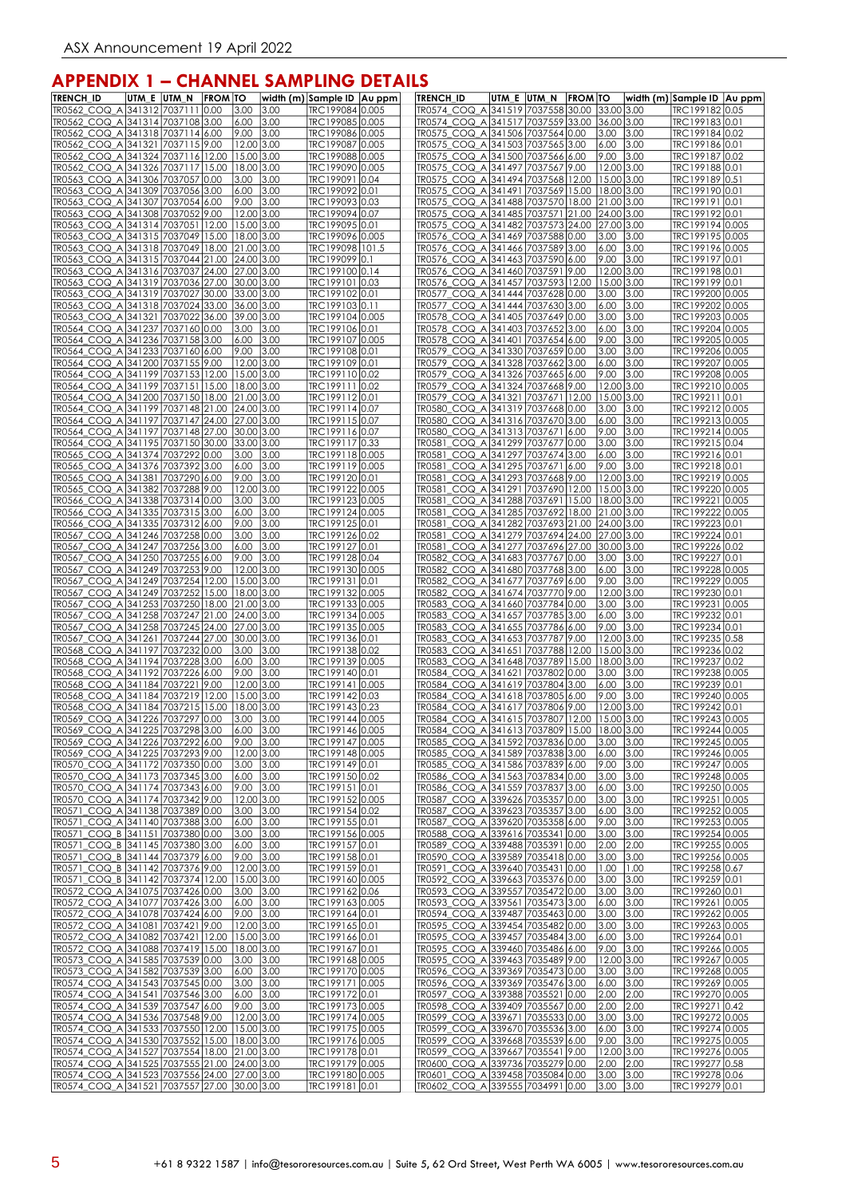## APPENDIX 1 – CHANNEL SAMPLING DETAILS

| TRENCH_ID | UTM_E | UTM_N | FROM | TO | width (m) | Sample ID | Au ppm |
|---|---|---|---|---|---|---|---|
| TR0562_COQ_A | 341312 | 7037111 | 0.00 | 3.00 | 3.00 | TRC199084 | 0.005 |
| TR0562_COQ_A | 341314 | 7037108 | 3.00 | 6.00 | 3.00 | TRC199085 | 0.005 |
| TR0562_COQ_A | 341318 | 7037114 | 6.00 | 9.00 | 3.00 | TRC199086 | 0.005 |
| TR0562_COQ_A | 341321 | 7037115 | 9.00 | 12.00 | 3.00 | TRC199087 | 0.005 |
| TR0562_COQ_A | 341324 | 7037116 | 12.00 | 15.00 | 3.00 | TRC199088 | 0.005 |
| TR0562_COQ_A | 341326 | 7037117 | 15.00 | 18.00 | 3.00 | TRC199090 | 0.005 |
| TR0563_COQ_A | 341306 | 7037057 | 0.00 | 3.00 | 3.00 | TRC199091 | 0.04 |
| TR0563_COQ_A | 341309 | 7037056 | 3.00 | 6.00 | 3.00 | TRC199092 | 0.01 |
| TR0563_COQ_A | 341307 | 7037054 | 6.00 | 9.00 | 3.00 | TRC199093 | 0.03 |
| TR0563_COQ_A | 341308 | 7037052 | 9.00 | 12.00 | 3.00 | TRC199094 | 0.07 |
| TR0563_COQ_A | 341314 | 7037051 | 12.00 | 15.00 | 3.00 | TRC199095 | 0.01 |
| TR0563_COQ_A | 341315 | 7037049 | 15.00 | 18.00 | 3.00 | TRC199096 | 0.005 |
| TR0563_COQ_A | 341318 | 7037049 | 18.00 | 21.00 | 3.00 | TRC199098 | 101.5 |
| TR0563_COQ_A | 341315 | 7037044 | 21.00 | 24.00 | 3.00 | TRC199099 | 0.1 |
| TR0563_COQ_A | 341316 | 7037037 | 24.00 | 27.00 | 3.00 | TRC199100 | 0.14 |
| TR0563_COQ_A | 341319 | 7037036 | 27.00 | 30.00 | 3.00 | TRC199101 | 0.03 |
| TR0563_COQ_A | 341319 | 7037027 | 30.00 | 33.00 | 3.00 | TRC199102 | 0.01 |
| TR0563_COQ_A | 341318 | 7037024 | 33.00 | 36.00 | 3.00 | TRC199103 | 0.11 |
| TR0563_COQ_A | 341321 | 7037022 | 36.00 | 39.00 | 3.00 | TRC199104 | 0.005 |
| TR0564_COQ_A | 341237 | 7037160 | 0.00 | 3.00 | 3.00 | TRC199106 | 0.01 |
| TR0564_COQ_A | 341236 | 7037158 | 3.00 | 6.00 | 3.00 | TRC199107 | 0.005 |
| TR0564_COQ_A | 341233 | 7037160 | 6.00 | 9.00 | 3.00 | TRC199108 | 0.01 |
| TR0564_COQ_A | 341200 | 7037155 | 9.00 | 12.00 | 3.00 | TRC199109 | 0.01 |
| TR0564_COQ_A | 341199 | 7037153 | 12.00 | 15.00 | 3.00 | TRC199110 | 0.02 |
| TR0564_COQ_A | 341199 | 7037151 | 15.00 | 18.00 | 3.00 | TRC199111 | 0.02 |
| TR0564_COQ_A | 341200 | 7037150 | 18.00 | 21.00 | 3.00 | TRC199112 | 0.01 |
| TR0564_COQ_A | 341199 | 7037148 | 21.00 | 24.00 | 3.00 | TRC199114 | 0.07 |
| TR0564_COQ_A | 341197 | 7037147 | 24.00 | 27.00 | 3.00 | TRC199115 | 0.07 |
| TR0564_COQ_A | 341197 | 7037148 | 27.00 | 30.00 | 3.00 | TRC199116 | 0.07 |
| TR0564_COQ_A | 341195 | 7037150 | 30.00 | 33.00 | 3.00 | TRC199117 | 0.33 |
| TR0565_COQ_A | 341374 | 7037292 | 0.00 | 3.00 | 3.00 | TRC199118 | 0.005 |
| TR0565_COQ_A | 341376 | 7037392 | 3.00 | 6.00 | 3.00 | TRC199119 | 0.005 |
| TR0565_COQ_A | 341381 | 7037290 | 6.00 | 9.00 | 3.00 | TRC199120 | 0.01 |
| TR0565_COQ_A | 341382 | 7037288 | 9.00 | 12.00 | 3.00 | TRC199122 | 0.005 |
| TR0566_COQ_A | 341338 | 7037314 | 0.00 | 3.00 | 3.00 | TRC199123 | 0.005 |
| TR0566_COQ_A | 341335 | 7037315 | 3.00 | 6.00 | 3.00 | TRC199124 | 0.005 |
| TR0566_COQ_A | 341335 | 7037312 | 6.00 | 9.00 | 3.00 | TRC199125 | 0.01 |
| TR0567_COQ_A | 341246 | 7037258 | 0.00 | 3.00 | 3.00 | TRC199126 | 0.02 |
| TR0567_COQ_A | 341247 | 7037256 | 3.00 | 6.00 | 3.00 | TRC199127 | 0.01 |
| TR0567_COQ_A | 341250 | 7037255 | 6.00 | 9.00 | 3.00 | TRC199128 | 0.04 |
| TR0567_COQ_A | 341249 | 7037253 | 9.00 | 12.00 | 3.00 | TRC199130 | 0.005 |
| TR0567_COQ_A | 341249 | 7037254 | 12.00 | 15.00 | 3.00 | TRC199131 | 0.01 |
| TR0567_COQ_A | 341249 | 7037252 | 15.00 | 18.00 | 3.00 | TRC199132 | 0.005 |
| TR0567_COQ_A | 341253 | 7037250 | 18.00 | 21.00 | 3.00 | TRC199133 | 0.005 |
| TR0567_COQ_A | 341258 | 7037247 | 21.00 | 24.00 | 3.00 | TRC199134 | 0.005 |
| TR0567_COQ_A | 341258 | 7037245 | 24.00 | 27.00 | 3.00 | TRC199135 | 0.005 |
| TR0567_COQ_A | 341261 | 7037244 | 27.00 | 30.00 | 3.00 | TRC199136 | 0.01 |
| TR0568_COQ_A | 341197 | 7037232 | 0.00 | 3.00 | 3.00 | TRC199138 | 0.02 |
| TR0568_COQ_A | 341194 | 7037228 | 3.00 | 6.00 | 3.00 | TRC199139 | 0.005 |
| TR0568_COQ_A | 341192 | 7037226 | 6.00 | 9.00 | 3.00 | TRC199140 | 0.01 |
| TR0568_COQ_A | 341184 | 7037221 | 9.00 | 12.00 | 3.00 | TRC199141 | 0.005 |
| TR0568_COQ_A | 341184 | 7037219 | 12.00 | 15.00 | 3.00 | TRC199142 | 0.03 |
| TR0568_COQ_A | 341184 | 7037215 | 15.00 | 18.00 | 3.00 | TRC199143 | 0.23 |
| TR0569_COQ_A | 341226 | 7037297 | 0.00 | 3.00 | 3.00 | TRC199144 | 0.005 |
| TR0569_COQ_A | 341225 | 7037298 | 3.00 | 6.00 | 3.00 | TRC199146 | 0.005 |
| TR0569_COQ_A | 341226 | 7037292 | 6.00 | 9.00 | 3.00 | TRC199147 | 0.005 |
| TR0569_COQ_A | 341225 | 7037293 | 9.00 | 12.00 | 3.00 | TRC199148 | 0.005 |
| TR0570_COQ_A | 341172 | 7037350 | 0.00 | 3.00 | 3.00 | TRC199149 | 0.01 |
| TR0570_COQ_A | 341173 | 7037345 | 3.00 | 6.00 | 3.00 | TRC199150 | 0.02 |
| TR0570_COQ_A | 341174 | 7037343 | 6.00 | 9.00 | 3.00 | TRC199151 | 0.01 |
| TR0570_COQ_A | 341174 | 7037342 | 9.00 | 12.00 | 3.00 | TRC199152 | 0.005 |
| TR0571_COQ_A | 341138 | 7037389 | 0.00 | 3.00 | 3.00 | TRC199154 | 0.02 |
| TR0571_COQ_A | 341140 | 7037388 | 3.00 | 6.00 | 3.00 | TRC199155 | 0.01 |
| TR0571_COQ_B | 341151 | 7037380 | 0.00 | 3.00 | 3.00 | TRC199156 | 0.005 |
| TR0571_COQ_B | 341145 | 7037380 | 3.00 | 6.00 | 3.00 | TRC199157 | 0.01 |
| TR0571_COQ_B | 341144 | 7037379 | 6.00 | 9.00 | 3.00 | TRC199158 | 0.01 |
| TR0571_COQ_B | 341142 | 7037376 | 9.00 | 12.00 | 3.00 | TRC199159 | 0.01 |
| TR0571_COQ_B | 341142 | 7037374 | 12.00 | 15.00 | 3.00 | TRC199160 | 0.005 |
| TR0572_COQ_A | 341075 | 7037426 | 0.00 | 3.00 | 3.00 | TRC199162 | 0.06 |
| TR0572_COQ_A | 341077 | 7037426 | 3.00 | 6.00 | 3.00 | TRC199163 | 0.005 |
| TR0572_COQ_A | 341078 | 7037424 | 6.00 | 9.00 | 3.00 | TRC199164 | 0.01 |
| TR0572_COQ_A | 341081 | 7037421 | 9.00 | 12.00 | 3.00 | TRC199165 | 0.01 |
| TR0572_COQ_A | 341082 | 7037421 | 12.00 | 15.00 | 3.00 | TRC199166 | 0.01 |
| TR0572_COQ_A | 341088 | 7037419 | 15.00 | 18.00 | 3.00 | TRC199167 | 0.01 |
| TR0573_COQ_A | 341585 | 7037539 | 0.00 | 3.00 | 3.00 | TRC199168 | 0.005 |
| TR0573_COQ_A | 341582 | 7037539 | 3.00 | 6.00 | 3.00 | TRC199170 | 0.005 |
| TR0574_COQ_A | 341543 | 7037545 | 0.00 | 3.00 | 3.00 | TRC199171 | 0.005 |
| TR0574_COQ_A | 341541 | 7037546 | 3.00 | 6.00 | 3.00 | TRC199172 | 0.01 |
| TR0574_COQ_A | 341539 | 7037547 | 6.00 | 9.00 | 3.00 | TRC199173 | 0.005 |
| TR0574_COQ_A | 341536 | 7037548 | 9.00 | 12.00 | 3.00 | TRC199174 | 0.005 |
| TR0574_COQ_A | 341533 | 7037550 | 12.00 | 15.00 | 3.00 | TRC199175 | 0.005 |
| TR0574_COQ_A | 341530 | 7037552 | 15.00 | 18.00 | 3.00 | TRC199176 | 0.005 |
| TR0574_COQ_A | 341527 | 7037554 | 18.00 | 21.00 | 3.00 | TRC199178 | 0.01 |
| TR0574_COQ_A | 341525 | 7037555 | 21.00 | 24.00 | 3.00 | TRC199179 | 0.005 |
| TR0574_COQ_A | 341523 | 7037556 | 24.00 | 27.00 | 3.00 | TRC199180 | 0.005 |
| TR0574_COQ_A | 341521 | 7037557 | 27.00 | 30.00 | 3.00 | TRC199181 | 0.01 |
| TR0574_COQ_A | 341519 | 7037558 | 30.00 | 33.00 | 3.00 | TRC199182 | 0.05 |
| TR0574_COQ_A | 341517 | 7037559 | 33.00 | 36.00 | 3.00 | TRC199183 | 0.01 |
| TR0575_COQ_A | 341506 | 7037564 | 0.00 | 3.00 | 3.00 | TRC199184 | 0.02 |
| TR0575_COQ_A | 341503 | 7037565 | 3.00 | 6.00 | 3.00 | TRC199186 | 0.01 |
| TR0575_COQ_A | 341500 | 7037566 | 6.00 | 9.00 | 3.00 | TRC199187 | 0.02 |
| TR0575_COQ_A | 341497 | 7037567 | 9.00 | 12.00 | 3.00 | TRC199188 | 0.01 |
| TR0575_COQ_A | 341494 | 7037568 | 12.00 | 15.00 | 3.00 | TRC199189 | 0.51 |
| TR0575_COQ_A | 341491 | 7037569 | 15.00 | 18.00 | 3.00 | TRC199190 | 0.01 |
| TR0575_COQ_A | 341488 | 7037570 | 18.00 | 21.00 | 3.00 | TRC199191 | 0.01 |
| TR0575_COQ_A | 341485 | 7037571 | 21.00 | 24.00 | 3.00 | TRC199192 | 0.01 |
| TR0575_COQ_A | 341482 | 7037573 | 24.00 | 27.00 | 3.00 | TRC199194 | 0.005 |
| TR0576_COQ_A | 341469 | 7037588 | 0.00 | 3.00 | 3.00 | TRC199195 | 0.005 |
| TR0576_COQ_A | 341466 | 7037589 | 3.00 | 6.00 | 3.00 | TRC199196 | 0.005 |
| TR0576_COQ_A | 341463 | 7037590 | 6.00 | 9.00 | 3.00 | TRC199197 | 0.01 |
| TR0576_COQ_A | 341460 | 7037591 | 9.00 | 12.00 | 3.00 | TRC199198 | 0.01 |
| TR0576_COQ_A | 341457 | 7037593 | 12.00 | 15.00 | 3.00 | TRC199199 | 0.01 |
| TR0577_COQ_A | 341444 | 7037628 | 0.00 | 3.00 | 3.00 | TRC199200 | 0.005 |
| TR0577_COQ_A | 341444 | 7037630 | 3.00 | 6.00 | 3.00 | TRC199202 | 0.005 |
| TR0578_COQ_A | 341405 | 7037649 | 0.00 | 3.00 | 3.00 | TRC199203 | 0.005 |
| TR0578_COQ_A | 341403 | 7037652 | 3.00 | 6.00 | 3.00 | TRC199204 | 0.005 |
| TR0578_COQ_A | 341401 | 7037654 | 6.00 | 9.00 | 3.00 | TRC199205 | 0.005 |
| TR0579_COQ_A | 341330 | 7037659 | 0.00 | 3.00 | 3.00 | TRC199206 | 0.005 |
| TR0579_COQ_A | 341328 | 7037662 | 3.00 | 6.00 | 3.00 | TRC199207 | 0.005 |
| TR0579_COQ_A | 341326 | 7037665 | 6.00 | 9.00 | 3.00 | TRC199208 | 0.005 |
| TR0579_COQ_A | 341324 | 7037668 | 9.00 | 12.00 | 3.00 | TRC199210 | 0.005 |
| TR0579_COQ_A | 341321 | 7037671 | 12.00 | 15.00 | 3.00 | TRC199211 | 0.01 |
| TR0580_COQ_A | 341319 | 7037668 | 0.00 | 3.00 | 3.00 | TRC199212 | 0.005 |
| TR0580_COQ_A | 341316 | 7037670 | 3.00 | 6.00 | 3.00 | TRC199213 | 0.005 |
| TR0580_COQ_A | 341313 | 7037671 | 6.00 | 9.00 | 3.00 | TRC199214 | 0.005 |
| TR0581_COQ_A | 341299 | 7037677 | 0.00 | 3.00 | 3.00 | TRC199215 | 0.04 |
| TR0581_COQ_A | 341297 | 7037674 | 3.00 | 6.00 | 3.00 | TRC199216 | 0.01 |
| TR0581_COQ_A | 341295 | 7037671 | 6.00 | 9.00 | 3.00 | TRC199218 | 0.01 |
| TR0581_COQ_A | 341293 | 7037668 | 9.00 | 12.00 | 3.00 | TRC199219 | 0.005 |
| TR0581_COQ_A | 341291 | 7037690 | 12.00 | 15.00 | 3.00 | TRC199220 | 0.005 |
| TR0581_COQ_A | 341288 | 7037691 | 15.00 | 18.00 | 3.00 | TRC199221 | 0.005 |
| TR0581_COQ_A | 341285 | 7037692 | 18.00 | 21.00 | 3.00 | TRC199222 | 0.005 |
| TR0581_COQ_A | 341282 | 7037693 | 21.00 | 24.00 | 3.00 | TRC199223 | 0.01 |
| TR0581_COQ_A | 341279 | 7037694 | 24.00 | 27.00 | 3.00 | TRC199224 | 0.01 |
| TR0581_COQ_A | 341277 | 7037696 | 27.00 | 30.00 | 3.00 | TRC199226 | 0.02 |
| TR0582_COQ_A | 341683 | 7037767 | 0.00 | 3.00 | 3.00 | TRC199227 | 0.01 |
| TR0582_COQ_A | 341680 | 7037768 | 3.00 | 6.00 | 3.00 | TRC199228 | 0.005 |
| TR0582_COQ_A | 341677 | 7037769 | 6.00 | 9.00 | 3.00 | TRC199229 | 0.005 |
| TR0582_COQ_A | 341674 | 7037770 | 9.00 | 12.00 | 3.00 | TRC199230 | 0.01 |
| TR0583_COQ_A | 341660 | 7037784 | 0.00 | 3.00 | 3.00 | TRC199231 | 0.005 |
| TR0583_COQ_A | 341657 | 7037785 | 3.00 | 6.00 | 3.00 | TRC199232 | 0.01 |
| TR0583_COQ_A | 341655 | 7037786 | 6.00 | 9.00 | 3.00 | TRC199234 | 0.01 |
| TR0583_COQ_A | 341653 | 7037787 | 9.00 | 12.00 | 3.00 | TRC199235 | 0.58 |
| TR0583_COQ_A | 341651 | 7037788 | 12.00 | 15.00 | 3.00 | TRC199236 | 0.02 |
| TR0583_COQ_A | 341648 | 7037789 | 15.00 | 18.00 | 3.00 | TRC199237 | 0.02 |
| TR0584_COQ_A | 341621 | 7037802 | 0.00 | 3.00 | 3.00 | TRC199238 | 0.005 |
| TR0584_COQ_A | 341619 | 7037804 | 3.00 | 6.00 | 3.00 | TRC199239 | 0.01 |
| TR0584_COQ_A | 341618 | 7037805 | 6.00 | 9.00 | 3.00 | TRC199240 | 0.005 |
| TR0584_COQ_A | 341617 | 7037806 | 9.00 | 12.00 | 3.00 | TRC199242 | 0.01 |
| TR0584_COQ_A | 341615 | 7037807 | 12.00 | 15.00 | 3.00 | TRC199243 | 0.005 |
| TR0584_COQ_A | 341613 | 7037809 | 15.00 | 18.00 | 3.00 | TRC199244 | 0.005 |
| TR0585_COQ_A | 341592 | 7037836 | 0.00 | 3.00 | 3.00 | TRC199245 | 0.005 |
| TR0585_COQ_A | 341589 | 7037838 | 3.00 | 6.00 | 3.00 | TRC199246 | 0.005 |
| TR0585_COQ_A | 341586 | 7037839 | 6.00 | 9.00 | 3.00 | TRC199247 | 0.005 |
| TR0586_COQ_A | 341563 | 7037834 | 0.00 | 3.00 | 3.00 | TRC199248 | 0.005 |
| TR0586_COQ_A | 341559 | 7037837 | 3.00 | 6.00 | 3.00 | TRC199250 | 0.005 |
| TR0587_COQ_A | 339626 | 7035357 | 0.00 | 3.00 | 3.00 | TRC199251 | 0.005 |
| TR0587_COQ_A | 339623 | 7035357 | 3.00 | 6.00 | 3.00 | TRC199252 | 0.005 |
| TR0587_COQ_A | 339620 | 7035358 | 6.00 | 9.00 | 3.00 | TRC199253 | 0.005 |
| TR0588_COQ_A | 339616 | 7035341 | 0.00 | 3.00 | 3.00 | TRC199254 | 0.005 |
| TR0589_COQ_A | 339488 | 7035391 | 0.00 | 2.00 | 2.00 | TRC199255 | 0.005 |
| TR0590_COQ_A | 339589 | 7035418 | 0.00 | 3.00 | 3.00 | TRC199256 | 0.005 |
| TR0591_COQ_A | 339640 | 7035431 | 0.00 | 1.00 | 1.00 | TRC199258 | 0.67 |
| TR0592_COQ_A | 339663 | 7035376 | 0.00 | 3.00 | 3.00 | TRC199259 | 0.01 |
| TR0593_COQ_A | 339557 | 7035472 | 0.00 | 3.00 | 3.00 | TRC199260 | 0.01 |
| TR0593_COQ_A | 339561 | 7035473 | 3.00 | 6.00 | 3.00 | TRC199261 | 0.005 |
| TR0594_COQ_A | 339487 | 7035463 | 0.00 | 3.00 | 3.00 | TRC199262 | 0.005 |
| TR0595_COQ_A | 339454 | 7035482 | 0.00 | 3.00 | 3.00 | TRC199263 | 0.005 |
| TR0595_COQ_A | 339457 | 7035484 | 3.00 | 6.00 | 3.00 | TRC199264 | 0.01 |
| TR0595_COQ_A | 339460 | 7035486 | 6.00 | 9.00 | 3.00 | TRC199266 | 0.005 |
| TR0595_COQ_A | 339463 | 7035489 | 9.00 | 12.00 | 3.00 | TRC199267 | 0.005 |
| TR0596_COQ_A | 339369 | 7035473 | 0.00 | 3.00 | 3.00 | TRC199268 | 0.005 |
| TR0596_COQ_A | 339369 | 7035476 | 3.00 | 6.00 | 3.00 | TRC199269 | 0.005 |
| TR0597_COQ_A | 339388 | 7035521 | 0.00 | 2.00 | 2.00 | TRC199270 | 0.005 |
| TR0598_COQ_A | 339409 | 7035567 | 0.00 | 2.00 | 2.00 | TRC199271 | 0.42 |
| TR0599_COQ_A | 339671 | 7035533 | 0.00 | 3.00 | 3.00 | TRC199272 | 0.005 |
| TR0599_COQ_A | 339670 | 7035536 | 3.00 | 6.00 | 3.00 | TRC199274 | 0.005 |
| TR0599_COQ_A | 339668 | 7035539 | 6.00 | 9.00 | 3.00 | TRC199275 | 0.005 |
| TR0599_COQ_A | 339667 | 7035541 | 9.00 | 12.00 | 3.00 | TRC199276 | 0.005 |
| TR0600_COQ_A | 339736 | 7035279 | 0.00 | 2.00 | 2.00 | TRC199277 | 0.58 |
| TR0601_COQ_A | 339458 | 7035084 | 0.00 | 3.00 | 3.00 | TRC199278 | 0.06 |
| TR0602_COQ_A | 339555 | 7034991 | 0.00 | 3.00 | 3.00 | TRC199279 | 0.01 |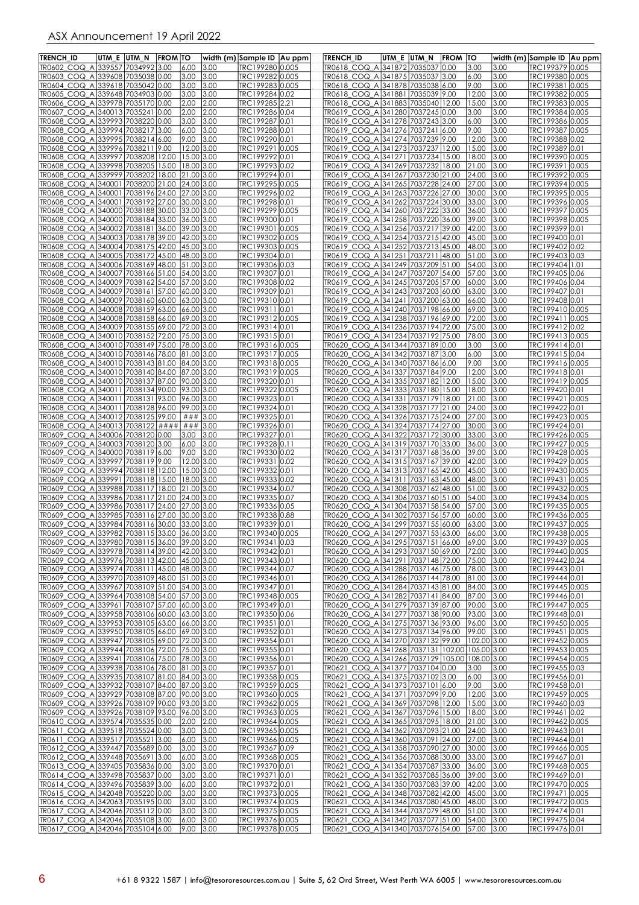| TRENCH_ID | UTM_E | UTM_N | FROM | TO | width (m) | Sample ID | Au ppm |
|---|---|---|---|---|---|---|---|
| TR0602_COQ_A | 339557 | 7034992 | 3.00 | 6.00 | 3.00 | TRC199280 | 0.005 |
| TR0603_COQ_A | 339608 | 7035038 | 0.00 | 3.00 | 3.00 | TRC199282 | 0.005 |
| TR0604_COQ_A | 339618 | 7035042 | 0.00 | 3.00 | 3.00 | TRC199283 | 0.005 |
| TR0605_COQ_A | 339648 | 7034903 | 0.00 | 3.00 | 3.00 | TRC199284 | 0.02 |
| TR0606_COQ_A | 339978 | 7035170 | 0.00 | 2.00 | 2.00 | TRC199285 | 2.21 |
| TR0607_COQ_A | 340013 | 7035241 | 0.00 | 2.00 | 2.00 | TRC199286 | 0.04 |
| TR0608_COQ_A | 339993 | 7038220 | 0.00 | 3.00 | 3.00 | TRC199287 | 0.01 |
| TR0608_COQ_A | 339994 | 7038217 | 3.00 | 6.00 | 3.00 | TRC199288 | 0.01 |
| TR0608_COQ_A | 339995 | 7038214 | 6.00 | 9.00 | 3.00 | TRC199290 | 0.01 |
| TR0608_COQ_A | 339996 | 7038211 | 9.00 | 12.00 | 3.00 | TRC199291 | 0.005 |
| TR0608_COQ_A | 339997 | 7038208 | 12.00 | 15.00 | 3.00 | TRC199292 | 0.01 |
| TR0608_COQ_A | 339998 | 7038205 | 15.00 | 18.00 | 3.00 | TRC199293 | 0.02 |
| TR0608_COQ_A | 339999 | 7038202 | 18.00 | 21.00 | 3.00 | TRC199294 | 0.01 |
| TR0608_COQ_A | 340001 | 7038200 | 21.00 | 24.00 | 3.00 | TRC199295 | 0.005 |
| TR0608_COQ_A | 340001 | 7038196 | 24.00 | 27.00 | 3.00 | TRC199296 | 0.02 |
| TR0608_COQ_A | 340001 | 7038192 | 27.00 | 30.00 | 3.00 | TRC199298 | 0.01 |
| TR0608_COQ_A | 340000 | 7038188 | 30.00 | 33.00 | 3.00 | TRC199299 | 0.005 |
| TR0608_COQ_A | 340000 | 7038184 | 33.00 | 36.00 | 3.00 | TRC199300 | 0.01 |
| TR0608_COQ_A | 340002 | 7038181 | 36.00 | 39.00 | 3.00 | TRC199301 | 0.005 |
| TR0608_COQ_A | 340003 | 7038178 | 39.00 | 42.00 | 3.00 | TRC199302 | 0.005 |
| TR0608_COQ_A | 340004 | 7038175 | 42.00 | 45.00 | 3.00 | TRC199303 | 0.005 |
| TR0608_COQ_A | 340005 | 7038172 | 45.00 | 48.00 | 3.00 | TRC199304 | 0.01 |
| TR0608_COQ_A | 340006 | 7038169 | 48.00 | 51.00 | 3.00 | TRC199306 | 0.03 |
| TR0608_COQ_A | 340007 | 7038166 | 51.00 | 54.00 | 3.00 | TRC199307 | 0.01 |
| TR0608_COQ_A | 340009 | 7038162 | 54.00 | 57.00 | 3.00 | TRC199308 | 0.02 |
| TR0608_COQ_A | 340009 | 7038161 | 57.00 | 60.00 | 3.00 | TRC199309 | 0.01 |
| TR0608_COQ_A | 340009 | 7038160 | 60.00 | 63.00 | 3.00 | TRC199310 | 0.01 |
| TR0608_COQ_A | 340009 | 7038159 | 63.00 | 66.00 | 3.00 | TRC199311 | 0.01 |
| TR0608_COQ_A | 340008 | 7038158 | 66.00 | 69.00 | 3.00 | TRC199312 | 0.005 |
| TR0608_COQ_A | 340009 | 7038155 | 69.00 | 72.00 | 3.00 | TRC199314 | 0.01 |
| TR0608_COQ_A | 340010 | 7038152 | 72.00 | 75.00 | 3.00 | TRC199315 | 0.01 |
| TR0608_COQ_A | 340010 | 7038149 | 75.00 | 78.00 | 3.00 | TRC199316 | 0.005 |
| TR0608_COQ_A | 340010 | 7038146 | 78.00 | 81.00 | 3.00 | TRC199317 | 0.005 |
| TR0608_COQ_A | 340010 | 7038143 | 81.00 | 84.00 | 3.00 | TRC199318 | 0.005 |
| TR0608_COQ_A | 340010 | 7038140 | 84.00 | 87.00 | 3.00 | TRC199319 | 0.005 |
| TR0608_COQ_A | 340010 | 7038137 | 87.00 | 90.00 | 3.00 | TRC199320 | 0.01 |
| TR0608_COQ_A | 340011 | 7038134 | 90.00 | 93.00 | 3.00 | TRC199322 | 0.005 |
| TR0608_COQ_A | 340011 | 7038131 | 93.00 | 96.00 | 3.00 | TRC199323 | 0.01 |
| TR0608_COQ_A | 340011 | 7038128 | 96.00 | 99.00 | 3.00 | TRC199324 | 0.01 |
| TR0608_COQ_A | 340012 | 7038125 | 99.00 | ### | 3.00 | TRC199325 | 0.01 |
| TR0608_COQ_A | 340013 | 7038122 | #### | ### | 3.00 | TRC199326 | 0.01 |
| TR0609_COQ_A | 340006 | 7038120 | 0.00 | 3.00 | 3.00 | TRC199327 | 0.01 |
| TR0609_COQ_A | 340003 | 7038120 | 3.00 | 6.00 | 3.00 | TRC199328 | 0.11 |
| TR0609_COQ_A | 340000 | 7038119 | 6.00 | 9.00 | 3.00 | TRC199330 | 0.02 |
| TR0609_COQ_A | 339997 | 7038119 | 9.00 | 12.00 | 3.00 | TRC199331 | 0.02 |
| TR0609_COQ_A | 339994 | 7038118 | 12.00 | 15.00 | 3.00 | TRC199332 | 0.01 |
| TR0609_COQ_A | 339991 | 7038118 | 15.00 | 18.00 | 3.00 | TRC199333 | 0.02 |
| TR0609_COQ_A | 339988 | 7038117 | 18.00 | 21.00 | 3.00 | TRC199334 | 0.07 |
| TR0609_COQ_A | 339986 | 7038117 | 21.00 | 24.00 | 3.00 | TRC199335 | 0.07 |
| TR0609_COQ_A | 339986 | 7038117 | 24.00 | 27.00 | 3.00 | TRC199336 | 0.05 |
| TR0609_COQ_A | 339985 | 7038116 | 27.00 | 30.00 | 3.00 | TRC199338 | 0.88 |
| TR0609_COQ_A | 339984 | 7038116 | 30.00 | 33.00 | 3.00 | TRC199339 | 0.01 |
| TR0609_COQ_A | 339982 | 7038115 | 33.00 | 36.00 | 3.00 | TRC199340 | 0.005 |
| TR0609_COQ_A | 339980 | 7038115 | 36.00 | 39.00 | 3.00 | TRC199341 | 0.03 |
| TR0609_COQ_A | 339978 | 7038114 | 39.00 | 42.00 | 3.00 | TRC199342 | 0.01 |
| TR0609_COQ_A | 339976 | 7038113 | 42.00 | 45.00 | 3.00 | TRC199343 | 0.01 |
| TR0609_COQ_A | 339974 | 7038111 | 45.00 | 48.00 | 3.00 | TRC199344 | 0.07 |
| TR0609_COQ_A | 339970 | 7038109 | 48.00 | 51.00 | 3.00 | TRC199346 | 0.01 |
| TR0609_COQ_A | 339967 | 7038109 | 51.00 | 54.00 | 3.00 | TRC199347 | 0.01 |
| TR0609_COQ_A | 339964 | 7038108 | 54.00 | 57.00 | 3.00 | TRC199348 | 0.005 |
| TR0609_COQ_A | 339961 | 7038107 | 57.00 | 60.00 | 3.00 | TRC199349 | 0.01 |
| TR0609_COQ_A | 339958 | 7038106 | 60.00 | 63.00 | 3.00 | TRC199350 | 0.06 |
| TR0609_COQ_A | 339953 | 7038105 | 63.00 | 66.00 | 3.00 | TRC199351 | 0.01 |
| TR0609_COQ_A | 339950 | 7038105 | 66.00 | 69.00 | 3.00 | TRC199352 | 0.01 |
| TR0609_COQ_A | 339947 | 7038105 | 69.00 | 72.00 | 3.00 | TRC199354 | 0.01 |
| TR0609_COQ_A | 339944 | 7038106 | 72.00 | 75.00 | 3.00 | TRC199355 | 0.01 |
| TR0609_COQ_A | 339941 | 7038106 | 75.00 | 78.00 | 3.00 | TRC199356 | 0.01 |
| TR0609_COQ_A | 339938 | 7038106 | 78.00 | 81.00 | 3.00 | TRC199357 | 0.01 |
| TR0609_COQ_A | 339935 | 7038107 | 81.00 | 84.00 | 3.00 | TRC199358 | 0.005 |
| TR0609_COQ_A | 339932 | 7038107 | 84.00 | 87.00 | 3.00 | TRC199359 | 0.005 |
| TR0609_COQ_A | 339929 | 7038108 | 87.00 | 90.00 | 3.00 | TRC199360 | 0.005 |
| TR0609_COQ_A | 339926 | 7038109 | 90.00 | 93.00 | 3.00 | TRC199362 | 0.005 |
| TR0609_COQ_A | 339926 | 7038109 | 93.00 | 96.00 | 3.00 | TRC199363 | 0.005 |
| TR0610_COQ_A | 339574 | 7035535 | 0.00 | 2.00 | 2.00 | TRC199364 | 0.005 |
| TR0611_COQ_A | 339518 | 7035524 | 0.00 | 3.00 | 3.00 | TRC199365 | 0.005 |
| TR0611_COQ_A | 339517 | 7035521 | 3.00 | 6.00 | 3.00 | TRC199366 | 0.005 |
| TR0612_COQ_A | 339447 | 7035689 | 0.00 | 3.00 | 3.00 | TRC199367 | 0.09 |
| TR0612_COQ_A | 339448 | 7035691 | 3.00 | 6.00 | 3.00 | TRC199368 | 0.005 |
| TR0613_COQ_A | 339405 | 7035836 | 0.00 | 3.00 | 3.00 | TRC199370 | 0.01 |
| TR0614_COQ_A | 339498 | 7035837 | 0.00 | 3.00 | 3.00 | TRC199371 | 0.01 |
| TR0614_COQ_A | 339496 | 7035839 | 3.00 | 6.00 | 3.00 | TRC199372 | 0.01 |
| TR0615_COQ_A | 342048 | 7035220 | 0.00 | 3.00 | 3.00 | TRC199373 | 0.005 |
| TR0616_COQ_A | 342063 | 7035195 | 0.00 | 3.00 | 3.00 | TRC199374 | 0.005 |
| TR0617_COQ_A | 342046 | 7035112 | 0.00 | 3.00 | 3.00 | TRC199375 | 0.005 |
| TR0617_COQ_A | 342046 | 7035108 | 3.00 | 6.00 | 3.00 | TRC199376 | 0.005 |
| TR0617_COQ_A | 342046 | 7035104 | 6.00 | 9.00 | 3.00 | TRC199378 | 0.005 |
| TR0618_COQ_A | 341872 | 7035037 | 0.00 | 3.00 | 3.00 | TRC199379 | 0.005 |
| TR0618_COQ_A | 341875 | 7035037 | 3.00 | 6.00 | 3.00 | TRC199380 | 0.005 |
| TR0618_COQ_A | 341878 | 7035038 | 6.00 | 9.00 | 3.00 | TRC199381 | 0.005 |
| TR0618_COQ_A | 341881 | 7035039 | 9.00 | 12.00 | 3.00 | TRC199382 | 0.005 |
| TR0618_COQ_A | 341883 | 7035040 | 12.00 | 15.00 | 3.00 | TRC199383 | 0.005 |
| TR0619_COQ_A | 341280 | 7037245 | 0.00 | 3.00 | 3.00 | TRC199384 | 0.005 |
| TR0619_COQ_A | 341278 | 7037243 | 3.00 | 6.00 | 3.00 | TRC199386 | 0.005 |
| TR0619_COQ_A | 341276 | 7037241 | 6.00 | 9.00 | 3.00 | TRC199387 | 0.005 |
| TR0619_COQ_A | 341274 | 7037239 | 9.00 | 12.00 | 3.00 | TRC199388 | 0.02 |
| TR0619_COQ_A | 341273 | 7037237 | 12.00 | 15.00 | 3.00 | TRC199389 | 0.01 |
| TR0619_COQ_A | 341271 | 7037234 | 15.00 | 18.00 | 3.00 | TRC199390 | 0.005 |
| TR0619_COQ_A | 341269 | 7037232 | 18.00 | 21.00 | 3.00 | TRC199391 | 0.005 |
| TR0619_COQ_A | 341267 | 7037230 | 21.00 | 24.00 | 3.00 | TRC199392 | 0.005 |
| TR0619_COQ_A | 341265 | 7037228 | 24.00 | 27.00 | 3.00 | TRC199394 | 0.005 |
| TR0619_COQ_A | 341263 | 7037226 | 27.00 | 30.00 | 3.00 | TRC199395 | 0.005 |
| TR0619_COQ_A | 341262 | 7037224 | 30.00 | 33.00 | 3.00 | TRC199396 | 0.005 |
| TR0619_COQ_A | 341260 | 7037222 | 33.00 | 36.00 | 3.00 | TRC199397 | 0.005 |
| TR0619_COQ_A | 341258 | 7037220 | 36.00 | 39.00 | 3.00 | TRC199398 | 0.005 |
| TR0619_COQ_A | 341256 | 7037217 | 39.00 | 42.00 | 3.00 | TRC199399 | 0.01 |
| TR0619_COQ_A | 341254 | 7037215 | 42.00 | 45.00 | 3.00 | TRC199400 | 0.01 |
| TR0619_COQ_A | 341252 | 7037213 | 45.00 | 48.00 | 3.00 | TRC199402 | 0.02 |
| TR0619_COQ_A | 341251 | 7037211 | 48.00 | 51.00 | 3.00 | TRC199403 | 0.03 |
| TR0619_COQ_A | 341249 | 7037209 | 51.00 | 54.00 | 3.00 | TRC199404 | 1.01 |
| TR0619_COQ_A | 341247 | 7037207 | 54.00 | 57.00 | 3.00 | TRC199405 | 0.06 |
| TR0619_COQ_A | 341245 | 7037205 | 57.00 | 60.00 | 3.00 | TRC199406 | 0.04 |
| TR0619_COQ_A | 341243 | 7037203 | 60.00 | 63.00 | 3.00 | TRC199407 | 0.01 |
| TR0619_COQ_A | 341241 | 7037200 | 63.00 | 66.00 | 3.00 | TRC199408 | 0.01 |
| TR0619_COQ_A | 341240 | 7037198 | 66.00 | 69.00 | 3.00 | TRC199410 | 0.005 |
| TR0619_COQ_A | 341238 | 7037196 | 69.00 | 72.00 | 3.00 | TRC199411 | 0.005 |
| TR0619_COQ_A | 341236 | 7037194 | 72.00 | 75.00 | 3.00 | TRC199412 | 0.02 |
| TR0619_COQ_A | 341234 | 7037192 | 75.00 | 78.00 | 3.00 | TRC199413 | 0.005 |
| TR0620_COQ_A | 341344 | 7037189 | 0.00 | 3.00 | 3.00 | TRC199414 | 0.01 |
| TR0620_COQ_A | 341342 | 7037187 | 3.00 | 6.00 | 3.00 | TRC199415 | 0.04 |
| TR0620_COQ_A | 341340 | 7037186 | 6.00 | 9.00 | 3.00 | TRC199416 | 0.005 |
| TR0620_COQ_A | 341337 | 7037184 | 9.00 | 12.00 | 3.00 | TRC199418 | 0.01 |
| TR0620_COQ_A | 341335 | 7037182 | 12.00 | 15.00 | 3.00 | TRC199419 | 0.005 |
| TR0620_COQ_A | 341333 | 7037180 | 15.00 | 18.00 | 3.00 | TRC199420 | 0.01 |
| TR0620_COQ_A | 341331 | 7037179 | 18.00 | 21.00 | 3.00 | TRC199421 | 0.005 |
| TR0620_COQ_A | 341328 | 7037177 | 21.00 | 24.00 | 3.00 | TRC199422 | 0.01 |
| TR0620_COQ_A | 341326 | 7037175 | 24.00 | 27.00 | 3.00 | TRC199423 | 0.005 |
| TR0620_COQ_A | 341324 | 7037174 | 27.00 | 30.00 | 3.00 | TRC199424 | 0.01 |
| TR0620_COQ_A | 341322 | 7037172 | 30.00 | 33.00 | 3.00 | TRC199426 | 0.005 |
| TR0620_COQ_A | 341319 | 7037170 | 33.00 | 36.00 | 3.00 | TRC199427 | 0.005 |
| TR0620_COQ_A | 341317 | 7037168 | 36.00 | 39.00 | 3.00 | TRC199428 | 0.005 |
| TR0620_COQ_A | 341315 | 7037167 | 39.00 | 42.00 | 3.00 | TRC199429 | 0.005 |
| TR0620_COQ_A | 341313 | 7037165 | 42.00 | 45.00 | 3.00 | TRC199430 | 0.005 |
| TR0620_COQ_A | 341311 | 7037163 | 45.00 | 48.00 | 3.00 | TRC199431 | 0.005 |
| TR0620_COQ_A | 341308 | 7037162 | 48.00 | 51.00 | 3.00 | TRC199432 | 0.005 |
| TR0620_COQ_A | 341306 | 7037160 | 51.00 | 54.00 | 3.00 | TRC199434 | 0.005 |
| TR0620_COQ_A | 341304 | 7037158 | 54.00 | 57.00 | 3.00 | TRC199435 | 0.005 |
| TR0620_COQ_A | 341302 | 7037156 | 57.00 | 60.00 | 3.00 | TRC199436 | 0.005 |
| TR0620_COQ_A | 341299 | 7037155 | 60.00 | 63.00 | 3.00 | TRC199437 | 0.005 |
| TR0620_COQ_A | 341297 | 7037153 | 63.00 | 66.00 | 3.00 | TRC199438 | 0.005 |
| TR0620_COQ_A | 341295 | 7037151 | 66.00 | 69.00 | 3.00 | TRC199439 | 0.005 |
| TR0620_COQ_A | 341293 | 7037150 | 69.00 | 72.00 | 3.00 | TRC199440 | 0.005 |
| TR0620_COQ_A | 341291 | 7037148 | 72.00 | 75.00 | 3.00 | TRC199442 | 0.24 |
| TR0620_COQ_A | 341288 | 7037146 | 75.00 | 78.00 | 3.00 | TRC199443 | 0.01 |
| TR0620_COQ_A | 341286 | 7037144 | 78.00 | 81.00 | 3.00 | TRC199444 | 0.01 |
| TR0620_COQ_A | 341284 | 7037143 | 81.00 | 84.00 | 3.00 | TRC199445 | 0.005 |
| TR0620_COQ_A | 341282 | 7037141 | 84.00 | 87.00 | 3.00 | TRC199446 | 0.01 |
| TR0620_COQ_A | 341279 | 7037139 | 87.00 | 90.00 | 3.00 | TRC199447 | 0.005 |
| TR0620_COQ_A | 341277 | 7037138 | 90.00 | 93.00 | 3.00 | TRC199448 | 0.01 |
| TR0620_COQ_A | 341275 | 7037136 | 93.00 | 96.00 | 3.00 | TRC199450 | 0.005 |
| TR0620_COQ_A | 341273 | 7037134 | 96.00 | 99.00 | 3.00 | TRC199451 | 0.005 |
| TR0620_COQ_A | 341270 | 7037132 | 99.00 | 102.00 | 3.00 | TRC199452 | 0.005 |
| TR0620_COQ_A | 341268 | 7037131 | 102.00 | 105.00 | 3.00 | TRC199453 | 0.005 |
| TR0620_COQ_A | 341266 | 7037129 | 105.00 | 108.00 | 3.00 | TRC199454 | 0.005 |
| TR0621_COQ_A | 341377 | 7037104 | 0.00 | 3.00 | 3.00 | TRC199455 | 0.03 |
| TR0621_COQ_A | 341375 | 7037102 | 3.00 | 6.00 | 3.00 | TRC199456 | 0.01 |
| TR0621_COQ_A | 341373 | 7037101 | 6.00 | 9.00 | 3.00 | TRC199458 | 0.01 |
| TR0621_COQ_A | 341371 | 7037099 | 9.00 | 12.00 | 3.00 | TRC199459 | 0.005 |
| TR0621_COQ_A | 341369 | 7037098 | 12.00 | 15.00 | 3.00 | TRC199460 | 0.03 |
| TR0621_COQ_A | 341367 | 7037096 | 15.00 | 18.00 | 3.00 | TRC199461 | 0.02 |
| TR0621_COQ_A | 341365 | 7037095 | 18.00 | 21.00 | 3.00 | TRC199462 | 0.005 |
| TR0621_COQ_A | 341362 | 7037093 | 21.00 | 24.00 | 3.00 | TRC199463 | 0.01 |
| TR0621_COQ_A | 341360 | 7037091 | 24.00 | 27.00 | 3.00 | TRC199464 | 0.01 |
| TR0621_COQ_A | 341358 | 7037090 | 27.00 | 30.00 | 3.00 | TRC199466 | 0.005 |
| TR0621_COQ_A | 341356 | 7037088 | 30.00 | 33.00 | 3.00 | TRC199467 | 0.01 |
| TR0621_COQ_A | 341354 | 7037087 | 33.00 | 36.00 | 3.00 | TRC199468 | 0.005 |
| TR0621_COQ_A | 341352 | 7037085 | 36.00 | 39.00 | 3.00 | TRC199469 | 0.01 |
| TR0621_COQ_A | 341350 | 7037083 | 39.00 | 42.00 | 3.00 | TRC199470 | 0.005 |
| TR0621_COQ_A | 341348 | 7037082 | 42.00 | 45.00 | 3.00 | TRC199471 | 0.005 |
| TR0621_COQ_A | 341346 | 7037080 | 45.00 | 48.00 | 3.00 | TRC199472 | 0.005 |
| TR0621_COQ_A | 341344 | 7037079 | 48.00 | 51.00 | 3.00 | TRC199474 | 0.01 |
| TR0621_COQ_A | 341342 | 7037077 | 51.00 | 54.00 | 3.00 | TRC199475 | 0.04 |
| TR0621_COQ_A | 341340 | 7037076 | 54.00 | 57.00 | 3.00 | TRC199476 | 0.01 |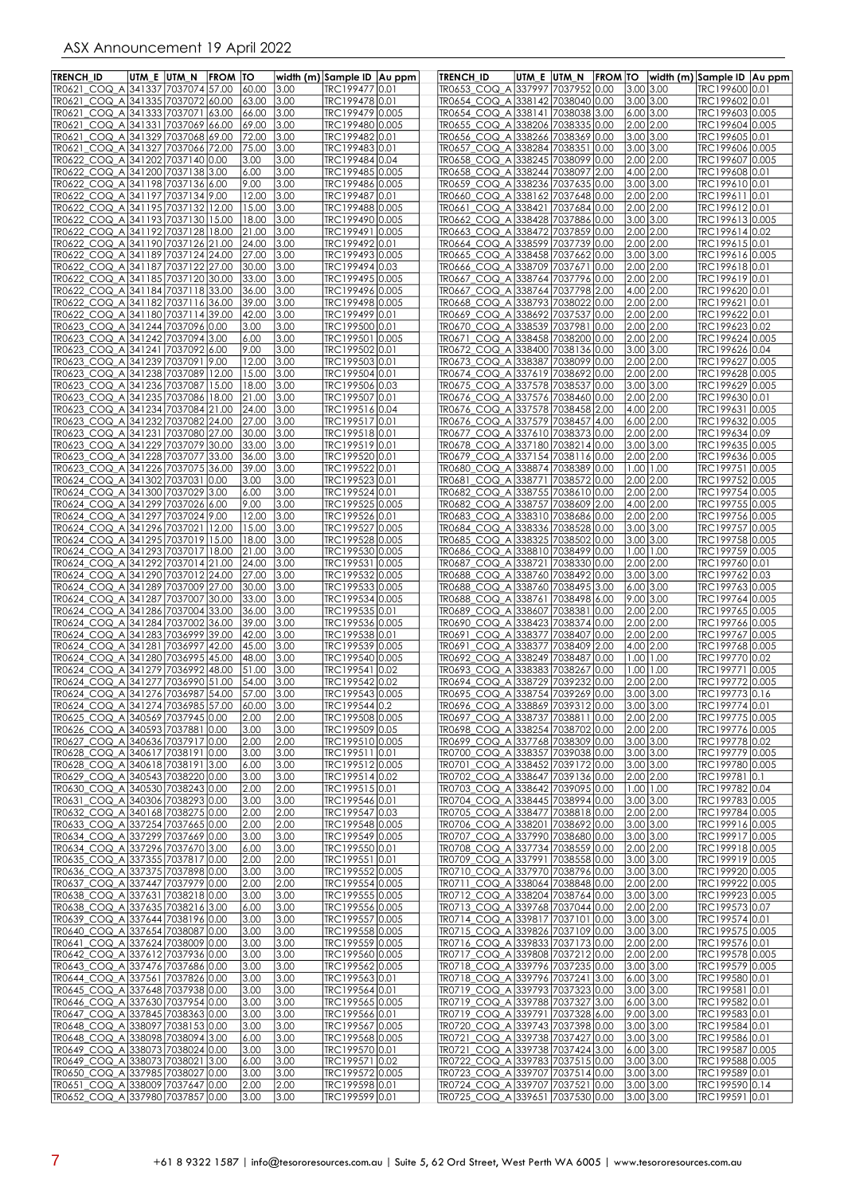| TRENCH_ID | UTM_E | UTM_N | FROM | TO | width (m) | Sample ID | Au ppm |
|---|---|---|---|---|---|---|---|
| TR0621_COQ_A | 341337 | 7037074 | 57.00 | 60.00 | 3.00 | TRC199477 | 0.01 |
| TR0621_COQ_A | 341335 | 7037072 | 60.00 | 63.00 | 3.00 | TRC199478 | 0.01 |
| TR0621_COQ_A | 341333 | 7037071 | 63.00 | 66.00 | 3.00 | TRC199479 | 0.005 |
| TR0621_COQ_A | 341331 | 7037069 | 66.00 | 69.00 | 3.00 | TRC199480 | 0.005 |
| TR0621_COQ_A | 341329 | 7037068 | 69.00 | 72.00 | 3.00 | TRC199482 | 0.01 |
| TR0621_COQ_A | 341327 | 7037066 | 72.00 | 75.00 | 3.00 | TRC199483 | 0.01 |
| TR0622_COQ_A | 341202 | 7037140 | 0.00 | 3.00 | 3.00 | TRC199484 | 0.04 |
| TR0622_COQ_A | 341200 | 7037138 | 3.00 | 6.00 | 3.00 | TRC199485 | 0.005 |
| TR0622_COQ_A | 341198 | 7037136 | 6.00 | 9.00 | 3.00 | TRC199486 | 0.005 |
| TR0622_COQ_A | 341197 | 7037134 | 9.00 | 12.00 | 3.00 | TRC199487 | 0.01 |
| TR0622_COQ_A | 341195 | 7037132 | 12.00 | 15.00 | 3.00 | TRC199488 | 0.005 |
| TR0622_COQ_A | 341193 | 7037130 | 15.00 | 18.00 | 3.00 | TRC199490 | 0.005 |
| TR0622_COQ_A | 341192 | 7037128 | 18.00 | 21.00 | 3.00 | TRC199491 | 0.005 |
| TR0622_COQ_A | 341190 | 7037126 | 21.00 | 24.00 | 3.00 | TRC199492 | 0.01 |
| TR0622_COQ_A | 341189 | 7037124 | 24.00 | 27.00 | 3.00 | TRC199493 | 0.005 |
| TR0622_COQ_A | 341187 | 7037122 | 27.00 | 30.00 | 3.00 | TRC199494 | 0.03 |
| TR0622_COQ_A | 341185 | 7037120 | 30.00 | 33.00 | 3.00 | TRC199495 | 0.005 |
| TR0622_COQ_A | 341184 | 7037118 | 33.00 | 36.00 | 3.00 | TRC199496 | 0.005 |
| TR0622_COQ_A | 341182 | 7037116 | 36.00 | 39.00 | 3.00 | TRC199498 | 0.005 |
| TR0622_COQ_A | 341180 | 7037114 | 39.00 | 42.00 | 3.00 | TRC199499 | 0.01 |
| TR0623_COQ_A | 341244 | 7037096 | 0.00 | 3.00 | 3.00 | TRC199500 | 0.01 |
| TR0623_COQ_A | 341242 | 7037094 | 3.00 | 6.00 | 3.00 | TRC199501 | 0.005 |
| TR0623_COQ_A | 341241 | 7037092 | 6.00 | 9.00 | 3.00 | TRC199502 | 0.01 |
| TR0623_COQ_A | 341239 | 7037091 | 9.00 | 12.00 | 3.00 | TRC199503 | 0.01 |
| TR0623_COQ_A | 341238 | 7037089 | 12.00 | 15.00 | 3.00 | TRC199504 | 0.01 |
| TR0623_COQ_A | 341236 | 7037087 | 15.00 | 18.00 | 3.00 | TRC199506 | 0.03 |
| TR0623_COQ_A | 341235 | 7037086 | 18.00 | 21.00 | 3.00 | TRC199507 | 0.01 |
| TR0623_COQ_A | 341234 | 7037084 | 21.00 | 24.00 | 3.00 | TRC199516 | 0.04 |
| TR0623_COQ_A | 341232 | 7037082 | 24.00 | 27.00 | 3.00 | TRC199517 | 0.01 |
| TR0623_COQ_A | 341231 | 7037080 | 27.00 | 30.00 | 3.00 | TRC199518 | 0.01 |
| TR0623_COQ_A | 341229 | 7037079 | 30.00 | 33.00 | 3.00 | TRC199519 | 0.01 |
| TR0623_COQ_A | 341228 | 7037077 | 33.00 | 36.00 | 3.00 | TRC199520 | 0.01 |
| TR0623_COQ_A | 341226 | 7037075 | 36.00 | 39.00 | 3.00 | TRC199522 | 0.01 |
| TR0624_COQ_A | 341302 | 7037031 | 0.00 | 3.00 | 3.00 | TRC199523 | 0.01 |
| TR0624_COQ_A | 341300 | 7037029 | 3.00 | 6.00 | 3.00 | TRC199524 | 0.01 |
| TR0624_COQ_A | 341299 | 7037026 | 6.00 | 9.00 | 3.00 | TRC199525 | 0.005 |
| TR0624_COQ_A | 341297 | 7037024 | 9.00 | 12.00 | 3.00 | TRC199526 | 0.01 |
| TR0624_COQ_A | 341296 | 7037021 | 12.00 | 15.00 | 3.00 | TRC199527 | 0.005 |
| TR0624_COQ_A | 341295 | 7037019 | 15.00 | 18.00 | 3.00 | TRC199528 | 0.005 |
| TR0624_COQ_A | 341293 | 7037017 | 18.00 | 21.00 | 3.00 | TRC199530 | 0.005 |
| TR0624_COQ_A | 341292 | 7037014 | 21.00 | 24.00 | 3.00 | TRC199531 | 0.005 |
| TR0624_COQ_A | 341290 | 7037012 | 24.00 | 27.00 | 3.00 | TRC199532 | 0.005 |
| TR0624_COQ_A | 341289 | 7037009 | 27.00 | 30.00 | 3.00 | TRC199533 | 0.005 |
| TR0624_COQ_A | 341287 | 7037007 | 30.00 | 33.00 | 3.00 | TRC199534 | 0.005 |
| TR0624_COQ_A | 341286 | 7037004 | 33.00 | 36.00 | 3.00 | TRC199535 | 0.01 |
| TR0624_COQ_A | 341284 | 7037002 | 36.00 | 39.00 | 3.00 | TRC199536 | 0.005 |
| TR0624_COQ_A | 341283 | 7036999 | 39.00 | 42.00 | 3.00 | TRC199538 | 0.01 |
| TR0624_COQ_A | 341281 | 7036997 | 42.00 | 45.00 | 3.00 | TRC199539 | 0.005 |
| TR0624_COQ_A | 341280 | 7036995 | 45.00 | 48.00 | 3.00 | TRC199540 | 0.005 |
| TR0624_COQ_A | 341279 | 7036992 | 48.00 | 51.00 | 3.00 | TRC199541 | 0.02 |
| TR0624_COQ_A | 341277 | 7036990 | 51.00 | 54.00 | 3.00 | TRC199542 | 0.02 |
| TR0624_COQ_A | 341276 | 7036987 | 54.00 | 57.00 | 3.00 | TRC199543 | 0.005 |
| TR0624_COQ_A | 341274 | 7036985 | 57.00 | 60.00 | 3.00 | TRC199544 | 0.2 |
| TR0625_COQ_A | 340569 | 7037945 | 0.00 | 2.00 | 2.00 | TRC199508 | 0.005 |
| TR0626_COQ_A | 340593 | 7037881 | 0.00 | 3.00 | 3.00 | TRC199509 | 0.05 |
| TR0627_COQ_A | 340636 | 7037917 | 0.00 | 2.00 | 2.00 | TRC199510 | 0.005 |
| TR0628_COQ_A | 340617 | 7038191 | 0.00 | 3.00 | 3.00 | TRC199511 | 0.01 |
| TR0628_COQ_A | 340618 | 7038191 | 3.00 | 6.00 | 3.00 | TRC199512 | 0.005 |
| TR0629_COQ_A | 340543 | 7038220 | 0.00 | 3.00 | 3.00 | TRC199514 | 0.02 |
| TR0630_COQ_A | 340530 | 7038243 | 0.00 | 2.00 | 2.00 | TRC199515 | 0.01 |
| TR0631_COQ_A | 340306 | 7038293 | 0.00 | 3.00 | 3.00 | TRC199546 | 0.01 |
| TR0632_COQ_A | 340168 | 7038275 | 0.00 | 2.00 | 2.00 | TRC199547 | 0.03 |
| TR0633_COQ_A | 337254 | 7037665 | 0.00 | 2.00 | 2.00 | TRC199548 | 0.005 |
| TR0634_COQ_A | 337299 | 7037669 | 0.00 | 3.00 | 3.00 | TRC199549 | 0.005 |
| TR0634_COQ_A | 337296 | 7037670 | 3.00 | 6.00 | 3.00 | TRC199550 | 0.01 |
| TR0635_COQ_A | 337355 | 7037817 | 0.00 | 2.00 | 2.00 | TRC199551 | 0.01 |
| TR0636_COQ_A | 337375 | 7037898 | 0.00 | 3.00 | 3.00 | TRC199552 | 0.005 |
| TR0637_COQ_A | 337447 | 7037979 | 0.00 | 2.00 | 2.00 | TRC199554 | 0.005 |
| TR0638_COQ_A | 337631 | 7038218 | 0.00 | 3.00 | 3.00 | TRC199555 | 0.005 |
| TR0638_COQ_A | 337635 | 7038216 | 3.00 | 6.00 | 3.00 | TRC199556 | 0.005 |
| TR0639_COQ_A | 337644 | 7038196 | 0.00 | 3.00 | 3.00 | TRC199557 | 0.005 |
| TR0640_COQ_A | 337654 | 7038087 | 0.00 | 3.00 | 3.00 | TRC199558 | 0.005 |
| TR0641_COQ_A | 337624 | 7038009 | 0.00 | 3.00 | 3.00 | TRC199559 | 0.005 |
| TR0642_COQ_A | 337612 | 7037936 | 0.00 | 3.00 | 3.00 | TRC199560 | 0.005 |
| TR0643_COQ_A | 337476 | 7037686 | 0.00 | 3.00 | 3.00 | TRC199562 | 0.005 |
| TR0644_COQ_A | 337561 | 7037826 | 0.00 | 3.00 | 3.00 | TRC199563 | 0.01 |
| TR0645_COQ_A | 337648 | 7037938 | 0.00 | 3.00 | 3.00 | TRC199564 | 0.01 |
| TR0646_COQ_A | 337630 | 7037954 | 0.00 | 3.00 | 3.00 | TRC199565 | 0.005 |
| TR0647_COQ_A | 337845 | 7038363 | 0.00 | 3.00 | 3.00 | TRC199566 | 0.01 |
| TR0648_COQ_A | 338097 | 7038153 | 0.00 | 3.00 | 3.00 | TRC199567 | 0.005 |
| TR0648_COQ_A | 338098 | 7038094 | 3.00 | 6.00 | 3.00 | TRC199568 | 0.005 |
| TR0649_COQ_A | 338073 | 7038024 | 0.00 | 3.00 | 3.00 | TRC199570 | 0.01 |
| TR0649_COQ_A | 338073 | 7038021 | 3.00 | 6.00 | 3.00 | TRC199571 | 0.02 |
| TR0650_COQ_A | 337985 | 7038027 | 0.00 | 3.00 | 3.00 | TRC199572 | 0.005 |
| TR0651_COQ_A | 338009 | 7037647 | 0.00 | 2.00 | 2.00 | TRC199598 | 0.01 |
| TR0652_COQ_A | 337980 | 7037857 | 0.00 | 3.00 | 3.00 | TRC199599 | 0.01 |
| TR0653_COQ_A | 337997 | 7037952 | 0.00 | 3.00 | 3.00 | TRC199600 | 0.01 |
| TR0654_COQ_A | 338142 | 7038040 | 0.00 | 3.00 | 3.00 | TRC199602 | 0.01 |
| TR0654_COQ_A | 338141 | 7038038 | 3.00 | 6.00 | 3.00 | TRC199603 | 0.005 |
| TR0655_COQ_A | 338206 | 7038335 | 0.00 | 2.00 | 2.00 | TRC199604 | 0.005 |
| TR0656_COQ_A | 338266 | 7038369 | 0.00 | 3.00 | 3.00 | TRC199605 | 0.01 |
| TR0657_COQ_A | 338284 | 7038351 | 0.00 | 3.00 | 3.00 | TRC199606 | 0.005 |
| TR0658_COQ_A | 338245 | 7038099 | 0.00 | 2.00 | 2.00 | TRC199607 | 0.005 |
| TR0658_COQ_A | 338244 | 7038097 | 2.00 | 4.00 | 2.00 | TRC199608 | 0.01 |
| TR0659_COQ_A | 338236 | 7037635 | 0.00 | 3.00 | 3.00 | TRC199610 | 0.01 |
| TR0660_COQ_A | 338162 | 7037648 | 0.00 | 2.00 | 2.00 | TRC199611 | 0.01 |
| TR0661_COQ_A | 338421 | 7037684 | 0.00 | 2.00 | 2.00 | TRC199612 | 0.01 |
| TR0662_COQ_A | 338428 | 7037886 | 0.00 | 3.00 | 3.00 | TRC199613 | 0.005 |
| TR0663_COQ_A | 338472 | 7037859 | 0.00 | 2.00 | 2.00 | TRC199614 | 0.02 |
| TR0664_COQ_A | 338599 | 7037739 | 0.00 | 2.00 | 2.00 | TRC199615 | 0.01 |
| TR0665_COQ_A | 338458 | 7037662 | 0.00 | 3.00 | 3.00 | TRC199616 | 0.005 |
| TR0666_COQ_A | 338709 | 7037671 | 0.00 | 2.00 | 2.00 | TRC199618 | 0.01 |
| TR0667_COQ_A | 338764 | 7037796 | 0.00 | 2.00 | 2.00 | TRC199619 | 0.01 |
| TR0667_COQ_A | 338764 | 7037798 | 2.00 | 4.00 | 2.00 | TRC199620 | 0.01 |
| TR0668_COQ_A | 338793 | 7038022 | 0.00 | 2.00 | 2.00 | TRC199621 | 0.01 |
| TR0669_COQ_A | 338692 | 7037537 | 0.00 | 2.00 | 2.00 | TRC199622 | 0.01 |
| TR0670_COQ_A | 338539 | 7037981 | 0.00 | 2.00 | 2.00 | TRC199623 | 0.02 |
| TR0671_COQ_A | 338458 | 7038200 | 0.00 | 2.00 | 2.00 | TRC199624 | 0.005 |
| TR0672_COQ_A | 338400 | 7038136 | 0.00 | 3.00 | 3.00 | TRC199626 | 0.04 |
| TR0673_COQ_A | 338387 | 7038099 | 0.00 | 2.00 | 2.00 | TRC199627 | 0.005 |
| TR0674_COQ_A | 337619 | 7038692 | 0.00 | 2.00 | 2.00 | TRC199628 | 0.005 |
| TR0675_COQ_A | 337578 | 7038537 | 0.00 | 3.00 | 3.00 | TRC199629 | 0.005 |
| TR0676_COQ_A | 337576 | 7038460 | 0.00 | 2.00 | 2.00 | TRC199630 | 0.01 |
| TR0676_COQ_A | 337578 | 7038458 | 2.00 | 4.00 | 2.00 | TRC199631 | 0.005 |
| TR0676_COQ_A | 337579 | 7038457 | 4.00 | 6.00 | 2.00 | TRC199632 | 0.005 |
| TR0677_COQ_A | 337610 | 7038373 | 0.00 | 2.00 | 2.00 | TRC199634 | 0.09 |
| TR0678_COQ_A | 337180 | 7038214 | 0.00 | 3.00 | 3.00 | TRC199635 | 0.005 |
| TR0679_COQ_A | 337154 | 7038116 | 0.00 | 2.00 | 2.00 | TRC199636 | 0.005 |
| TR0680_COQ_A | 338874 | 7038389 | 0.00 | 1.00 | 1.00 | TRC199751 | 0.005 |
| TR0681_COQ_A | 338771 | 7038572 | 0.00 | 2.00 | 2.00 | TRC199752 | 0.005 |
| TR0682_COQ_A | 338755 | 7038610 | 0.00 | 2.00 | 2.00 | TRC199754 | 0.005 |
| TR0682_COQ_A | 338757 | 7038609 | 2.00 | 4.00 | 2.00 | TRC199755 | 0.005 |
| TR0683_COQ_A | 338310 | 7038686 | 0.00 | 2.00 | 2.00 | TRC199756 | 0.005 |
| TR0684_COQ_A | 338336 | 7038528 | 0.00 | 3.00 | 3.00 | TRC199757 | 0.005 |
| TR0685_COQ_A | 338325 | 7038502 | 0.00 | 3.00 | 3.00 | TRC199758 | 0.005 |
| TR0686_COQ_A | 338810 | 7038499 | 0.00 | 1.00 | 1.00 | TRC199759 | 0.005 |
| TR0687_COQ_A | 338721 | 7038330 | 0.00 | 2.00 | 2.00 | TRC199760 | 0.01 |
| TR0688_COQ_A | 338760 | 7038492 | 0.00 | 3.00 | 3.00 | TRC199762 | 0.03 |
| TR0688_COQ_A | 338760 | 7038495 | 3.00 | 6.00 | 3.00 | TRC199763 | 0.005 |
| TR0688_COQ_A | 338761 | 7038498 | 6.00 | 9.00 | 3.00 | TRC199764 | 0.005 |
| TR0689_COQ_A | 338607 | 7038381 | 0.00 | 2.00 | 2.00 | TRC199765 | 0.005 |
| TR0690_COQ_A | 338423 | 7038374 | 0.00 | 2.00 | 2.00 | TRC199766 | 0.005 |
| TR0691_COQ_A | 338377 | 7038407 | 0.00 | 2.00 | 2.00 | TRC199767 | 0.005 |
| TR0691_COQ_A | 338377 | 7038409 | 2.00 | 4.00 | 2.00 | TRC199768 | 0.005 |
| TR0692_COQ_A | 338249 | 7038487 | 0.00 | 1.00 | 1.00 | TRC199770 | 0.02 |
| TR0693_COQ_A | 338383 | 7038267 | 0.00 | 1.00 | 1.00 | TRC199771 | 0.005 |
| TR0694_COQ_A | 338729 | 7039232 | 0.00 | 2.00 | 2.00 | TRC199772 | 0.005 |
| TR0695_COQ_A | 338754 | 7039269 | 0.00 | 3.00 | 3.00 | TRC199773 | 0.16 |
| TR0696_COQ_A | 338869 | 7039312 | 0.00 | 3.00 | 3.00 | TRC199774 | 0.01 |
| TR0697_COQ_A | 338737 | 7038811 | 0.00 | 2.00 | 2.00 | TRC199775 | 0.005 |
| TR0698_COQ_A | 338254 | 7038702 | 0.00 | 2.00 | 2.00 | TRC199776 | 0.005 |
| TR0699_COQ_A | 337768 | 7038309 | 0.00 | 3.00 | 3.00 | TRC199778 | 0.02 |
| TR0700_COQ_A | 338357 | 7039038 | 0.00 | 3.00 | 3.00 | TRC199779 | 0.005 |
| TR0701_COQ_A | 338452 | 7039172 | 0.00 | 3.00 | 3.00 | TRC199780 | 0.005 |
| TR0702_COQ_A | 338647 | 7039136 | 0.00 | 2.00 | 2.00 | TRC199781 | 0.1 |
| TR0703_COQ_A | 338642 | 7039095 | 0.00 | 1.00 | 1.00 | TRC199782 | 0.04 |
| TR0704_COQ_A | 338445 | 7038994 | 0.00 | 3.00 | 3.00 | TRC199783 | 0.005 |
| TR0705_COQ_A | 338477 | 7038818 | 0.00 | 2.00 | 2.00 | TRC199784 | 0.005 |
| TR0706_COQ_A | 338201 | 7038692 | 0.00 | 3.00 | 3.00 | TRC199916 | 0.005 |
| TR0707_COQ_A | 337990 | 7038680 | 0.00 | 3.00 | 3.00 | TRC199917 | 0.005 |
| TR0708_COQ_A | 337734 | 7038559 | 0.00 | 2.00 | 2.00 | TRC199918 | 0.005 |
| TR0709_COQ_A | 337991 | 7038558 | 0.00 | 3.00 | 3.00 | TRC199919 | 0.005 |
| TR0710_COQ_A | 337970 | 7038796 | 0.00 | 3.00 | 3.00 | TRC199920 | 0.005 |
| TR0711_COQ_A | 338064 | 7038848 | 0.00 | 2.00 | 2.00 | TRC199922 | 0.005 |
| TR0712_COQ_A | 338204 | 7038764 | 0.00 | 3.00 | 3.00 | TRC199923 | 0.005 |
| TR0713_COQ_A | 339768 | 7037044 | 0.00 | 2.00 | 2.00 | TRC199573 | 0.07 |
| TR0714_COQ_A | 339817 | 7037101 | 0.00 | 3.00 | 3.00 | TRC199574 | 0.01 |
| TR0715_COQ_A | 339826 | 7037109 | 0.00 | 3.00 | 3.00 | TRC199575 | 0.005 |
| TR0716_COQ_A | 339833 | 7037173 | 0.00 | 2.00 | 2.00 | TRC199576 | 0.01 |
| TR0717_COQ_A | 339808 | 7037212 | 0.00 | 2.00 | 2.00 | TRC199578 | 0.005 |
| TR0718_COQ_A | 339796 | 7037235 | 0.00 | 3.00 | 3.00 | TRC199579 | 0.005 |
| TR0718_COQ_A | 339796 | 7037241 | 3.00 | 6.00 | 3.00 | TRC199580 | 0.01 |
| TR0719_COQ_A | 339793 | 7037323 | 0.00 | 3.00 | 3.00 | TRC199581 | 0.01 |
| TR0719_COQ_A | 339788 | 7037327 | 3.00 | 6.00 | 3.00 | TRC199582 | 0.01 |
| TR0719_COQ_A | 339791 | 7037328 | 6.00 | 9.00 | 3.00 | TRC199583 | 0.01 |
| TR0720_COQ_A | 339743 | 7037398 | 0.00 | 3.00 | 3.00 | TRC199584 | 0.01 |
| TR0721_COQ_A | 339738 | 7037427 | 0.00 | 3.00 | 3.00 | TRC199586 | 0.01 |
| TR0721_COQ_A | 339738 | 7037424 | 3.00 | 6.00 | 3.00 | TRC199587 | 0.005 |
| TR0722_COQ_A | 339783 | 7037515 | 0.00 | 3.00 | 3.00 | TRC199588 | 0.005 |
| TR0723_COQ_A | 339707 | 7037514 | 0.00 | 3.00 | 3.00 | TRC199589 | 0.01 |
| TR0724_COQ_A | 339707 | 7037521 | 0.00 | 3.00 | 3.00 | TRC199590 | 0.14 |
| TR0725_COQ_A | 339651 | 7037530 | 0.00 | 3.00 | 3.00 | TRC199591 | 0.01 |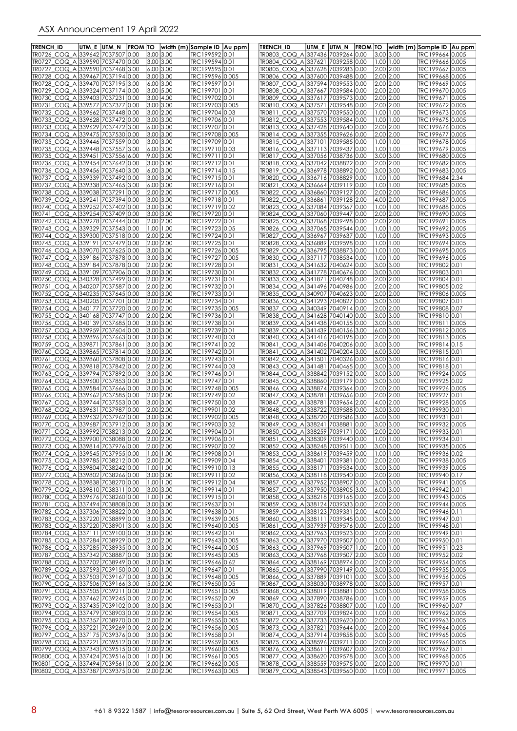| TRENCH_ID | UTM_E | UTM_N | FROM | TO | width (m) | Sample ID | Au ppm |
|---|---|---|---|---|---|---|---|
| TR0726_COQ_A | 339642 | 7037507 | 0.00 | 3.00 | 3.00 | TRC199592 | 0.01 |
| TR0727_COQ_A | 339590 | 7037470 | 0.00 | 3.00 | 3.00 | TRC199594 | 0.01 |
| TR0727_COQ_A | 339590 | 7037468 | 3.00 | 6.00 | 3.00 | TRC199595 | 0.01 |
| TR0728_COQ_A | 339467 | 7037194 | 0.00 | 3.00 | 3.00 | TRC199596 | 0.005 |
| TR0728_COQ_A | 339470 | 7037195 | 3.00 | 6.00 | 3.00 | TRC199597 | 0.01 |
| TR0729_COQ_A | 339324 | 7037174 | 0.00 | 3.00 | 5.00 | TRC199701 | 0.01 |
| TR0730_COQ_A | 339403 | 7037231 | 0.00 | 3.00 | 4.00 | TRC199702 | 0.01 |
| TR0731_COQ_A | 339577 | 7037377 | 0.00 | 3.00 | 3.00 | TRC199703 | 0.005 |
| TR0732_COQ_A | 339662 | 7037448 | 0.00 | 3.00 | 2.00 | TRC199704 | 0.03 |
| TR0733_COQ_A | 339628 | 7037472 | 0.00 | 3.00 | 3.00 | TRC199706 | 0.01 |
| TR0733_COQ_A | 339629 | 7037472 | 3.00 | 6.00 | 3.00 | TRC199707 | 0.01 |
| TR0734_COQ_A | 339475 | 7037530 | 0.00 | 3.00 | 3.00 | TRC199708 | 0.005 |
| TR0735_COQ_A | 339446 | 7037559 | 0.00 | 3.00 | 3.00 | TRC199709 | 0.01 |
| TR0735_COQ_A | 339448 | 7037557 | 3.00 | 6.00 | 3.00 | TRC199710 | 0.03 |
| TR0735_COQ_A | 339451 | 7037556 | 6.00 | 9.00 | 3.00 | TRC199711 | 0.01 |
| TR0736_COQ_A | 339454 | 7037642 | 0.00 | 3.00 | 3.00 | TRC199712 | 0.01 |
| TR0736_COQ_A | 339456 | 7037640 | 3.00 | 6.00 | 3.00 | TRC199714 | 0.15 |
| TR0737_COQ_A | 339339 | 7037492 | 0.00 | 3.00 | 3.00 | TRC199715 | 0.01 |
| TR0737_COQ_A | 339338 | 7037465 | 3.00 | 6.00 | 3.00 | TRC199716 | 0.01 |
| TR0738_COQ_A | 339038 | 7037291 | 0.00 | 2.00 | 2.00 | TRC199717 | 0.005 |
| TR0739_COQ_A | 339241 | 7037394 | 0.00 | 3.00 | 3.00 | TRC199718 | 0.01 |
| TR0740_COQ_A | 339252 | 7037402 | 0.00 | 3.00 | 3.00 | TRC199719 | 0.02 |
| TR0741_COQ_A | 339254 | 7037409 | 0.00 | 3.00 | 3.00 | TRC199720 | 0.01 |
| TR0742_COQ_A | 339278 | 7037444 | 0.00 | 2.00 | 2.00 | TRC199722 | 0.01 |
| TR0743_COQ_A | 339329 | 7037543 | 0.00 | 1.00 | 1.00 | TRC199723 | 0.05 |
| TR0744_COQ_A | 339300 | 7037518 | 0.00 | 2.00 | 2.00 | TRC199724 | 0.01 |
| TR0745_COQ_A | 339191 | 7037479 | 0.00 | 2.00 | 2.00 | TRC199725 | 0.01 |
| TR0746_COQ_A | 339070 | 7037625 | 0.00 | 3.00 | 3.00 | TRC199726 | 0.005 |
| TR0747_COQ_A | 339186 | 7037878 | 0.00 | 3.00 | 3.00 | TRC199727 | 0.005 |
| TR0748_COQ_A | 339184 | 7037878 | 0.00 | 2.00 | 2.00 | TRC199728 | 0.01 |
| TR0749_COQ_A | 339109 | 7037906 | 0.00 | 3.00 | 3.00 | TRC199730 | 0.01 |
| TR0750_COQ_A | 340328 | 7037499 | 0.00 | 2.00 | 2.00 | TRC199731 | 0.01 |
| TR0751_COQ_A | 340207 | 7037587 | 0.00 | 2.00 | 2.00 | TRC199732 | 0.01 |
| TR0752_COQ_A | 340235 | 7037645 | 0.00 | 3.00 | 3.00 | TRC199733 | 0.01 |
| TR0753_COQ_A | 340205 | 7037701 | 0.00 | 2.00 | 2.00 | TRC199734 | 0.01 |
| TR0754_COQ_A | 340177 | 7037720 | 0.00 | 2.00 | 2.00 | TRC199735 | 0.005 |
| TR0755_COQ_A | 340168 | 7037747 | 0.00 | 2.00 | 2.00 | TRC199736 | 0.01 |
| TR0756_COQ_A | 340139 | 7037685 | 0.00 | 3.00 | 3.00 | TRC199738 | 0.01 |
| TR0757_COQ_A | 339959 | 7037604 | 0.00 | 3.00 | 3.00 | TRC199739 | 0.01 |
| TR0758_COQ_A | 339896 | 7037663 | 0.00 | 3.00 | 3.00 | TRC199740 | 0.03 |
| TR0759_COQ_A | 339871 | 7037861 | 0.00 | 3.00 | 3.00 | TRC199741 | 0.02 |
| TR0760_COQ_A | 339865 | 7037814 | 0.00 | 3.00 | 3.00 | TRC199742 | 0.01 |
| TR0761_COQ_A | 339860 | 7037808 | 0.00 | 2.00 | 2.00 | TRC199743 | 0.01 |
| TR0762_COQ_A | 339818 | 7037842 | 0.00 | 2.00 | 2.00 | TRC199744 | 0.03 |
| TR0763_COQ_A | 339794 | 7037892 | 0.00 | 3.00 | 3.00 | TRC199746 | 0.01 |
| TR0764_COQ_A | 339600 | 7037853 | 0.00 | 3.00 | 3.00 | TRC199747 | 0.01 |
| TR0765_COQ_A | 339584 | 7037666 | 0.00 | 3.00 | 3.00 | TRC199748 | 0.005 |
| TR0766_COQ_A | 339662 | 7037585 | 0.00 | 2.00 | 2.00 | TRC199749 | 0.02 |
| TR0767_COQ_A | 339744 | 7037553 | 0.00 | 3.00 | 3.00 | TRC199750 | 0.03 |
| TR0768_COQ_A | 339631 | 7037987 | 0.00 | 2.00 | 2.00 | TRC199901 | 0.02 |
| TR0769_COQ_A | 339632 | 7037962 | 0.00 | 3.00 | 3.00 | TRC199902 | 0.005 |
| TR0770_COQ_A | 339687 | 7037912 | 0.00 | 3.00 | 3.00 | TRC199903 | 0.32 |
| TR0771_COQ_A | 339992 | 7038213 | 0.00 | 2.00 | 2.00 | TRC199904 | 0.01 |
| TR0772_COQ_A | 339900 | 7038088 | 0.00 | 2.00 | 2.00 | TRC199906 | 0.01 |
| TR0773_COQ_A | 339814 | 7037976 | 0.00 | 2.00 | 2.00 | TRC199907 | 0.02 |
| TR0774_COQ_A | 339545 | 7037955 | 0.00 | 1.00 | 1.00 | TRC199908 | 0.01 |
| TR0775_COQ_A | 339785 | 7038212 | 0.00 | 2.00 | 2.00 | TRC199909 | 0.04 |
| TR0776_COQ_A | 339804 | 7038242 | 0.00 | 1.00 | 1.00 | TRC199910 | 0.13 |
| TR0777_COQ_A | 339802 | 7038266 | 0.00 | 3.00 | 3.00 | TRC199911 | 0.02 |
| TR0778_COQ_A | 339838 | 7038270 | 0.00 | 1.00 | 1.00 | TRC199912 | 0.04 |
| TR0779_COQ_A | 339810 | 7038311 | 0.00 | 3.00 | 3.00 | TRC199914 | 0.01 |
| TR0780_COQ_A | 339676 | 7038260 | 0.00 | 1.00 | 1.00 | TRC199915 | 0.01 |
| TR0781_COQ_A | 337494 | 7038808 | 0.00 | 3.00 | 3.00 | TRC199637 | 0.01 |
| TR0782_COQ_A | 337306 | 7038822 | 0.00 | 3.00 | 3.00 | TRC199638 | 0.01 |
| TR0783_COQ_A | 337220 | 7038899 | 0.00 | 3.00 | 3.00 | TRC199639 | 0.005 |
| TR0783_COQ_A | 337220 | 7038901 | 3.00 | 6.00 | 3.00 | TRC199640 | 0.005 |
| TR0784_COQ_A | 337111 | 7039100 | 0.00 | 3.00 | 3.00 | TRC199642 | 0.01 |
| TR0785_COQ_A | 337284 | 7038929 | 0.00 | 2.00 | 2.00 | TRC199643 | 0.005 |
| TR0786_COQ_A | 337285 | 7038935 | 0.00 | 3.00 | 3.00 | TRC199644 | 0.005 |
| TR0787_COQ_A | 337342 | 7038887 | 0.00 | 3.00 | 3.00 | TRC199645 | 0.005 |
| TR0788_COQ_A | 337702 | 7038949 | 0.00 | 3.00 | 3.00 | TRC199646 | 0.62 |
| TR0789_COQ_A | 337593 | 7039150 | 0.00 | 1.00 | 1.00 | TRC199647 | 0.01 |
| TR0790_COQ_A | 337503 | 7039167 | 0.00 | 3.00 | 3.00 | TRC199648 | 0.005 |
| TR0790_COQ_A | 337506 | 7039166 | 3.00 | 5.00 | 2.00 | TRC199650 | 0.05 |
| TR0791_COQ_A | 337505 | 7039211 | 0.00 | 2.00 | 2.00 | TRC199651 | 0.005 |
| TR0792_COQ_A | 337462 | 7039245 | 0.00 | 2.00 | 2.00 | TRC199652 | 0.09 |
| TR0793_COQ_A | 337435 | 7039102 | 0.00 | 3.00 | 3.00 | TRC199653 | 0.01 |
| TR0794_COQ_A | 337479 | 7038903 | 0.00 | 2.00 | 2.00 | TRC199654 | 0.005 |
| TR0795_COQ_A | 337357 | 7038970 | 0.00 | 2.00 | 2.00 | TRC199655 | 0.005 |
| TR0796_COQ_A | 337221 | 7039269 | 0.00 | 2.00 | 2.00 | TRC199656 | 0.005 |
| TR0797_COQ_A | 337175 | 7039376 | 0.00 | 3.00 | 3.00 | TRC199658 | 0.01 |
| TR0798_COQ_A | 337221 | 7039512 | 0.00 | 2.00 | 2.00 | TRC199659 | 0.005 |
| TR0799_COQ_A | 337343 | 7039515 | 0.00 | 2.00 | 2.00 | TRC199660 | 0.005 |
| TR0800_COQ_A | 337424 | 7039516 | 0.00 | 1.00 | 1.00 | TRC199661 | 0.005 |
| TR0801_COQ_A | 337494 | 7039561 | 0.00 | 2.00 | 2.00 | TRC199662 | 0.005 |
| TR0802_COQ_A | 337387 | 7039375 | 0.00 | 2.00 | 2.00 | TRC199663 | 0.005 |
| TR0803_COQ_A | 337436 | 7039264 | 0.00 | 3.00 | 3.00 | TRC199664 | 0.005 |
| TR0804_COQ_A | 337621 | 7039258 | 0.00 | 1.00 | 1.00 | TRC199666 | 0.005 |
| TR0805_COQ_A | 337628 | 7039283 | 0.00 | 2.00 | 2.00 | TRC199667 | 0.005 |
| TR0806_COQ_A | 337600 | 7039488 | 0.00 | 2.00 | 2.00 | TRC199668 | 0.005 |
| TR0807_COQ_A | 337594 | 7039553 | 0.00 | 2.00 | 2.00 | TRC199669 | 0.005 |
| TR0808_COQ_A | 337667 | 7039584 | 0.00 | 2.00 | 2.00 | TRC199670 | 0.005 |
| TR0809_COQ_A | 337617 | 7039573 | 0.00 | 2.00 | 2.00 | TRC199671 | 0.005 |
| TR0810_COQ_A | 337571 | 7039548 | 0.00 | 2.00 | 2.00 | TRC199672 | 0.005 |
| TR0811_COQ_A | 337570 | 7039550 | 0.00 | 1.00 | 1.00 | TRC199673 | 0.005 |
| TR0812_COQ_A | 337553 | 7039584 | 0.00 | 1.00 | 1.00 | TRC199675 | 0.005 |
| TR0813_COQ_A | 337428 | 7039640 | 0.00 | 2.00 | 2.00 | TRC199676 | 0.005 |
| TR0814_COQ_A | 337355 | 7039626 | 0.00 | 2.00 | 2.00 | TRC199677 | 0.005 |
| TR0815_COQ_A | 337101 | 7039585 | 0.00 | 1.00 | 1.00 | TRC199678 | 0.005 |
| TR0816_COQ_A | 337113 | 7039437 | 0.00 | 1.00 | 1.00 | TRC199679 | 0.005 |
| TR0817_COQ_A | 337056 | 7038736 | 0.00 | 3.00 | 3.00 | TRC199680 | 0.005 |
| TR0818_COQ_A | 337042 | 7038822 | 0.00 | 2.00 | 2.00 | TRC199682 | 0.005 |
| TR0819_COQ_A | 336978 | 7038892 | 0.00 | 3.00 | 3.00 | TRC199683 | 0.005 |
| TR0820_COQ_A | 336716 | 7038829 | 0.00 | 1.00 | 1.00 | TRC199684 | 2.34 |
| TR0821_COQ_A | 336664 | 7039119 | 0.00 | 1.00 | 1.00 | TRC199685 | 0.005 |
| TR0822_COQ_A | 336860 | 7039127 | 0.00 | 2.00 | 2.00 | TRC199686 | 0.005 |
| TR0822_COQ_A | 336861 | 7039128 | 2.00 | 4.00 | 2.00 | TRC199687 | 0.005 |
| TR0823_COQ_A | 337084 | 7039367 | 0.00 | 1.00 | 1.00 | TRC199688 | 0.005 |
| TR0824_COQ_A | 337060 | 7039447 | 0.00 | 2.00 | 2.00 | TRC199690 | 0.005 |
| TR0825_COQ_A | 337068 | 7039498 | 0.00 | 2.00 | 2.00 | TRC199691 | 0.005 |
| TR0826_COQ_A | 337065 | 7039544 | 0.00 | 1.00 | 1.00 | TRC199692 | 0.005 |
| TR0827_COQ_A | 336967 | 7039637 | 0.00 | 1.00 | 1.00 | TRC199693 | 0.005 |
| TR0828_COQ_A | 336889 | 7039598 | 0.00 | 1.00 | 1.00 | TRC199694 | 0.005 |
| TR0829_COQ_A | 336795 | 7038873 | 0.00 | 1.00 | 1.00 | TRC199695 | 0.005 |
| TR0830_COQ_A | 337117 | 7038534 | 0.00 | 1.00 | 1.00 | TRC199696 | 0.005 |
| TR0831_COQ_A | 341632 | 7040624 | 0.00 | 3.00 | 3.00 | TRC199802 | 0.01 |
| TR0832_COQ_A | 341778 | 7040676 | 0.00 | 3.00 | 3.00 | TRC199803 | 0.01 |
| TR0833_COQ_A | 341871 | 7040748 | 0.00 | 2.00 | 2.00 | TRC199804 | 0.01 |
| TR0834_COQ_A | 341496 | 7040986 | 0.00 | 2.00 | 2.00 | TRC199805 | 0.02 |
| TR0835_COQ_A | 340907 | 7040623 | 0.00 | 2.00 | 2.00 | TRC199806 | 0.005 |
| TR0836_COQ_A | 341293 | 7040827 | 0.00 | 3.00 | 3.00 | TRC199807 | 0.01 |
| TR0837_COQ_A | 340349 | 7040914 | 0.00 | 2.00 | 2.00 | TRC199808 | 0.07 |
| TR0838_COQ_A | 341628 | 7040140 | 0.00 | 3.00 | 3.00 | TRC199810 | 0.01 |
| TR0839_COQ_A | 341438 | 7040155 | 0.00 | 3.00 | 3.00 | TRC199811 | 0.005 |
| TR0839_COQ_A | 341439 | 7040156 | 3.00 | 6.00 | 3.00 | TRC199812 | 0.005 |
| TR0840_COQ_A | 341416 | 7040195 | 0.00 | 2.00 | 2.00 | TRC199813 | 0.005 |
| TR0841_COQ_A | 341406 | 7040206 | 0.00 | 3.00 | 3.00 | TRC199814 | 0.15 |
| TR0841_COQ_A | 341402 | 7040204 | 3.00 | 6.00 | 3.00 | TRC199815 | 0.01 |
| TR0842_COQ_A | 341501 | 7040326 | 0.00 | 3.00 | 3.00 | TRC199816 | 0.01 |
| TR0843_COQ_A | 341481 | 7040465 | 0.00 | 3.00 | 3.00 | TRC199818 | 0.01 |
| TR0844_COQ_A | 338842 | 7039152 | 0.00 | 3.00 | 3.00 | TRC199924 | 0.005 |
| TR0845_COQ_A | 338860 | 7039179 | 0.00 | 3.00 | 3.00 | TRC199925 | 0.02 |
| TR0846_COQ_A | 338874 | 7039364 | 0.00 | 2.00 | 2.00 | TRC199926 | 0.005 |
| TR0847_COQ_A | 338781 | 7039656 | 0.00 | 2.00 | 2.00 | TRC199927 | 0.01 |
| TR0847_COQ_A | 338781 | 7039654 | 2.00 | 4.00 | 2.00 | TRC199928 | 0.005 |
| TR0848_COQ_A | 338722 | 7039588 | 0.00 | 3.00 | 3.00 | TRC199930 | 0.01 |
| TR0848_COQ_A | 338720 | 7039586 | 3.00 | 6.00 | 3.00 | TRC199931 | 0.01 |
| TR0849_COQ_A | 338241 | 7038881 | 0.00 | 3.00 | 3.00 | TRC199932 | 0.005 |
| TR0850_COQ_A | 338259 | 7039171 | 0.00 | 2.00 | 2.00 | TRC199933 | 0.01 |
| TR0851_COQ_A | 338309 | 7039440 | 0.00 | 1.00 | 1.00 | TRC199934 | 0.01 |
| TR0852_COQ_A | 338248 | 7039511 | 0.00 | 3.00 | 3.00 | TRC199935 | 0.005 |
| TR0853_COQ_A | 338619 | 7039459 | 0.00 | 1.00 | 1.00 | TRC199936 | 0.02 |
| TR0854_COQ_A | 338401 | 7039381 | 0.00 | 2.00 | 2.00 | TRC199938 | 0.005 |
| TR0855_COQ_A | 338171 | 7039534 | 0.00 | 3.00 | 3.00 | TRC199939 | 0.005 |
| TR0856_COQ_A | 338118 | 7039540 | 0.00 | 2.00 | 2.00 | TRC199940 | 0.17 |
| TR0857_COQ_A | 337952 | 7038907 | 0.00 | 3.00 | 3.00 | TRC199941 | 0.005 |
| TR0857_COQ_A | 337950 | 7038905 | 3.00 | 6.00 | 3.00 | TRC199942 | 0.01 |
| TR0858_COQ_A | 338218 | 7039165 | 0.00 | 2.00 | 2.00 | TRC199943 | 0.005 |
| TR0859_COQ_A | 338124 | 7039333 | 0.00 | 2.00 | 2.00 | TRC199944 | 0.005 |
| TR0859_COQ_A | 338123 | 7039331 | 2.00 | 4.00 | 2.00 | TRC199946 | 0.11 |
| TR0860_COQ_A | 338111 | 7039345 | 0.00 | 3.00 | 3.00 | TRC199947 | 0.01 |
| TR0861_COQ_A | 337939 | 7039576 | 0.00 | 2.00 | 2.00 | TRC199948 | 0.01 |
| TR0862_COQ_A | 337963 | 7039523 | 0.00 | 2.00 | 2.00 | TRC199949 | 0.01 |
| TR0863_COQ_A | 337970 | 7039507 | 0.00 | 1.00 | 1.00 | TRC199950 | 0.01 |
| TR0863_COQ_A | 337969 | 7039507 | 1.00 | 2.00 | 1.00 | TRC199951 | 0.23 |
| TR0863_COQ_A | 337968 | 7039507 | 2.00 | 3.00 | 1.00 | TRC199952 | 0.02 |
| TR0864_COQ_A | 338169 | 7038974 | 0.00 | 2.00 | 2.00 | TRC199954 | 0.005 |
| TR0865_COQ_A | 337990 | 7039149 | 0.00 | 3.00 | 3.00 | TRC199955 | 0.005 |
| TR0866_COQ_A | 337889 | 7039101 | 0.00 | 3.00 | 3.00 | TRC199956 | 0.005 |
| TR0867_COQ_A | 338030 | 7038978 | 0.00 | 3.00 | 3.00 | TRC199957 | 0.01 |
| TR0868_COQ_A | 338019 | 7038881 | 0.00 | 3.00 | 3.00 | TRC199958 | 0.005 |
| TR0869_COQ_A | 337890 | 7038786 | 0.00 | 1.00 | 1.00 | TRC199959 | 0.005 |
| TR0870_COQ_A | 337826 | 7038807 | 0.00 | 1.00 | 1.00 | TRC199960 | 0.07 |
| TR0871_COQ_A | 337709 | 7039824 | 0.00 | 1.00 | 1.00 | TRC199962 | 0.005 |
| TR0872_COQ_A | 337733 | 7039620 | 0.00 | 2.00 | 2.00 | TRC199963 | 0.005 |
| TR0873_COQ_A | 337821 | 7039644 | 0.00 | 2.00 | 2.00 | TRC199964 | 0.005 |
| TR0874_COQ_A | 337914 | 7039858 | 0.00 | 3.00 | 3.00 | TRC199965 | 0.005 |
| TR0875_COQ_A | 338596 | 7039711 | 0.00 | 2.00 | 2.00 | TRC199966 | 0.005 |
| TR0876_COQ_A | 338611 | 7039607 | 0.00 | 2.00 | 2.00 | TRC199967 | 0.01 |
| TR0877_COQ_A | 338620 | 7039578 | 0.00 | 3.00 | 3.00 | TRC199968 | 0.005 |
| TR0878_COQ_A | 338559 | 7039575 | 0.00 | 2.00 | 2.00 | TRC199970 | 0.01 |
| TR0879_COQ_A | 338543 | 7039560 | 0.00 | 1.00 | 1.00 | TRC199971 | 0.005 |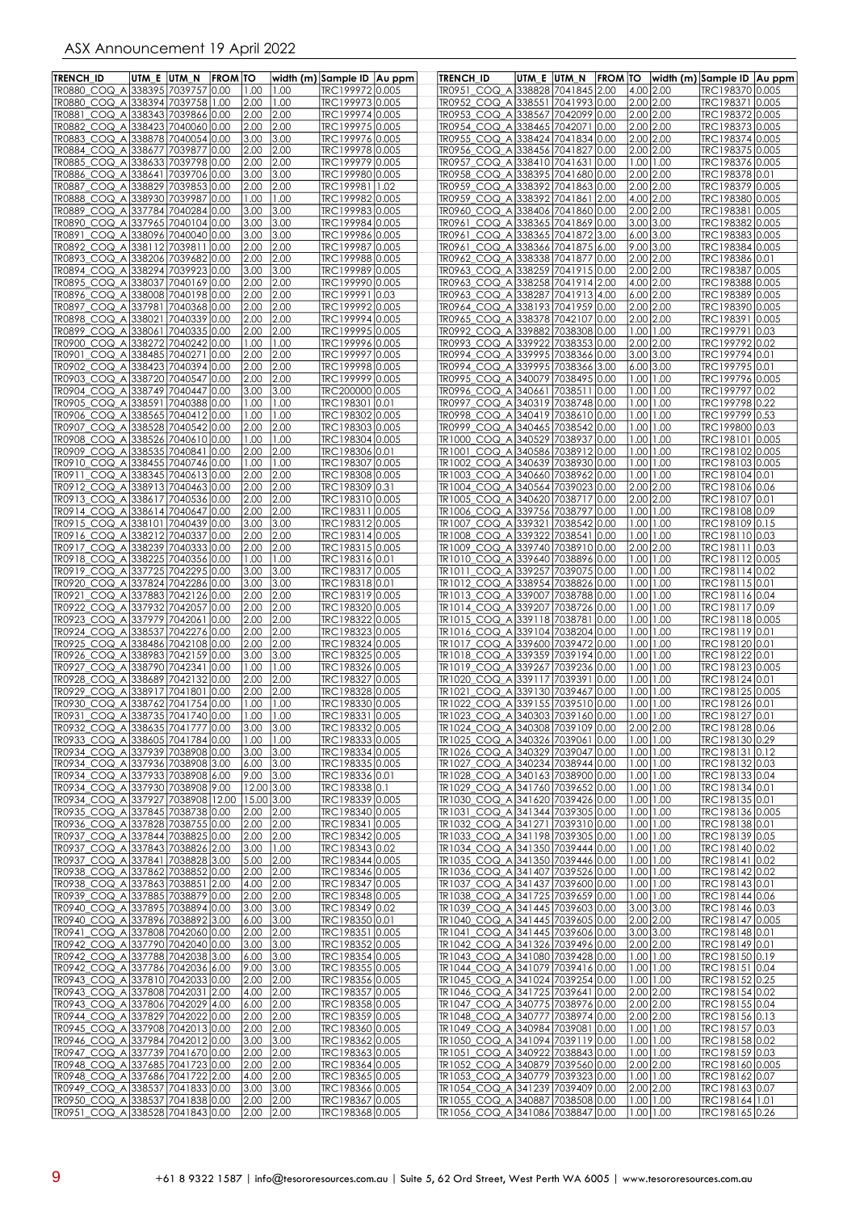| TRENCH_ID | UTM_E | UTM_N | FROM | TO | width (m) | Sample ID | Au ppm |
|---|---|---|---|---|---|---|---|
| TR0880_COQ_A | 338395 | 7039757 | 0.00 | 1.00 | 1.00 | TRC199972 | 0.005 |
| TR0880_COQ_A | 338394 | 7039758 | 1.00 | 2.00 | 1.00 | TRC199973 | 0.005 |
| TR0881_COQ_A | 338343 | 7039866 | 0.00 | 2.00 | 2.00 | TRC199974 | 0.005 |
| TR0882_COQ_A | 338423 | 7040060 | 0.00 | 2.00 | 2.00 | TRC199975 | 0.005 |
| TR0883_COQ_A | 338878 | 7040054 | 0.00 | 3.00 | 3.00 | TRC199976 | 0.005 |
| TR0884_COQ_A | 338677 | 7039877 | 0.00 | 2.00 | 2.00 | TRC199978 | 0.005 |
| TR0885_COQ_A | 338633 | 7039798 | 0.00 | 2.00 | 2.00 | TRC199979 | 0.005 |
| TR0886_COQ_A | 338641 | 7039706 | 0.00 | 3.00 | 3.00 | TRC199980 | 0.005 |
| TR0887_COQ_A | 338829 | 7039853 | 0.00 | 2.00 | 2.00 | TRC199981 | 1.02 |
| TR0888_COQ_A | 338930 | 7039987 | 0.00 | 1.00 | 1.00 | TRC199982 | 0.005 |
| TR0889_COQ_A | 337784 | 7040284 | 0.00 | 3.00 | 3.00 | TRC199983 | 0.005 |
| TR0890_COQ_A | 337965 | 7040104 | 0.00 | 3.00 | 3.00 | TRC199984 | 0.005 |
| TR0891_COQ_A | 338096 | 7040040 | 0.00 | 3.00 | 3.00 | TRC199986 | 0.005 |
| TR0892_COQ_A | 338112 | 7039811 | 0.00 | 2.00 | 2.00 | TRC199987 | 0.005 |
| TR0893_COQ_A | 338206 | 7039682 | 0.00 | 2.00 | 2.00 | TRC199988 | 0.005 |
| TR0894_COQ_A | 338294 | 7039923 | 0.00 | 3.00 | 3.00 | TRC199989 | 0.005 |
| TR0895_COQ_A | 338037 | 7040169 | 0.00 | 2.00 | 2.00 | TRC199990 | 0.005 |
| TR0896_COQ_A | 338008 | 7040198 | 0.00 | 2.00 | 2.00 | TRC199991 | 0.03 |
| TR0897_COQ_A | 337981 | 7040368 | 0.00 | 2.00 | 2.00 | TRC199992 | 0.005 |
| TR0898_COQ_A | 338021 | 7040339 | 0.00 | 2.00 | 2.00 | TRC199994 | 0.005 |
| TR0899_COQ_A | 338061 | 7040335 | 0.00 | 2.00 | 2.00 | TRC199995 | 0.005 |
| TR0900_COQ_A | 338272 | 7040242 | 0.00 | 1.00 | 1.00 | TRC199996 | 0.005 |
| TR0901_COQ_A | 338485 | 7040271 | 0.00 | 2.00 | 2.00 | TRC199997 | 0.005 |
| TR0902_COQ_A | 338423 | 7040394 | 0.00 | 2.00 | 2.00 | TRC199998 | 0.005 |
| TR0903_COQ_A | 338720 | 7040547 | 0.00 | 2.00 | 2.00 | TRC199999 | 0.005 |
| TR0904_COQ_A | 338749 | 7040447 | 0.00 | 3.00 | 3.00 | TRC200000 | 0.005 |
| TR0905_COQ_A | 338591 | 7040388 | 0.00 | 1.00 | 1.00 | TRC198301 | 0.01 |
| TR0906_COQ_A | 338565 | 7040412 | 0.00 | 1.00 | 1.00 | TRC198302 | 0.005 |
| TR0907_COQ_A | 338528 | 7040542 | 0.00 | 2.00 | 2.00 | TRC198303 | 0.005 |
| TR0908_COQ_A | 338526 | 7040610 | 0.00 | 1.00 | 1.00 | TRC198304 | 0.005 |
| TR0909_COQ_A | 338535 | 7040841 | 0.00 | 2.00 | 2.00 | TRC198306 | 0.01 |
| TR0910_COQ_A | 338455 | 7040746 | 0.00 | 1.00 | 1.00 | TRC198307 | 0.005 |
| TR0911_COQ_A | 338345 | 7040613 | 0.00 | 2.00 | 2.00 | TRC198308 | 0.005 |
| TR0912_COQ_A | 338913 | 7040463 | 0.00 | 2.00 | 2.00 | TRC198309 | 0.31 |
| TR0913_COQ_A | 338617 | 7040536 | 0.00 | 2.00 | 2.00 | TRC198310 | 0.005 |
| TR0914_COQ_A | 338614 | 7040647 | 0.00 | 2.00 | 2.00 | TRC198311 | 0.005 |
| TR0915_COQ_A | 338101 | 7040439 | 0.00 | 3.00 | 3.00 | TRC198312 | 0.005 |
| TR0916_COQ_A | 338212 | 7040337 | 0.00 | 2.00 | 2.00 | TRC198314 | 0.005 |
| TR0917_COQ_A | 338239 | 7040333 | 0.00 | 2.00 | 2.00 | TRC198315 | 0.005 |
| TR0918_COQ_A | 338225 | 7040356 | 0.00 | 1.00 | 1.00 | TRC198316 | 0.01 |
| TR0919_COQ_A | 337725 | 7042295 | 0.00 | 3.00 | 3.00 | TRC198317 | 0.005 |
| TR0920_COQ_A | 337824 | 7042286 | 0.00 | 3.00 | 3.00 | TRC198318 | 0.01 |
| TR0921_COQ_A | 337883 | 7042126 | 0.00 | 2.00 | 2.00 | TRC198319 | 0.005 |
| TR0922_COQ_A | 337932 | 7042057 | 0.00 | 2.00 | 2.00 | TRC198320 | 0.005 |
| TR0923_COQ_A | 337979 | 7042061 | 0.00 | 2.00 | 2.00 | TRC198322 | 0.005 |
| TR0924_COQ_A | 338537 | 7042276 | 0.00 | 2.00 | 2.00 | TRC198323 | 0.005 |
| TR0925_COQ_A | 338486 | 7042108 | 0.00 | 2.00 | 2.00 | TRC198324 | 0.005 |
| TR0926_COQ_A | 338983 | 7042159 | 0.00 | 3.00 | 3.00 | TRC198325 | 0.005 |
| TR0927_COQ_A | 338790 | 7042341 | 0.00 | 1.00 | 1.00 | TRC198326 | 0.005 |
| TR0928_COQ_A | 338689 | 7042132 | 0.00 | 2.00 | 2.00 | TRC198327 | 0.005 |
| TR0929_COQ_A | 338917 | 7041801 | 0.00 | 2.00 | 2.00 | TRC198328 | 0.005 |
| TR0930_COQ_A | 338762 | 7041754 | 0.00 | 1.00 | 1.00 | TRC198330 | 0.005 |
| TR0931_COQ_A | 338735 | 7041740 | 0.00 | 1.00 | 1.00 | TRC198331 | 0.005 |
| TR0932_COQ_A | 338635 | 7041777 | 0.00 | 3.00 | 3.00 | TRC198332 | 0.005 |
| TR0933_COQ_A | 338605 | 7041784 | 0.00 | 1.00 | 1.00 | TRC198333 | 0.005 |
| TR0934_COQ_A | 337939 | 7038908 | 0.00 | 3.00 | 3.00 | TRC198334 | 0.005 |
| TR0934_COQ_A | 337936 | 7038908 | 3.00 | 6.00 | 3.00 | TRC198335 | 0.005 |
| TR0934_COQ_A | 337933 | 7038908 | 6.00 | 9.00 | 3.00 | TRC198336 | 0.01 |
| TR0934_COQ_A | 337930 | 7038908 | 9.00 | 12.00 | 3.00 | TRC198338 | 0.1 |
| TR0934_COQ_A | 337927 | 7038908 | 12.00 | 15.00 | 3.00 | TRC198339 | 0.005 |
| TR0935_COQ_A | 337845 | 7038738 | 0.00 | 2.00 | 2.00 | TRC198340 | 0.005 |
| TR0936_COQ_A | 337828 | 7038755 | 0.00 | 2.00 | 2.00 | TRC198341 | 0.005 |
| TR0937_COQ_A | 337844 | 7038825 | 0.00 | 2.00 | 2.00 | TRC198342 | 0.005 |
| TR0937_COQ_A | 337843 | 7038826 | 2.00 | 3.00 | 1.00 | TRC198343 | 0.02 |
| TR0937_COQ_A | 337841 | 7038828 | 3.00 | 5.00 | 2.00 | TRC198344 | 0.005 |
| TR0938_COQ_A | 337862 | 7038852 | 0.00 | 2.00 | 2.00 | TRC198346 | 0.005 |
| TR0938_COQ_A | 337863 | 7038851 | 2.00 | 4.00 | 2.00 | TRC198347 | 0.005 |
| TR0939_COQ_A | 337885 | 7038879 | 0.00 | 2.00 | 2.00 | TRC198348 | 0.005 |
| TR0940_COQ_A | 337895 | 7038894 | 0.00 | 3.00 | 3.00 | TRC198349 | 0.02 |
| TR0940_COQ_A | 337896 | 7038892 | 3.00 | 6.00 | 3.00 | TRC198350 | 0.01 |
| TR0941_COQ_A | 337808 | 7042060 | 0.00 | 2.00 | 2.00 | TRC198351 | 0.005 |
| TR0942_COQ_A | 337790 | 7042040 | 0.00 | 3.00 | 3.00 | TRC198352 | 0.005 |
| TR0942_COQ_A | 337788 | 7042038 | 3.00 | 6.00 | 3.00 | TRC198354 | 0.005 |
| TR0942_COQ_A | 337786 | 7042036 | 6.00 | 9.00 | 3.00 | TRC198355 | 0.005 |
| TR0943_COQ_A | 337810 | 7042033 | 0.00 | 2.00 | 2.00 | TRC198356 | 0.005 |
| TR0943_COQ_A | 337808 | 7042031 | 2.00 | 4.00 | 2.00 | TRC198357 | 0.005 |
| TR0943_COQ_A | 337806 | 7042029 | 4.00 | 6.00 | 2.00 | TRC198358 | 0.005 |
| TR0944_COQ_A | 337829 | 7042022 | 0.00 | 2.00 | 2.00 | TRC198359 | 0.005 |
| TR0945_COQ_A | 337908 | 7042013 | 0.00 | 2.00 | 2.00 | TRC198360 | 0.005 |
| TR0946_COQ_A | 337984 | 7042012 | 0.00 | 3.00 | 3.00 | TRC198362 | 0.005 |
| TR0947_COQ_A | 337739 | 7041670 | 0.00 | 2.00 | 2.00 | TRC198363 | 0.005 |
| TR0948_COQ_A | 337685 | 7041723 | 0.00 | 2.00 | 2.00 | TRC198364 | 0.005 |
| TR0948_COQ_A | 337686 | 7041722 | 2.00 | 4.00 | 2.00 | TRC198365 | 0.005 |
| TR0949_COQ_A | 338537 | 7041833 | 0.00 | 3.00 | 3.00 | TRC198366 | 0.005 |
| TR0950_COQ_A | 338537 | 7041838 | 0.00 | 2.00 | 2.00 | TRC198367 | 0.005 |
| TR0951_COQ_A | 338528 | 7041843 | 0.00 | 2.00 | 2.00 | TRC198368 | 0.005 |
| TR0951_COQ_A | 338828 | 7041845 | 2.00 | 4.00 | 2.00 | TRC198370 | 0.005 |
| TR0952_COQ_A | 338551 | 7041993 | 0.00 | 2.00 | 2.00 | TRC198371 | 0.005 |
| TR0953_COQ_A | 338567 | 7042099 | 0.00 | 2.00 | 2.00 | TRC198372 | 0.005 |
| TR0954_COQ_A | 338465 | 7042071 | 0.00 | 2.00 | 2.00 | TRC198373 | 0.005 |
| TR0955_COQ_A | 338424 | 7041834 | 0.00 | 2.00 | 2.00 | TRC198374 | 0.005 |
| TR0956_COQ_A | 338456 | 7041827 | 0.00 | 2.00 | 2.00 | TRC198375 | 0.005 |
| TR0957_COQ_A | 338410 | 7041631 | 0.00 | 1.00 | 1.00 | TRC198376 | 0.005 |
| TR0958_COQ_A | 338395 | 7041680 | 0.00 | 2.00 | 2.00 | TRC198378 | 0.01 |
| TR0959_COQ_A | 338392 | 7041863 | 0.00 | 2.00 | 2.00 | TRC198379 | 0.005 |
| TR0959_COQ_A | 338392 | 7041861 | 2.00 | 4.00 | 2.00 | TRC198380 | 0.005 |
| TR0960_COQ_A | 338406 | 7041860 | 0.00 | 2.00 | 2.00 | TRC198381 | 0.005 |
| TR0961_COQ_A | 338365 | 7041869 | 0.00 | 3.00 | 3.00 | TRC198382 | 0.005 |
| TR0961_COQ_A | 338365 | 7041872 | 3.00 | 6.00 | 3.00 | TRC198383 | 0.005 |
| TR0961_COQ_A | 338366 | 7041875 | 6.00 | 9.00 | 3.00 | TRC198384 | 0.005 |
| TR0962_COQ_A | 338338 | 7041877 | 0.00 | 2.00 | 2.00 | TRC198386 | 0.01 |
| TR0963_COQ_A | 338259 | 7041915 | 0.00 | 2.00 | 2.00 | TRC198387 | 0.005 |
| TR0963_COQ_A | 338258 | 7041914 | 2.00 | 4.00 | 2.00 | TRC198388 | 0.005 |
| TR0963_COQ_A | 338287 | 7041913 | 4.00 | 6.00 | 2.00 | TRC198389 | 0.005 |
| TR0964_COQ_A | 338193 | 7041959 | 0.00 | 2.00 | 2.00 | TRC198390 | 0.005 |
| TR0965_COQ_A | 338378 | 7042107 | 0.00 | 2.00 | 2.00 | TRC198391 | 0.005 |
| TR0992_COQ_A | 339882 | 7038308 | 0.00 | 1.00 | 1.00 | TRC199791 | 0.03 |
| TR0993_COQ_A | 339922 | 7038353 | 0.00 | 2.00 | 2.00 | TRC199792 | 0.02 |
| TR0994_COQ_A | 339995 | 7038366 | 0.00 | 3.00 | 3.00 | TRC199794 | 0.01 |
| TR0994_COQ_A | 339995 | 7038366 | 3.00 | 6.00 | 3.00 | TRC199795 | 0.01 |
| TR0995_COQ_A | 340079 | 7038495 | 0.00 | 1.00 | 1.00 | TRC199796 | 0.005 |
| TR0996_COQ_A | 340661 | 7038511 | 0.00 | 1.00 | 1.00 | TRC199797 | 0.02 |
| TR0997_COQ_A | 340319 | 7038748 | 0.00 | 1.00 | 1.00 | TRC199798 | 0.22 |
| TR0998_COQ_A | 340419 | 7038610 | 0.00 | 1.00 | 1.00 | TRC199799 | 0.53 |
| TR0999_COQ_A | 340465 | 7038542 | 0.00 | 1.00 | 1.00 | TRC199800 | 0.03 |
| TR1000_COQ_A | 340529 | 7038937 | 0.00 | 1.00 | 1.00 | TRC198101 | 0.005 |
| TR1001_COQ_A | 340586 | 7038912 | 0.00 | 1.00 | 1.00 | TRC198102 | 0.005 |
| TR1002_COQ_A | 340639 | 7038930 | 0.00 | 1.00 | 1.00 | TRC198103 | 0.005 |
| TR1003_COQ_A | 340660 | 7038962 | 0.00 | 1.00 | 1.00 | TRC198104 | 0.01 |
| TR1004_COQ_A | 340564 | 7039023 | 0.00 | 2.00 | 2.00 | TRC198106 | 0.06 |
| TR1005_COQ_A | 340620 | 7038717 | 0.00 | 2.00 | 2.00 | TRC198107 | 0.01 |
| TR1006_COQ_A | 339756 | 7038797 | 0.00 | 1.00 | 1.00 | TRC198108 | 0.09 |
| TR1007_COQ_A | 339321 | 7038542 | 0.00 | 1.00 | 1.00 | TRC198109 | 0.15 |
| TR1008_COQ_A | 339322 | 7038541 | 0.00 | 1.00 | 1.00 | TRC198110 | 0.03 |
| TR1009_COQ_A | 339740 | 7038910 | 0.00 | 2.00 | 2.00 | TRC198111 | 0.03 |
| TR1010_COQ_A | 339640 | 7038896 | 0.00 | 1.00 | 1.00 | TRC198112 | 0.005 |
| TR1011_COQ_A | 339257 | 7039075 | 0.00 | 1.00 | 1.00 | TRC198114 | 0.02 |
| TR1012_COQ_A | 338954 | 7038826 | 0.00 | 1.00 | 1.00 | TRC198115 | 0.01 |
| TR1013_COQ_A | 339007 | 7038788 | 0.00 | 1.00 | 1.00 | TRC198116 | 0.04 |
| TR1014_COQ_A | 339207 | 7038726 | 0.00 | 1.00 | 1.00 | TRC198117 | 0.09 |
| TR1015_COQ_A | 339118 | 7038781 | 0.00 | 1.00 | 1.00 | TRC198118 | 0.005 |
| TR1016_COQ_A | 339104 | 7038204 | 0.00 | 1.00 | 1.00 | TRC198119 | 0.01 |
| TR1017_COQ_A | 339600 | 7039472 | 0.00 | 1.00 | 1.00 | TRC198120 | 0.01 |
| TR1018_COQ_A | 339359 | 7039194 | 0.00 | 1.00 | 1.00 | TRC198122 | 0.01 |
| TR1019_COQ_A | 339267 | 7039236 | 0.00 | 1.00 | 1.00 | TRC198123 | 0.005 |
| TR1020_COQ_A | 339117 | 7039391 | 0.00 | 1.00 | 1.00 | TRC198124 | 0.01 |
| TR1021_COQ_A | 339130 | 7039467 | 0.00 | 1.00 | 1.00 | TRC198125 | 0.005 |
| TR1022_COQ_A | 339155 | 7039510 | 0.00 | 1.00 | 1.00 | TRC198126 | 0.01 |
| TR1023_COQ_A | 340303 | 7039160 | 0.00 | 1.00 | 1.00 | TRC198127 | 0.01 |
| TR1024_COQ_A | 340308 | 7039109 | 0.00 | 2.00 | 2.00 | TRC198128 | 0.06 |
| TR1025_COQ_A | 340326 | 7039061 | 0.00 | 1.00 | 1.00 | TRC198130 | 0.29 |
| TR1026_COQ_A | 340329 | 7039047 | 0.00 | 1.00 | 1.00 | TRC198131 | 0.12 |
| TR1027_COQ_A | 340234 | 7038944 | 0.00 | 1.00 | 1.00 | TRC198132 | 0.03 |
| TR1028_COQ_A | 340163 | 7038900 | 0.00 | 1.00 | 1.00 | TRC198133 | 0.04 |
| TR1029_COQ_A | 341760 | 7039652 | 0.00 | 1.00 | 1.00 | TRC198134 | 0.01 |
| TR1030_COQ_A | 341620 | 7039426 | 0.00 | 1.00 | 1.00 | TRC198135 | 0.01 |
| TR1031_COQ_A | 341344 | 7039305 | 0.00 | 1.00 | 1.00 | TRC198136 | 0.005 |
| TR1032_COQ_A | 341271 | 7039310 | 0.00 | 1.00 | 1.00 | TRC198138 | 0.01 |
| TR1033_COQ_A | 341198 | 7039305 | 0.00 | 1.00 | 1.00 | TRC198139 | 0.05 |
| TR1034_COQ_A | 341350 | 7039444 | 0.00 | 1.00 | 1.00 | TRC198140 | 0.02 |
| TR1035_COQ_A | 341350 | 7039446 | 0.00 | 1.00 | 1.00 | TRC198141 | 0.02 |
| TR1036_COQ_A | 341407 | 7039526 | 0.00 | 1.00 | 1.00 | TRC198142 | 0.02 |
| TR1037_COQ_A | 341437 | 7039600 | 0.00 | 1.00 | 1.00 | TRC198143 | 0.01 |
| TR1038_COQ_A | 341725 | 7039659 | 0.00 | 1.00 | 1.00 | TRC198144 | 0.06 |
| TR1039_COQ_A | 341445 | 7039603 | 0.00 | 3.00 | 3.00 | TRC198146 | 0.03 |
| TR1040_COQ_A | 341445 | 7039605 | 0.00 | 2.00 | 2.00 | TRC198147 | 0.005 |
| TR1041_COQ_A | 341445 | 7039606 | 0.00 | 3.00 | 3.00 | TRC198148 | 0.01 |
| TR1042_COQ_A | 341326 | 7039496 | 0.00 | 2.00 | 2.00 | TRC198149 | 0.01 |
| TR1043_COQ_A | 341080 | 7039428 | 0.00 | 1.00 | 1.00 | TRC198150 | 0.19 |
| TR1044_COQ_A | 341079 | 7039416 | 0.00 | 1.00 | 1.00 | TRC198151 | 0.04 |
| TR1045_COQ_A | 341024 | 7039254 | 0.00 | 1.00 | 1.00 | TRC198152 | 0.25 |
| TR1046_COQ_A | 341725 | 7039641 | 0.00 | 2.00 | 2.00 | TRC198154 | 0.02 |
| TR1047_COQ_A | 340775 | 7038976 | 0.00 | 2.00 | 2.00 | TRC198155 | 0.04 |
| TR1048_COQ_A | 340777 | 7038974 | 0.00 | 2.00 | 2.00 | TRC198156 | 0.13 |
| TR1049_COQ_A | 340984 | 7039081 | 0.00 | 1.00 | 1.00 | TRC198157 | 0.03 |
| TR1050_COQ_A | 341094 | 7039119 | 0.00 | 1.00 | 1.00 | TRC198158 | 0.02 |
| TR1051_COQ_A | 340922 | 7038843 | 0.00 | 1.00 | 1.00 | TRC198159 | 0.03 |
| TR1052_COQ_A | 340879 | 7039560 | 0.00 | 2.00 | 2.00 | TRC198160 | 0.005 |
| TR1053_COQ_A | 340779 | 7039323 | 0.00 | 1.00 | 1.00 | TRC198162 | 0.07 |
| TR1054_COQ_A | 341239 | 7039409 | 0.00 | 2.00 | 2.00 | TRC198163 | 0.07 |
| TR1055_COQ_A | 340887 | 7038508 | 0.00 | 1.00 | 1.00 | TRC198164 | 1.01 |
| TR1056_COQ_A | 341086 | 7038847 | 0.00 | 1.00 | 1.00 | TRC198165 | 0.26 |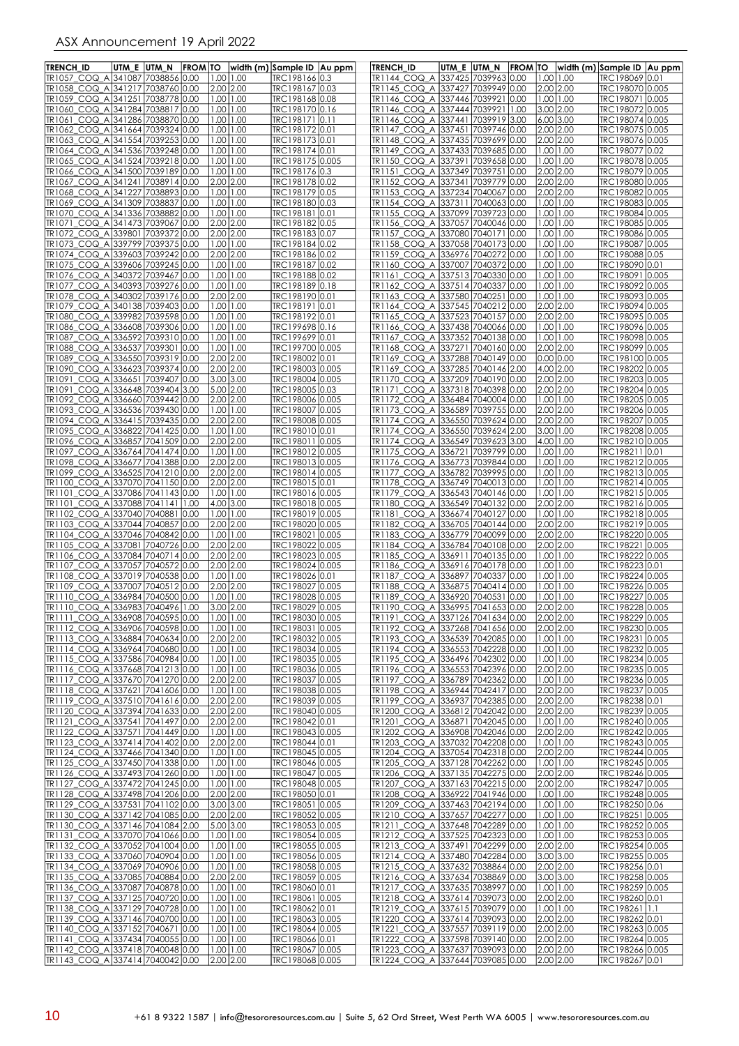| TRENCH_ID | UTM_E | UTM_N | FROM | TO | width (m) | Sample ID | Au ppm |
|---|---|---|---|---|---|---|---|
| TR1057_COQ_A | 341087 | 7038856 | 0.00 | 1.00 | 1.00 | TRC198166 | 0.3 |
| TR1058_COQ_A | 341217 | 7038760 | 0.00 | 2.00 | 2.00 | TRC198167 | 0.03 |
| TR1059_COQ_A | 341251 | 7038778 | 0.00 | 1.00 | 1.00 | TRC198168 | 0.08 |
| TR1060_COQ_A | 341284 | 7038817 | 0.00 | 1.00 | 1.00 | TRC198170 | 0.16 |
| TR1061_COQ_A | 341286 | 7038870 | 0.00 | 1.00 | 1.00 | TRC198171 | 0.11 |
| TR1062_COQ_A | 341664 | 7039324 | 0.00 | 1.00 | 1.00 | TRC198172 | 0.01 |
| TR1063_COQ_A | 341554 | 7039253 | 0.00 | 1.00 | 1.00 | TRC198173 | 0.01 |
| TR1064_COQ_A | 341536 | 7039248 | 0.00 | 1.00 | 1.00 | TRC198174 | 0.01 |
| TR1065_COQ_A | 341524 | 7039218 | 0.00 | 1.00 | 1.00 | TRC198175 | 0.005 |
| TR1066_COQ_A | 341500 | 7039189 | 0.00 | 1.00 | 1.00 | TRC198176 | 0.3 |
| TR1067_COQ_A | 341241 | 7038914 | 0.00 | 2.00 | 2.00 | TRC198178 | 0.02 |
| TR1068_COQ_A | 341227 | 7038893 | 0.00 | 1.00 | 1.00 | TRC198179 | 0.05 |
| TR1069_COQ_A | 341309 | 7038837 | 0.00 | 1.00 | 1.00 | TRC198180 | 0.03 |
| TR1070_COQ_A | 341336 | 7038882 | 0.00 | 1.00 | 1.00 | TRC198181 | 0.01 |
| TR1071_COQ_A | 341473 | 7039067 | 0.00 | 2.00 | 2.00 | TRC198182 | 0.05 |
| TR1072_COQ_A | 339801 | 7039372 | 0.00 | 2.00 | 2.00 | TRC198183 | 0.07 |
| TR1073_COQ_A | 339799 | 7039375 | 0.00 | 1.00 | 1.00 | TRC198184 | 0.02 |
| TR1074_COQ_A | 339603 | 7039242 | 0.00 | 2.00 | 2.00 | TRC198186 | 0.02 |
| TR1075_COQ_A | 339606 | 7039245 | 0.00 | 1.00 | 1.00 | TRC198187 | 0.02 |
| TR1076_COQ_A | 340372 | 7039467 | 0.00 | 1.00 | 1.00 | TRC198188 | 0.02 |
| TR1077_COQ_A | 340393 | 7039276 | 0.00 | 1.00 | 1.00 | TRC198189 | 0.18 |
| TR1078_COQ_A | 340302 | 7039176 | 0.00 | 2.00 | 2.00 | TRC198190 | 0.01 |
| TR1079_COQ_A | 340138 | 7039403 | 0.00 | 1.00 | 1.00 | TRC198191 | 0.01 |
| TR1080_COQ_A | 339982 | 7039598 | 0.00 | 1.00 | 1.00 | TRC198192 | 0.01 |
| TR1086_COQ_A | 336608 | 7039306 | 0.00 | 1.00 | 1.00 | TRC199698 | 0.16 |
| TR1087_COQ_A | 336592 | 7039310 | 0.00 | 1.00 | 1.00 | TRC199699 | 0.01 |
| TR1088_COQ_A | 336537 | 7039301 | 0.00 | 1.00 | 1.00 | TRC199700 | 0.005 |
| TR1089_COQ_A | 336550 | 7039319 | 0.00 | 2.00 | 2.00 | TRC198002 | 0.01 |
| TR1090_COQ_A | 336623 | 7039374 | 0.00 | 2.00 | 2.00 | TRC198003 | 0.005 |
| TR1091_COQ_A | 336651 | 7039407 | 0.00 | 3.00 | 3.00 | TRC198004 | 0.005 |
| TR1091_COQ_A | 336648 | 7039404 | 3.00 | 5.00 | 2.00 | TRC198005 | 0.03 |
| TR1092_COQ_A | 336660 | 7039442 | 0.00 | 2.00 | 2.00 | TRC198006 | 0.005 |
| TR1093_COQ_A | 336536 | 7039430 | 0.00 | 1.00 | 1.00 | TRC198007 | 0.005 |
| TR1094_COQ_A | 336415 | 7039435 | 0.00 | 2.00 | 2.00 | TRC198008 | 0.005 |
| TR1095_COQ_A | 336822 | 7041425 | 0.00 | 1.00 | 1.00 | TRC198010 | 0.01 |
| TR1096_COQ_A | 336857 | 7041509 | 0.00 | 2.00 | 2.00 | TRC198011 | 0.005 |
| TR1097_COQ_A | 336764 | 7041474 | 0.00 | 1.00 | 1.00 | TRC198012 | 0.005 |
| TR1098_COQ_A | 336677 | 7041388 | 0.00 | 2.00 | 2.00 | TRC198013 | 0.005 |
| TR1099_COQ_A | 336525 | 7041210 | 0.00 | 2.00 | 2.00 | TRC198014 | 0.005 |
| TR1100_COQ_A | 337070 | 7041150 | 0.00 | 2.00 | 2.00 | TRC198015 | 0.01 |
| TR1101_COQ_A | 337086 | 7041143 | 0.00 | 1.00 | 1.00 | TRC198016 | 0.005 |
| TR1101_COQ_A | 337088 | 7041141 | 1.00 | 4.00 | 3.00 | TRC198018 | 0.005 |
| TR1102_COQ_A | 337040 | 7040881 | 0.00 | 1.00 | 1.00 | TRC198019 | 0.005 |
| TR1103_COQ_A | 337044 | 7040857 | 0.00 | 2.00 | 2.00 | TRC198020 | 0.005 |
| TR1104_COQ_A | 337046 | 7040842 | 0.00 | 1.00 | 1.00 | TRC198021 | 0.005 |
| TR1105_COQ_A | 337081 | 7040726 | 0.00 | 2.00 | 2.00 | TRC198022 | 0.005 |
| TR1106_COQ_A | 337084 | 7040714 | 0.00 | 2.00 | 2.00 | TRC198023 | 0.005 |
| TR1107_COQ_A | 337057 | 7040572 | 0.00 | 2.00 | 2.00 | TRC198024 | 0.005 |
| TR1108_COQ_A | 337019 | 7040538 | 0.00 | 1.00 | 1.00 | TRC198026 | 0.01 |
| TR1109_COQ_A | 337007 | 7040512 | 0.00 | 2.00 | 2.00 | TRC198027 | 0.005 |
| TR1110_COQ_A | 336984 | 7040500 | 0.00 | 1.00 | 1.00 | TRC198028 | 0.005 |
| TR1110_COQ_A | 336983 | 7040496 | 1.00 | 3.00 | 2.00 | TRC198029 | 0.005 |
| TR1111_COQ_A | 336908 | 7040595 | 0.00 | 1.00 | 1.00 | TRC198030 | 0.005 |
| TR1112_COQ_A | 336906 | 7040598 | 0.00 | 1.00 | 1.00 | TRC198031 | 0.005 |
| TR1113_COQ_A | 336884 | 7040634 | 0.00 | 2.00 | 2.00 | TRC198032 | 0.005 |
| TR1114_COQ_A | 336964 | 7040680 | 0.00 | 1.00 | 1.00 | TRC198034 | 0.005 |
| TR1115_COQ_A | 337586 | 7040984 | 0.00 | 1.00 | 1.00 | TRC198035 | 0.005 |
| TR1116_COQ_A | 337668 | 7041213 | 0.00 | 1.00 | 1.00 | TRC198036 | 0.005 |
| TR1117_COQ_A | 337670 | 7041270 | 0.00 | 2.00 | 2.00 | TRC198037 | 0.005 |
| TR1118_COQ_A | 337621 | 7041606 | 0.00 | 1.00 | 1.00 | TRC198038 | 0.005 |
| TR1119_COQ_A | 337510 | 7041616 | 0.00 | 2.00 | 2.00 | TRC198039 | 0.005 |
| TR1120_COQ_A | 337394 | 7041633 | 0.00 | 2.00 | 2.00 | TRC198040 | 0.005 |
| TR1121_COQ_A | 337541 | 7041497 | 0.00 | 2.00 | 2.00 | TRC198042 | 0.01 |
| TR1122_COQ_A | 337571 | 7041449 | 0.00 | 1.00 | 1.00 | TRC198043 | 0.005 |
| TR1123_COQ_A | 337414 | 7041402 | 0.00 | 2.00 | 2.00 | TRC198044 | 0.01 |
| TR1124_COQ_A | 337466 | 7041340 | 0.00 | 1.00 | 1.00 | TRC198045 | 0.005 |
| TR1125_COQ_A | 337450 | 7041338 | 0.00 | 1.00 | 1.00 | TRC198046 | 0.005 |
| TR1126_COQ_A | 337493 | 7041260 | 0.00 | 1.00 | 1.00 | TRC198047 | 0.005 |
| TR1127_COQ_A | 337472 | 7041245 | 0.00 | 1.00 | 1.00 | TRC198048 | 0.005 |
| TR1128_COQ_A | 337498 | 7041206 | 0.00 | 2.00 | 2.00 | TRC198050 | 0.01 |
| TR1129_COQ_A | 337531 | 7041102 | 0.00 | 3.00 | 3.00 | TRC198051 | 0.005 |
| TR1130_COQ_A | 337142 | 7041085 | 0.00 | 2.00 | 2.00 | TRC198052 | 0.005 |
| TR1130_COQ_A | 337146 | 7041084 | 2.00 | 5.00 | 3.00 | TRC198053 | 0.005 |
| TR1131_COQ_A | 337070 | 7041066 | 0.00 | 1.00 | 1.00 | TRC198054 | 0.005 |
| TR1132_COQ_A | 337052 | 7041004 | 0.00 | 1.00 | 1.00 | TRC198055 | 0.005 |
| TR1133_COQ_A | 337060 | 7040904 | 0.00 | 1.00 | 1.00 | TRC198056 | 0.005 |
| TR1134_COQ_A | 337069 | 7040906 | 0.00 | 1.00 | 1.00 | TRC198058 | 0.005 |
| TR1135_COQ_A | 337085 | 7040884 | 0.00 | 2.00 | 2.00 | TRC198059 | 0.005 |
| TR1136_COQ_A | 337087 | 7040878 | 0.00 | 1.00 | 1.00 | TRC198060 | 0.01 |
| TR1137_COQ_A | 337125 | 7040720 | 0.00 | 1.00 | 1.00 | TRC198061 | 0.005 |
| TR1138_COQ_A | 337129 | 7040728 | 0.00 | 1.00 | 1.00 | TRC198062 | 0.01 |
| TR1139_COQ_A | 337146 | 7040700 | 0.00 | 1.00 | 1.00 | TRC198063 | 0.005 |
| TR1140_COQ_A | 337152 | 7040671 | 0.00 | 1.00 | 1.00 | TRC198064 | 0.005 |
| TR1141_COQ_A | 337434 | 7040055 | 0.00 | 1.00 | 1.00 | TRC198066 | 0.01 |
| TR1142_COQ_A | 337418 | 7040048 | 0.00 | 1.00 | 1.00 | TRC198067 | 0.005 |
| TR1143_COQ_A | 337414 | 7040042 | 0.00 | 2.00 | 2.00 | TRC198068 | 0.005 |
| TR1144_COQ_A | 337425 | 7039963 | 0.00 | 1.00 | 1.00 | TRC198069 | 0.01 |
| TR1145_COQ_A | 337427 | 7039949 | 0.00 | 2.00 | 2.00 | TRC198070 | 0.005 |
| TR1146_COQ_A | 337446 | 7039921 | 0.00 | 1.00 | 1.00 | TRC198071 | 0.005 |
| TR1146_COQ_A | 337444 | 7039921 | 1.00 | 3.00 | 2.00 | TRC198072 | 0.005 |
| TR1146_COQ_A | 337441 | 7039919 | 3.00 | 6.00 | 3.00 | TRC198074 | 0.005 |
| TR1147_COQ_A | 337451 | 7039746 | 0.00 | 2.00 | 2.00 | TRC198075 | 0.005 |
| TR1148_COQ_A | 337435 | 7039699 | 0.00 | 2.00 | 2.00 | TRC198076 | 0.005 |
| TR1149_COQ_A | 337433 | 7039685 | 0.00 | 1.00 | 1.00 | TRC198077 | 0.02 |
| TR1150_COQ_A | 337391 | 7039658 | 0.00 | 1.00 | 1.00 | TRC198078 | 0.005 |
| TR1151_COQ_A | 337349 | 7039751 | 0.00 | 2.00 | 2.00 | TRC198079 | 0.005 |
| TR1152_COQ_A | 337341 | 7039779 | 0.00 | 2.00 | 2.00 | TRC198080 | 0.005 |
| TR1153_COQ_A | 337234 | 7040067 | 0.00 | 2.00 | 2.00 | TRC198082 | 0.005 |
| TR1154_COQ_A | 337311 | 7040063 | 0.00 | 1.00 | 1.00 | TRC198083 | 0.005 |
| TR1155_COQ_A | 337099 | 7039723 | 0.00 | 1.00 | 1.00 | TRC198084 | 0.005 |
| TR1156_COQ_A | 337057 | 7040046 | 0.00 | 1.00 | 1.00 | TRC198085 | 0.005 |
| TR1157_COQ_A | 337080 | 7040171 | 0.00 | 1.00 | 1.00 | TRC198086 | 0.005 |
| TR1158_COQ_A | 337058 | 7040173 | 0.00 | 1.00 | 1.00 | TRC198087 | 0.005 |
| TR1159_COQ_A | 336976 | 7040272 | 0.00 | 1.00 | 1.00 | TRC198088 | 0.05 |
| TR1160_COQ_A | 337007 | 7040372 | 0.00 | 1.00 | 1.00 | TRC198090 | 0.01 |
| TR1161_COQ_A | 337513 | 7040330 | 0.00 | 1.00 | 1.00 | TRC198091 | 0.005 |
| TR1162_COQ_A | 337514 | 7040337 | 0.00 | 1.00 | 1.00 | TRC198092 | 0.005 |
| TR1163_COQ_A | 337580 | 7040251 | 0.00 | 1.00 | 1.00 | TRC198093 | 0.005 |
| TR1164_COQ_A | 337545 | 7040212 | 0.00 | 2.00 | 2.00 | TRC198094 | 0.005 |
| TR1165_COQ_A | 337523 | 7040157 | 0.00 | 2.00 | 2.00 | TRC198095 | 0.005 |
| TR1166_COQ_A | 337438 | 7040066 | 0.00 | 1.00 | 1.00 | TRC198096 | 0.005 |
| TR1167_COQ_A | 337352 | 7040138 | 0.00 | 1.00 | 1.00 | TRC198098 | 0.005 |
| TR1168_COQ_A | 337271 | 7040160 | 0.00 | 2.00 | 2.00 | TRC198099 | 0.005 |
| TR1169_COQ_A | 337288 | 7040149 | 0.00 | 0.00 | 0.00 | TRC198100 | 0.005 |
| TR1169_COQ_A | 337285 | 7040146 | 2.00 | 4.00 | 2.00 | TRC198202 | 0.005 |
| TR1170_COQ_A | 337209 | 7040190 | 0.00 | 2.00 | 2.00 | TRC198203 | 0.005 |
| TR1171_COQ_A | 337318 | 7040398 | 0.00 | 2.00 | 2.00 | TRC198204 | 0.005 |
| TR1172_COQ_A | 336484 | 7040004 | 0.00 | 1.00 | 1.00 | TRC198205 | 0.005 |
| TR1173_COQ_A | 336589 | 7039755 | 0.00 | 2.00 | 2.00 | TRC198206 | 0.005 |
| TR1174_COQ_A | 336550 | 7039624 | 0.00 | 2.00 | 2.00 | TRC198207 | 0.005 |
| TR1174_COQ_A | 336550 | 7039624 | 2.00 | 3.00 | 1.00 | TRC198208 | 0.005 |
| TR1174_COQ_A | 336549 | 7039623 | 3.00 | 4.00 | 1.00 | TRC198210 | 0.005 |
| TR1175_COQ_A | 336721 | 7039799 | 0.00 | 1.00 | 1.00 | TRC198211 | 0.01 |
| TR1176_COQ_A | 336773 | 7039844 | 0.00 | 1.00 | 1.00 | TRC198212 | 0.005 |
| TR1177_COQ_A | 336782 | 7039995 | 0.00 | 1.00 | 1.00 | TRC198213 | 0.005 |
| TR1178_COQ_A | 336749 | 7040013 | 0.00 | 1.00 | 1.00 | TRC198214 | 0.005 |
| TR1179_COQ_A | 336543 | 7040146 | 0.00 | 1.00 | 1.00 | TRC198215 | 0.005 |
| TR1180_COQ_A | 336549 | 7040132 | 0.00 | 2.00 | 2.00 | TRC198216 | 0.005 |
| TR1181_COQ_A | 336674 | 7040127 | 0.00 | 1.00 | 1.00 | TRC198218 | 0.005 |
| TR1182_COQ_A | 336705 | 7040144 | 0.00 | 2.00 | 2.00 | TRC198219 | 0.005 |
| TR1183_COQ_A | 336779 | 7040099 | 0.00 | 2.00 | 2.00 | TRC198220 | 0.005 |
| TR1184_COQ_A | 336784 | 7040108 | 0.00 | 2.00 | 2.00 | TRC198221 | 0.005 |
| TR1185_COQ_A | 336911 | 7040135 | 0.00 | 1.00 | 1.00 | TRC198222 | 0.005 |
| TR1186_COQ_A | 336916 | 7040178 | 0.00 | 1.00 | 1.00 | TRC198223 | 0.01 |
| TR1187_COQ_A | 336897 | 7040337 | 0.00 | 1.00 | 1.00 | TRC198224 | 0.005 |
| TR1188_COQ_A | 336875 | 7040414 | 0.00 | 1.00 | 1.00 | TRC198226 | 0.005 |
| TR1189_COQ_A | 336920 | 7040531 | 0.00 | 1.00 | 1.00 | TRC198227 | 0.005 |
| TR1190_COQ_A | 336995 | 7041653 | 0.00 | 2.00 | 2.00 | TRC198228 | 0.005 |
| TR1191_COQ_A | 337126 | 7041634 | 0.00 | 2.00 | 2.00 | TRC198229 | 0.005 |
| TR1192_COQ_A | 337268 | 7041656 | 0.00 | 2.00 | 2.00 | TRC198230 | 0.005 |
| TR1193_COQ_A | 336539 | 7042085 | 0.00 | 1.00 | 1.00 | TRC198231 | 0.005 |
| TR1194_COQ_A | 336553 | 7042228 | 0.00 | 1.00 | 1.00 | TRC198232 | 0.005 |
| TR1195_COQ_A | 336496 | 7042302 | 0.00 | 1.00 | 1.00 | TRC198234 | 0.005 |
| TR1196_COQ_A | 336553 | 7042396 | 0.00 | 2.00 | 2.00 | TRC198235 | 0.005 |
| TR1197_COQ_A | 336789 | 7042362 | 0.00 | 1.00 | 1.00 | TRC198236 | 0.005 |
| TR1198_COQ_A | 336944 | 7042417 | 0.00 | 2.00 | 2.00 | TRC198237 | 0.005 |
| TR1199_COQ_A | 336937 | 7042385 | 0.00 | 2.00 | 2.00 | TRC198238 | 0.01 |
| TR1200_COQ_A | 336812 | 7042042 | 0.00 | 2.00 | 2.00 | TRC198239 | 0.005 |
| TR1201_COQ_A | 336871 | 7042045 | 0.00 | 1.00 | 1.00 | TRC198240 | 0.005 |
| TR1202_COQ_A | 336908 | 7042046 | 0.00 | 2.00 | 2.00 | TRC198242 | 0.005 |
| TR1203_COQ_A | 337032 | 7042208 | 0.00 | 1.00 | 1.00 | TRC198243 | 0.005 |
| TR1204_COQ_A | 337054 | 7042318 | 0.00 | 2.00 | 2.00 | TRC198244 | 0.005 |
| TR1205_COQ_A | 337128 | 7042262 | 0.00 | 1.00 | 1.00 | TRC198245 | 0.005 |
| TR1206_COQ_A | 337135 | 7042275 | 0.00 | 2.00 | 2.00 | TRC198246 | 0.005 |
| TR1207_COQ_A | 337163 | 7042215 | 0.00 | 2.00 | 2.00 | TRC198247 | 0.005 |
| TR1208_COQ_A | 336922 | 7041946 | 0.00 | 1.00 | 1.00 | TRC198248 | 0.005 |
| TR1209_COQ_A | 337463 | 7042194 | 0.00 | 1.00 | 1.00 | TRC198250 | 0.06 |
| TR1210_COQ_A | 337657 | 7042277 | 0.00 | 1.00 | 1.00 | TRC198251 | 0.005 |
| TR1211_COQ_A | 337648 | 7042289 | 0.00 | 1.00 | 1.00 | TRC198252 | 0.005 |
| TR1212_COQ_A | 337525 | 7042323 | 0.00 | 1.00 | 1.00 | TRC198253 | 0.005 |
| TR1213_COQ_A | 337491 | 7042299 | 0.00 | 2.00 | 2.00 | TRC198254 | 0.005 |
| TR1214_COQ_A | 337480 | 7042284 | 0.00 | 3.00 | 3.00 | TRC198255 | 0.005 |
| TR1215_COQ_A | 337632 | 7038864 | 0.00 | 2.00 | 2.00 | TRC198256 | 0.01 |
| TR1216_COQ_A | 337634 | 7038869 | 0.00 | 3.00 | 3.00 | TRC198258 | 0.005 |
| TR1217_COQ_A | 337635 | 7038997 | 0.00 | 1.00 | 1.00 | TRC198259 | 0.005 |
| TR1218_COQ_A | 337614 | 7039073 | 0.00 | 2.00 | 2.00 | TRC198260 | 0.01 |
| TR1219_COQ_A | 337615 | 7039079 | 0.00 | 1.00 | 1.00 | TRC198261 | 1.1 |
| TR1220_COQ_A | 337614 | 7039093 | 0.00 | 2.00 | 2.00 | TRC198262 | 0.01 |
| TR1221_COQ_A | 337557 | 7039119 | 0.00 | 2.00 | 2.00 | TRC198263 | 0.005 |
| TR1222_COQ_A | 337598 | 7039140 | 0.00 | 2.00 | 2.00 | TRC198264 | 0.005 |
| TR1223_COQ_A | 337637 | 7039093 | 0.00 | 2.00 | 2.00 | TRC198266 | 0.005 |
| TR1224_COQ_A | 337644 | 7039085 | 0.00 | 2.00 | 2.00 | TRC198267 | 0.01 |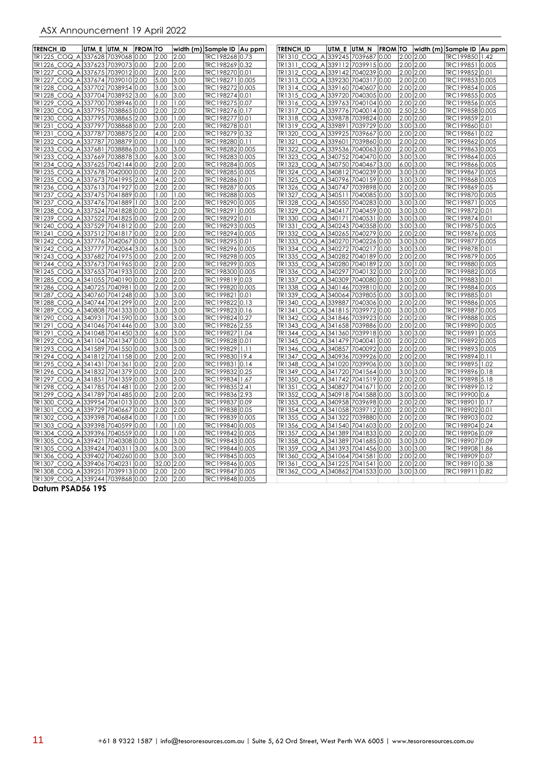| TRENCH_ID | UTM_E | UTM_N | FROM | TO | width (m) | Sample ID | Au ppm |
|---|---|---|---|---|---|---|---|
| TR1225_COQ_A | 337628 | 7039068 | 0.00 | 2.00 | 2.00 | TRC198268 | 0.73 |
| TR1226_COQ_A | 337623 | 7039073 | 0.00 | 2.00 | 2.00 | TRC198269 | 0.32 |
| TR1227_COQ_A | 337675 | 7039012 | 0.00 | 2.00 | 2.00 | TRC198270 | 0.01 |
| TR1227_COQ_A | 337674 | 7039010 | 2.00 | 5.00 | 3.00 | TRC198271 | 0.005 |
| TR1228_COQ_A | 337702 | 7038954 | 0.00 | 3.00 | 3.00 | TRC198272 | 0.005 |
| TR1228_COQ_A | 337704 | 7038952 | 3.00 | 6.00 | 3.00 | TRC198274 | 0.01 |
| TR1229_COQ_A | 337700 | 7038946 | 0.00 | 1.00 | 1.00 | TRC198275 | 0.07 |
| TR1230_COQ_A | 337795 | 7038865 | 0.00 | 2.00 | 2.00 | TRC198276 | 0.17 |
| TR1230_COQ_A | 337795 | 7038865 | 2.00 | 3.00 | 1.00 | TRC198277 | 0.01 |
| TR1231_COQ_A | 337797 | 7038868 | 0.00 | 2.00 | 2.00 | TRC198278 | 0.01 |
| TR1231_COQ_A | 337787 | 7038875 | 2.00 | 4.00 | 2.00 | TRC198279 | 0.32 |
| TR1232_COQ_A | 337787 | 7038879 | 0.00 | 1.00 | 1.00 | TRC198280 | 0.11 |
| TR1233_COQ_A | 337681 | 7038886 | 0.00 | 3.00 | 3.00 | TRC198282 | 0.005 |
| TR1233_COQ_A | 337669 | 7038878 | 3.00 | 6.00 | 3.00 | TRC198283 | 0.005 |
| TR1234_COQ_A | 337625 | 7042144 | 0.00 | 2.00 | 2.00 | TRC198284 | 0.005 |
| TR1235_COQ_A | 337678 | 7042000 | 0.00 | 2.00 | 2.00 | TRC198285 | 0.005 |
| TR1235_COQ_A | 337673 | 7041995 | 2.00 | 4.00 | 2.00 | TRC198286 | 0.01 |
| TR1236_COQ_A | 337613 | 7041927 | 0.00 | 2.00 | 2.00 | TRC198287 | 0.005 |
| TR1237_COQ_A | 337475 | 7041889 | 0.00 | 1.00 | 1.00 | TRC198288 | 0.005 |
| TR1237_COQ_A | 337476 | 7041889 | 1.00 | 3.00 | 2.00 | TRC198290 | 0.005 |
| TR1238_COQ_A | 337524 | 7041828 | 0.00 | 2.00 | 2.00 | TRC198291 | 0.005 |
| TR1239_COQ_A | 337522 | 7041825 | 0.00 | 2.00 | 2.00 | TRC198292 | 0.01 |
| TR1240_COQ_A | 337529 | 7041812 | 0.00 | 2.00 | 2.00 | TRC198293 | 0.005 |
| TR1241_COQ_A | 337512 | 7041817 | 0.00 | 2.00 | 2.00 | TRC198294 | 0.005 |
| TR1242_COQ_A | 337776 | 7042067 | 0.00 | 3.00 | 3.00 | TRC198295 | 0.01 |
| TR1242_COQ_A | 337777 | 7042064 | 3.00 | 6.00 | 3.00 | TRC198296 | 0.005 |
| TR1243_COQ_A | 337682 | 7041975 | 0.00 | 2.00 | 2.00 | TRC198298 | 0.005 |
| TR1244_COQ_A | 337673 | 7041965 | 0.00 | 2.00 | 2.00 | TRC198299 | 0.005 |
| TR1245_COQ_A | 337653 | 7041933 | 0.00 | 2.00 | 2.00 | TRC198300 | 0.005 |
| TR1285_COQ_A | 341055 | 7040190 | 0.00 | 2.00 | 2.00 | TRC199819 | 0.03 |
| TR1286_COQ_A | 340725 | 7040981 | 0.00 | 2.00 | 2.00 | TRC199820 | 0.005 |
| TR1287_COQ_A | 340760 | 7041248 | 0.00 | 3.00 | 3.00 | TRC199821 | 0.01 |
| TR1288_COQ_A | 340744 | 7041299 | 0.00 | 2.00 | 2.00 | TRC199822 | 0.13 |
| TR1289_COQ_A | 340808 | 7041333 | 0.00 | 3.00 | 3.00 | TRC199823 | 0.16 |
| TR1290_COQ_A | 340931 | 7041520 | 0.00 | 3.00 | 3.00 | TRC199824 | 0.27 |
| TR1291_COQ_A | 341046 | 7041446 | 0.00 | 3.00 | 3.00 | TRC199826 | 2.55 |
| TR1291_COQ_A | 341048 | 7041450 | 3.00 | 6.00 | 3.00 | TRC199827 | 1.04 |
| TR1292_COQ_A | 341104 | 7041347 | 0.00 | 3.00 | 3.00 | TRC199828 | 0.01 |
| TR1293_COQ_A | 341589 | 7041550 | 0.00 | 3.00 | 3.00 | TRC199829 | 1.11 |
| TR1294_COQ_A | 341812 | 7041158 | 0.00 | 2.00 | 2.00 | TRC199830 | 19.4 |
| TR1295_COQ_A | 341431 | 7041361 | 0.00 | 2.00 | 2.00 | TRC199831 | 0.14 |
| TR1296_COQ_A | 341832 | 7041379 | 0.00 | 2.00 | 2.00 | TRC199832 | 0.25 |
| TR1297_COQ_A | 341851 | 7041359 | 0.00 | 3.00 | 3.00 | TRC199834 | 1.67 |
| TR1298_COQ_A | 341785 | 7041481 | 0.00 | 2.00 | 2.00 | TRC199835 | 2.41 |
| TR1299_COQ_A | 341789 | 7041485 | 0.00 | 2.00 | 2.00 | TRC199836 | 2.93 |
| TR1300_COQ_A | 339954 | 7041013 | 0.00 | 3.00 | 3.00 | TRC199837 | 0.09 |
| TR1301_COQ_A | 339729 | 7040667 | 0.00 | 2.00 | 2.00 | TRC199838 | 0.05 |
| TR1302_COQ_A | 339398 | 7040684 | 0.00 | 1.00 | 1.00 | TRC199839 | 0.005 |
| TR1303_COQ_A | 339398 | 7040599 | 0.00 | 1.00 | 1.00 | TRC199840 | 0.005 |
| TR1304_COQ_A | 339396 | 7040559 | 0.00 | 1.00 | 1.00 | TRC199842 | 0.005 |
| TR1305_COQ_A | 339421 | 7040308 | 0.00 | 3.00 | 3.00 | TRC199843 | 0.005 |
| TR1305_COQ_A | 339424 | 7040311 | 3.00 | 6.00 | 3.00 | TRC199844 | 0.005 |
| TR1306_COQ_A | 339402 | 7040260 | 0.00 | 3.00 | 3.00 | TRC199845 | 0.005 |
| TR1307_COQ_A | 339406 | 7040231 | 0.00 | 32.00 | 2.00 | TRC199846 | 0.005 |
| TR1308_COQ_A | 339251 | 7039913 | 0.00 | 2.00 | 2.00 | TRC199847 | 0.005 |
| TR1309_COQ_A | 339244 | 7039868 | 0.00 | 2.00 | 2.00 | TRC199848 | 0.005 |
| TR1310_COQ_A | 339245 | 7039687 | 0.00 | 2.00 | 2.00 | TRC199850 | 1.42 |
| TR1311_COQ_A | 339112 | 7039915 | 0.00 | 2.00 | 2.00 | TRC199851 | 0.005 |
| TR1312_COQ_A | 339142 | 7040239 | 0.00 | 2.00 | 2.00 | TRC199852 | 0.01 |
| TR1313_COQ_A | 339230 | 7040317 | 0.00 | 2.00 | 2.00 | TRC199853 | 0.005 |
| TR1314_COQ_A | 339160 | 7040607 | 0.00 | 2.00 | 2.00 | TRC199854 | 0.005 |
| TR1315_COQ_A | 339720 | 7040305 | 0.00 | 2.00 | 2.00 | TRC199855 | 0.005 |
| TR1316_COQ_A | 339763 | 7040104 | 0.00 | 2.00 | 2.00 | TRC199856 | 0.005 |
| TR1317_COQ_A | 339776 | 7040014 | 0.00 | 2.50 | 2.50 | TRC199858 | 0.005 |
| TR1318_COQ_A | 339878 | 7039824 | 0.00 | 2.00 | 2.00 | TRC199859 | 2.01 |
| TR1319_COQ_A | 339891 | 7039729 | 0.00 | 3.00 | 3.00 | TRC199860 | 0.01 |
| TR1320_COQ_A | 339925 | 7039667 | 0.00 | 2.00 | 2.00 | TRC199861 | 0.02 |
| TR1321_COQ_A | 339601 | 7039860 | 0.00 | 2.00 | 2.00 | TRC199862 | 0.005 |
| TR1322_COQ_A | 339536 | 7040063 | 0.00 | 2.00 | 2.00 | TRC199863 | 0.005 |
| TR1323_COQ_A | 340752 | 7040470 | 0.00 | 3.00 | 3.00 | TRC199864 | 0.005 |
| TR1323_COQ_A | 340750 | 7040467 | 3.00 | 6.00 | 3.00 | TRC199866 | 0.005 |
| TR1324_COQ_A | 340812 | 7040239 | 0.00 | 3.00 | 3.00 | TRC199867 | 0.005 |
| TR1325_COQ_A | 340796 | 7040159 | 0.00 | 3.00 | 3.00 | TRC199868 | 0.005 |
| TR1326_COQ_A | 340747 | 7039898 | 0.00 | 2.00 | 2.00 | TRC199869 | 0.05 |
| TR1327_COQ_A | 340511 | 7040085 | 0.00 | 3.00 | 3.00 | TRC199870 | 0.005 |
| TR1328_COQ_A | 340550 | 7040283 | 0.00 | 3.00 | 3.00 | TRC199871 | 0.005 |
| TR1329_COQ_A | 340417 | 7040459 | 0.00 | 3.00 | 3.00 | TRC199872 | 0.01 |
| TR1330_COQ_A | 340171 | 7040531 | 0.00 | 3.00 | 3.00 | TRC199874 | 0.01 |
| TR1331_COQ_A | 340243 | 7040358 | 0.00 | 3.00 | 3.00 | TRC199875 | 0.005 |
| TR1332_COQ_A | 340265 | 7040279 | 0.00 | 2.00 | 2.00 | TRC199876 | 0.005 |
| TR1333_COQ_A | 340270 | 7040226 | 0.00 | 3.00 | 3.00 | TRC199877 | 0.005 |
| TR1334_COQ_A | 340272 | 7040217 | 0.00 | 3.00 | 3.00 | TRC199878 | 0.01 |
| TR1335_COQ_A | 340282 | 7040189 | 0.00 | 2.00 | 2.00 | TRC199879 | 0.005 |
| TR1335_COQ_A | 340280 | 7040189 | 2.00 | 3.00 | 1.00 | TRC199880 | 0.005 |
| TR1336_COQ_A | 340297 | 7040132 | 0.00 | 2.00 | 2.00 | TRC199882 | 0.005 |
| TR1337_COQ_A | 340309 | 7040080 | 0.00 | 3.00 | 3.00 | TRC199883 | 0.01 |
| TR1338_COQ_A | 340146 | 7039810 | 0.00 | 2.00 | 2.00 | TRC199884 | 0.005 |
| TR1339_COQ_A | 340064 | 7039805 | 0.00 | 3.00 | 3.00 | TRC199885 | 0.01 |
| TR1340_COQ_A | 339887 | 7040306 | 0.00 | 2.00 | 2.00 | TRC199886 | 0.005 |
| TR1341_COQ_A | 341815 | 7039972 | 0.00 | 3.00 | 3.00 | TRC199887 | 0.005 |
| TR1342_COQ_A | 341846 | 7039923 | 0.00 | 2.00 | 2.00 | TRC199888 | 0.005 |
| TR1343_COQ_A | 341658 | 7039886 | 0.00 | 2.00 | 2.00 | TRC199890 | 0.005 |
| TR1344_COQ_A | 341360 | 7039918 | 0.00 | 3.00 | 3.00 | TRC199891 | 0.005 |
| TR1345_COQ_A | 341479 | 7040041 | 0.00 | 2.00 | 2.00 | TRC199892 | 0.005 |
| TR1346_COQ_A | 340857 | 7040092 | 0.00 | 2.00 | 2.00 | TRC199893 | 0.005 |
| TR1347_COQ_A | 340936 | 7039926 | 0.00 | 2.00 | 2.00 | TRC199894 | 0.11 |
| TR1348_COQ_A | 341020 | 7039906 | 0.00 | 3.00 | 3.00 | TRC199895 | 1.02 |
| TR1349_COQ_A | 341720 | 7041564 | 0.00 | 3.00 | 3.00 | TRC199896 | 0.18 |
| TR1350_COQ_A | 341742 | 7041519 | 0.00 | 2.00 | 2.00 | TRC199898 | 5.18 |
| TR1351_COQ_A | 340827 | 7041671 | 0.00 | 2.00 | 2.00 | TRC199899 | 0.12 |
| TR1352_COQ_A | 340918 | 7041588 | 0.00 | 3.00 | 3.00 | TRC199900 | 0.6 |
| TR1353_COQ_A | 340958 | 7039698 | 0.00 | 2.00 | 2.00 | TRC198901 | 0.17 |
| TR1354_COQ_A | 341058 | 7039712 | 0.00 | 2.00 | 2.00 | TRC198902 | 0.01 |
| TR1355_COQ_A | 341322 | 7039880 | 0.00 | 2.00 | 2.00 | TRC198903 | 0.02 |
| TR1356_COQ_A | 341540 | 7041603 | 0.00 | 2.00 | 2.00 | TRC198904 | 0.24 |
| TR1357_COQ_A | 341389 | 7041833 | 0.00 | 2.00 | 2.00 | TRC198906 | 0.09 |
| TR1358_COQ_A | 341389 | 7041685 | 0.00 | 3.00 | 3.00 | TRC198907 | 0.09 |
| TR1359_COQ_A | 341393 | 7041456 | 0.00 | 3.00 | 3.00 | TRC198908 | 1.86 |
| TR1360_COQ_A | 341064 | 7041581 | 0.00 | 2.00 | 2.00 | TRC198909 | 0.07 |
| TR1361_COQ_A | 341225 | 7041541 | 0.00 | 2.00 | 2.00 | TRC198910 | 0.38 |
| TR1362_COQ_A | 340862 | 7041533 | 0.00 | 3.00 | 3.00 | TRC198911 | 0.82 |

**Datum PSAD56 19S**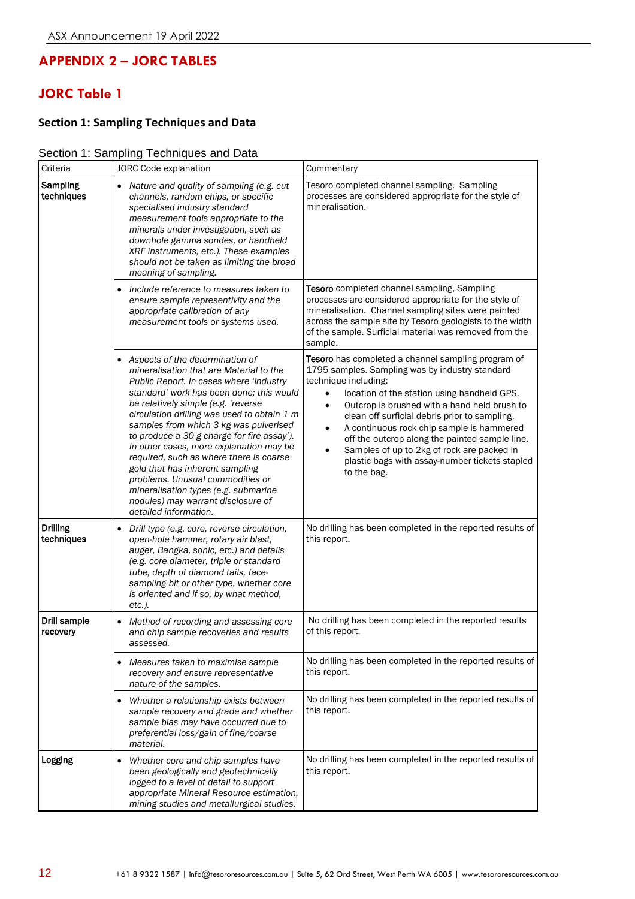## APPENDIX 2 – JORC TABLES

## JORC Table 1

### Section 1: Sampling Techniques and Data

Section 1: Sampling Techniques and Data

| Criteria | JORC Code explanation | Commentary |
|---|---|---|
| **Sampling techniques** | • *Nature and quality of sampling (e.g. cut channels, random chips, or specific specialised industry standard measurement tools appropriate to the minerals under investigation, such as downhole gamma sondes, or handheld XRF instruments, etc.). These examples should not be taken as limiting the broad meaning of sampling.* | Tesoro completed channel sampling. Sampling processes are considered appropriate for the style of mineralisation. |
| | • *Include reference to measures taken to ensure sample representivity and the appropriate calibration of any measurement tools or systems used.* | **Tesoro** completed channel sampling, Sampling processes are considered appropriate for the style of mineralisation. Channel sampling sites were painted across the sample site by Tesoro geologists to the width of the sample. Surficial material was removed from the sample. |
| | • *Aspects of the determination of mineralisation that are Material to the Public Report. In cases where 'industry standard' work has been done; this would be relatively simple (e.g. 'reverse circulation drilling was used to obtain 1 m samples from which 3 kg was pulverised to produce a 30 g charge for fire assay'). In other cases, more explanation may be required, such as where there is coarse gold that has inherent sampling problems. Unusual commodities or mineralisation types (e.g. submarine nodules) may warrant disclosure of detailed information.* | **Tesoro** has completed a channel sampling program of 1795 samples. Sampling was by industry standard technique including:<br>• location of the station using handheld GPS.<br>• Outcrop is brushed with a hand held brush to clean off surficial debris prior to sampling.<br>• A continuous rock chip sample is hammered off the outcrop along the painted sample line.<br>• Samples of up to 2kg of rock are packed in plastic bags with assay-number tickets stapled to the bag. |
| **Drilling techniques** | • *Drill type (e.g. core, reverse circulation, open-hole hammer, rotary air blast, auger, Bangka, sonic, etc.) and details (e.g. core diameter, triple or standard tube, depth of diamond tails, face-sampling bit or other type, whether core is oriented and if so, by what method, etc.).* | No drilling has been completed in the reported results of this report. |
| **Drill sample recovery** | • *Method of recording and assessing core and chip sample recoveries and results assessed.* | No drilling has been completed in the reported results of this report. |
| | • *Measures taken to maximise sample recovery and ensure representative nature of the samples.* | No drilling has been completed in the reported results of this report. |
| | • *Whether a relationship exists between sample recovery and grade and whether sample bias may have occurred due to preferential loss/gain of fine/coarse material.* | No drilling has been completed in the reported results of this report. |
| **Logging** | • *Whether core and chip samples have been geologically and geotechnically logged to a level of detail to support appropriate Mineral Resource estimation, mining studies and metallurgical studies.* | No drilling has been completed in the reported results of this report. |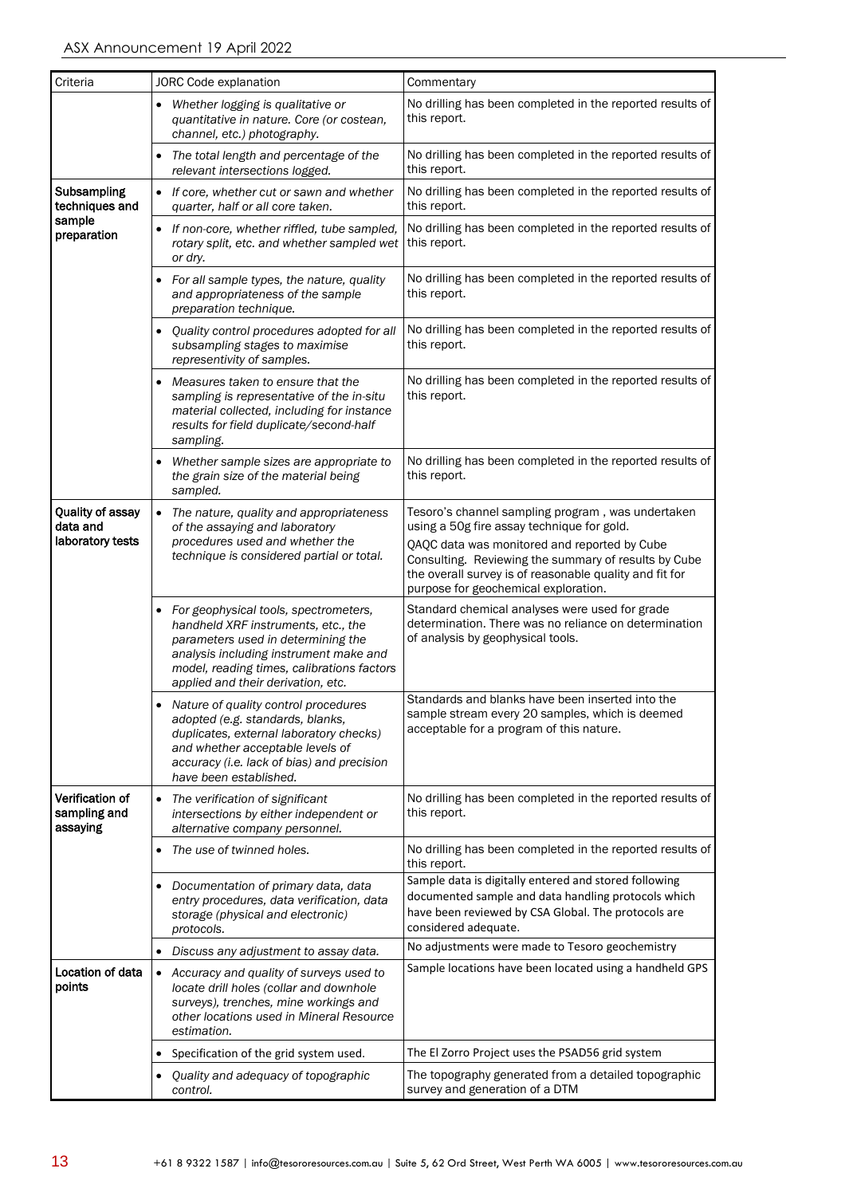| Criteria | JORC Code explanation | Commentary |
|---|---|---|
| | • *Whether logging is qualitative or quantitative in nature. Core (or costean, channel, etc.) photography.* | No drilling has been completed in the reported results of this report. |
| | • *The total length and percentage of the relevant intersections logged.* | No drilling has been completed in the reported results of this report. |
| **Subsampling techniques and sample preparation** | • *If core, whether cut or sawn and whether quarter, half or all core taken.* | No drilling has been completed in the reported results of this report. |
| | • *If non-core, whether riffled, tube sampled, rotary split, etc. and whether sampled wet or dry.* | No drilling has been completed in the reported results of this report. |
| | • *For all sample types, the nature, quality and appropriateness of the sample preparation technique.* | No drilling has been completed in the reported results of this report. |
| | • *Quality control procedures adopted for all subsampling stages to maximise representivity of samples.* | No drilling has been completed in the reported results of this report. |
| | • *Measures taken to ensure that the sampling is representative of the in-situ material collected, including for instance results for field duplicate/second-half sampling.* | No drilling has been completed in the reported results of this report. |
| | • *Whether sample sizes are appropriate to the grain size of the material being sampled.* | No drilling has been completed in the reported results of this report. |
| **Quality of assay data and laboratory tests** | • *The nature, quality and appropriateness of the assaying and laboratory procedures used and whether the technique is considered partial or total.* | Tesoro's channel sampling program , was undertaken using a 50g fire assay technique for gold.<br>QAQC data was monitored and reported by Cube Consulting. Reviewing the summary of results by Cube the overall survey is of reasonable quality and fit for purpose for geochemical exploration. |
| | • *For geophysical tools, spectrometers, handheld XRF instruments, etc., the parameters used in determining the analysis including instrument make and model, reading times, calibrations factors applied and their derivation, etc.* | Standard chemical analyses were used for grade determination. There was no reliance on determination of analysis by geophysical tools. |
| | • *Nature of quality control procedures adopted (e.g. standards, blanks, duplicates, external laboratory checks) and whether acceptable levels of accuracy (i.e. lack of bias) and precision have been established.* | Standards and blanks have been inserted into the sample stream every 20 samples, which is deemed acceptable for a program of this nature. |
| **Verification of sampling and assaying** | • *The verification of significant intersections by either independent or alternative company personnel.* | No drilling has been completed in the reported results of this report. |
| | • *The use of twinned holes.* | No drilling has been completed in the reported results of this report. |
| | • *Documentation of primary data, data entry procedures, data verification, data storage (physical and electronic) protocols.* | Sample data is digitally entered and stored following documented sample and data handling protocols which have been reviewed by CSA Global. The protocols are considered adequate. |
| | • *Discuss any adjustment to assay data.* | No adjustments were made to Tesoro geochemistry |
| **Location of data points** | • *Accuracy and quality of surveys used to locate drill holes (collar and downhole surveys), trenches, mine workings and other locations used in Mineral Resource estimation.* | Sample locations have been located using a handheld GPS |
| | • Specification of the grid system used. | The El Zorro Project uses the PSAD56 grid system |
| | • *Quality and adequacy of topographic control.* | The topography generated from a detailed topographic survey and generation of a DTM |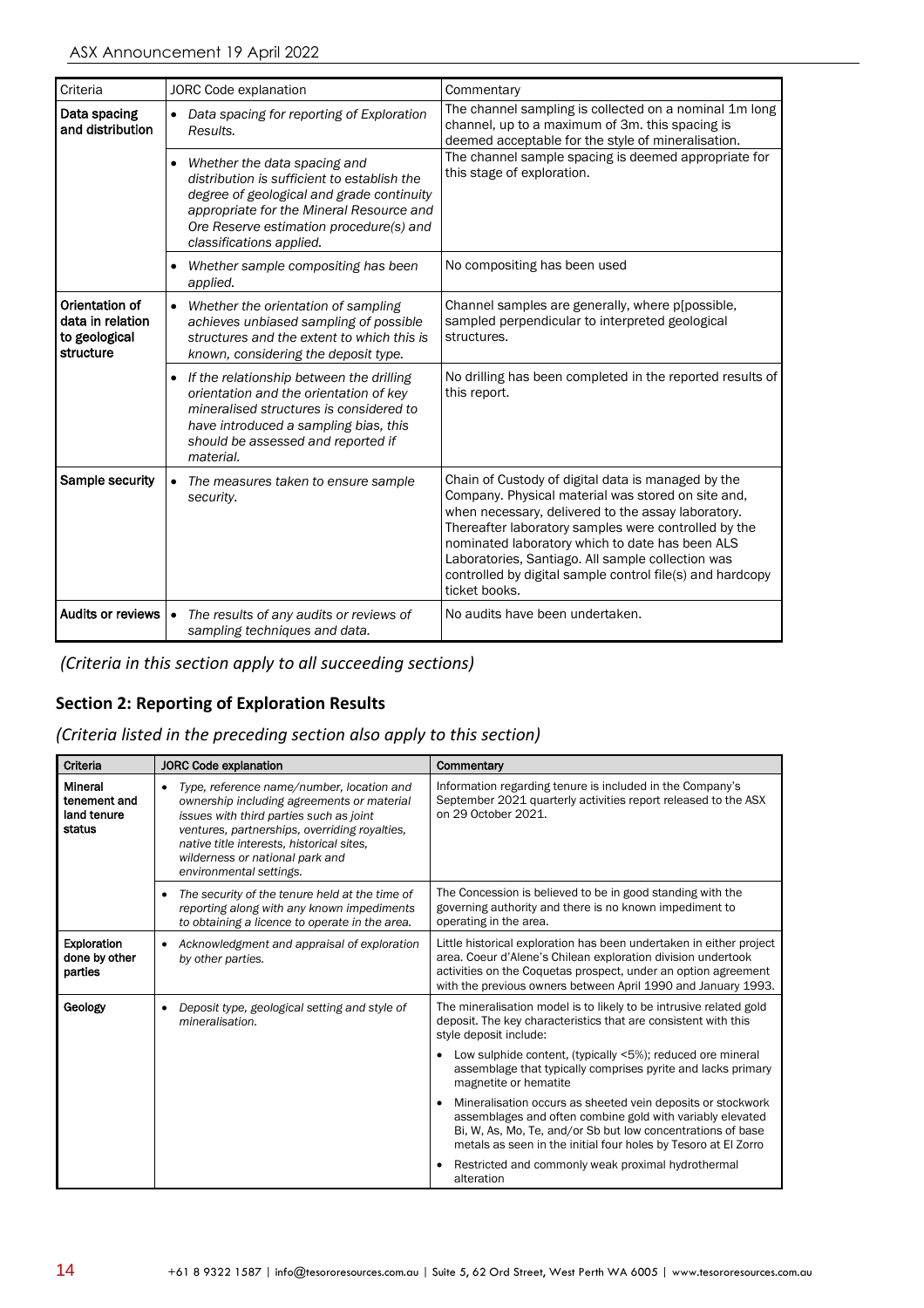| Criteria | JORC Code explanation | Commentary |
|---|---|---|
| **Data spacing and distribution** | • *Data spacing for reporting of Exploration Results.* | The channel sampling is collected on a nominal 1m long channel, up to a maximum of 3m. this spacing is deemed acceptable for the style of mineralisation. |
| | • *Whether the data spacing and distribution is sufficient to establish the degree of geological and grade continuity appropriate for the Mineral Resource and Ore Reserve estimation procedure(s) and classifications applied.* | The channel sample spacing is deemed appropriate for this stage of exploration. |
| | • *Whether sample compositing has been applied.* | No compositing has been used |
| **Orientation of data in relation to geological structure** | • *Whether the orientation of sampling achieves unbiased sampling of possible structures and the extent to which this is known, considering the deposit type.* | Channel samples are generally, where p[possible, sampled perpendicular to interpreted geological structures. |
| | • *If the relationship between the drilling orientation and the orientation of key mineralised structures is considered to have introduced a sampling bias, this should be assessed and reported if material.* | No drilling has been completed in the reported results of this report. |
| **Sample security** | • *The measures taken to ensure sample security.* | Chain of Custody of digital data is managed by the Company. Physical material was stored on site and, when necessary, delivered to the assay laboratory. Thereafter laboratory samples were controlled by the nominated laboratory which to date has been ALS Laboratories, Santiago. All sample collection was controlled by digital sample control file(s) and hardcopy ticket books. |
| **Audits or reviews** | • *The results of any audits or reviews of sampling techniques and data.* | No audits have been undertaken. |

*(Criteria in this section apply to all succeeding sections)*

## Section 2: Reporting of Exploration Results

*(Criteria listed in the preceding section also apply to this section)*

| Criteria | JORC Code explanation | Commentary |
|---|---|---|
| **Mineral tenement and land tenure status** | • *Type, reference name/number, location and ownership including agreements or material issues with third parties such as joint ventures, partnerships, overriding royalties, native title interests, historical sites, wilderness or national park and environmental settings.* | Information regarding tenure is included in the Company's September 2021 quarterly activities report released to the ASX on 29 October 2021. |
| | • *The security of the tenure held at the time of reporting along with any known impediments to obtaining a licence to operate in the area.* | The Concession is believed to be in good standing with the governing authority and there is no known impediment to operating in the area. |
| **Exploration done by other parties** | • *Acknowledgment and appraisal of exploration by other parties.* | Little historical exploration has been undertaken in either project area. Coeur d'Alene's Chilean exploration division undertook activities on the Coquetas prospect, under an option agreement with the previous owners between April 1990 and January 1993. |
| **Geology** | • *Deposit type, geological setting and style of mineralisation.* | The mineralisation model is to likely to be intrusive related gold deposit. The key characteristics that are consistent with this style deposit include:<br>• Low sulphide content, (typically <5%); reduced ore mineral assemblage that typically comprises pyrite and lacks primary magnetite or hematite<br>• Mineralisation occurs as sheeted vein deposits or stockwork assemblages and often combine gold with variably elevated Bi, W, As, Mo, Te, and/or Sb but low concentrations of base metals as seen in the initial four holes by Tesoro at El Zorro<br>• Restricted and commonly weak proximal hydrothermal alteration |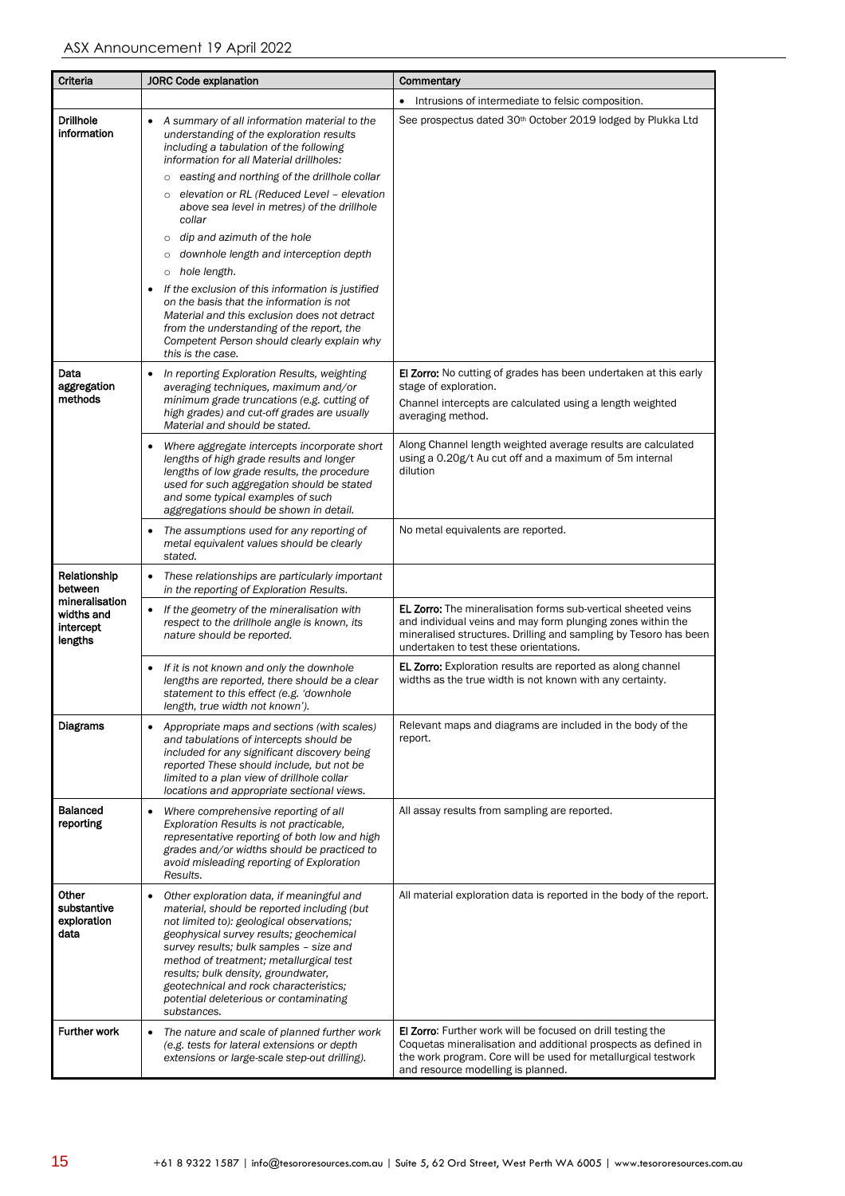| Criteria | JORC Code explanation | Commentary |
|---|---|---|
| | | • Intrusions of intermediate to felsic composition. |
| **Drillhole information** | • *A summary of all information material to the understanding of the exploration results including a tabulation of the following information for all Material drillholes:*<br>○ *easting and northing of the drillhole collar*<br>○ *elevation or RL (Reduced Level – elevation above sea level in metres) of the drillhole collar*<br>○ *dip and azimuth of the hole*<br>○ *downhole length and interception depth*<br>○ *hole length.*<br>• *If the exclusion of this information is justified on the basis that the information is not Material and this exclusion does not detract from the understanding of the report, the Competent Person should clearly explain why this is the case.* | See prospectus dated 30th October 2019 lodged by Plukka Ltd |
| **Data aggregation methods** | • *In reporting Exploration Results, weighting averaging techniques, maximum and/or minimum grade truncations (e.g. cutting of high grades) and cut-off grades are usually Material and should be stated.* | **El Zorro:** No cutting of grades has been undertaken at this early stage of exploration.<br>Channel intercepts are calculated using a length weighted averaging method. |
| | • *Where aggregate intercepts incorporate short lengths of high grade results and longer lengths of low grade results, the procedure used for such aggregation should be stated and some typical examples of such aggregations should be shown in detail.* | Along Channel length weighted average results are calculated using a 0.20g/t Au cut off and a maximum of 5m internal dilution |
| | • *The assumptions used for any reporting of metal equivalent values should be clearly stated.* | No metal equivalents are reported. |
| **Relationship between mineralisation widths and intercept lengths** | • *These relationships are particularly important in the reporting of Exploration Results.* | |
| | • *If the geometry of the mineralisation with respect to the drillhole angle is known, its nature should be reported.* | **EL Zorro:** The mineralisation forms sub-vertical sheeted veins and individual veins and may form plunging zones within the mineralised structures. Drilling and sampling by Tesoro has been undertaken to test these orientations. |
| | • *If it is not known and only the downhole lengths are reported, there should be a clear statement to this effect (e.g. 'downhole length, true width not known').* | **EL Zorro:** Exploration results are reported as along channel widths as the true width is not known with any certainty. |
| **Diagrams** | • *Appropriate maps and sections (with scales) and tabulations of intercepts should be included for any significant discovery being reported These should include, but not be limited to a plan view of drillhole collar locations and appropriate sectional views.* | Relevant maps and diagrams are included in the body of the report. |
| **Balanced reporting** | • *Where comprehensive reporting of all Exploration Results is not practicable, representative reporting of both low and high grades and/or widths should be practiced to avoid misleading reporting of Exploration Results.* | All assay results from sampling are reported. |
| **Other substantive exploration data** | • *Other exploration data, if meaningful and material, should be reported including (but not limited to): geological observations; geophysical survey results; geochemical survey results; bulk samples – size and method of treatment; metallurgical test results; bulk density, groundwater, geotechnical and rock characteristics; potential deleterious or contaminating substances.* | All material exploration data is reported in the body of the report. |
| **Further work** | • *The nature and scale of planned further work (e.g. tests for lateral extensions or depth extensions or large-scale step-out drilling).* | **El Zorro**: Further work will be focused on drill testing the Coquetas mineralisation and additional prospects as defined in the work program. Core will be used for metallurgical testwork and resource modelling is planned. |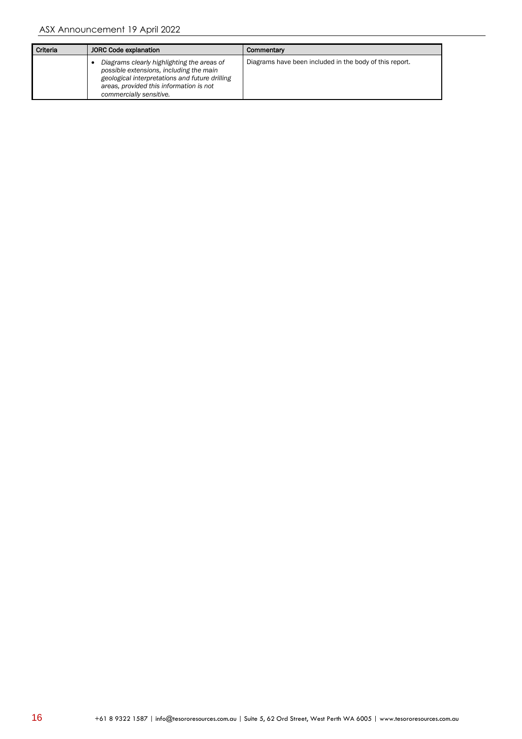| Criteria | JORC Code explanation | Commentary |
|---|---|---|
| | • *Diagrams clearly highlighting the areas of possible extensions, including the main geological interpretations and future drilling areas, provided this information is not commercially sensitive.* | Diagrams have been included in the body of this report. |